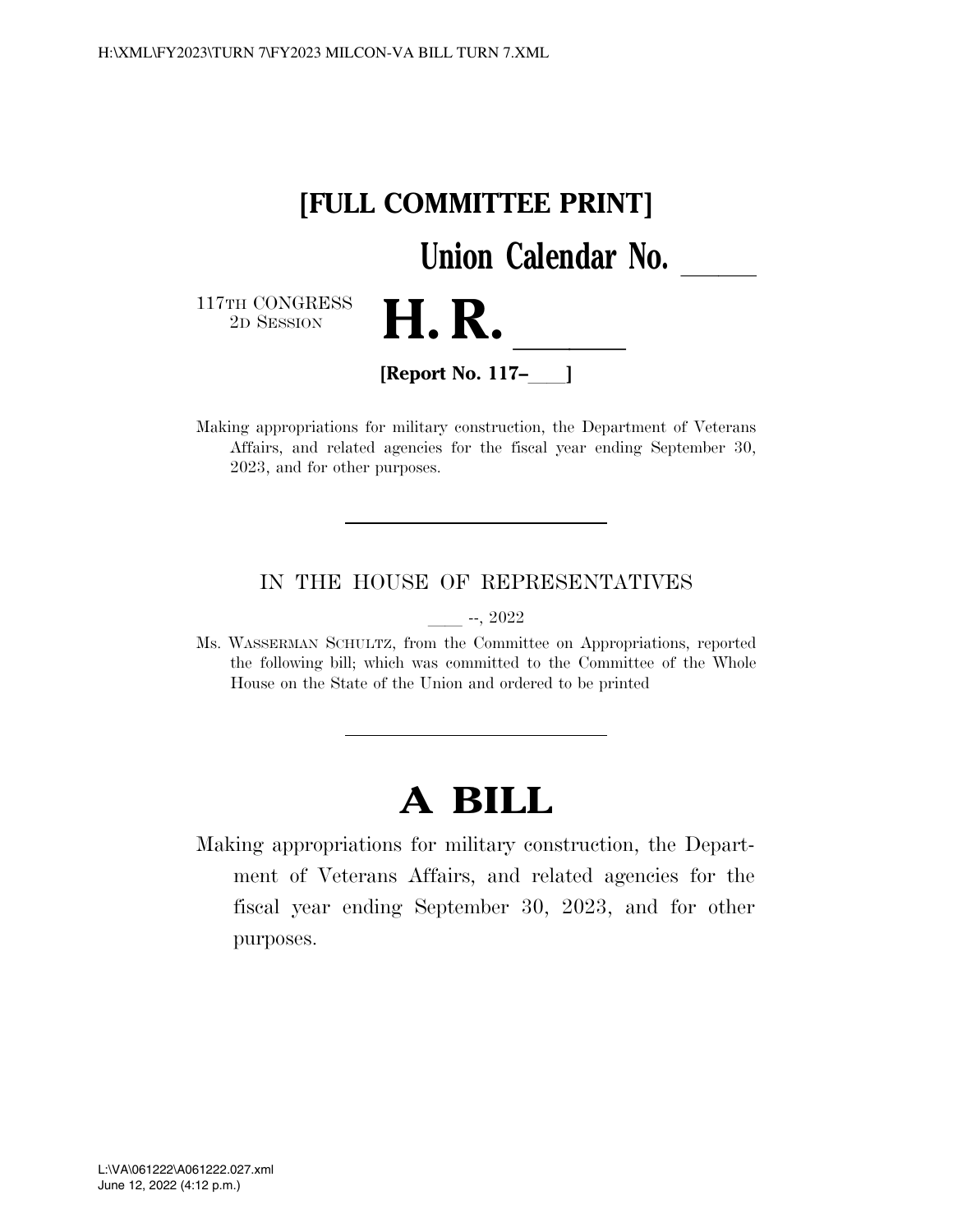# [FULL COMMITTEE PRINT]

## Union Calendar No. ______

117TH CONGRESS
2D SESSION

# H. R. ______

**[Report No. 117–____]**

Making appropriations for military construction, the Department of Veterans Affairs, and related agencies for the fiscal year ending September 30, 2023, and for other purposes.

---

IN THE HOUSE OF REPRESENTATIVES

____ --, 2022

Ms. WASSERMAN SCHULTZ, from the Committee on Appropriations, reported the following bill; which was committed to the Committee of the Whole House on the State of the Union and ordered to be printed

---

# A BILL

Making appropriations for military construction, the Department of Veterans Affairs, and related agencies for the fiscal year ending September 30, 2023, and for other purposes.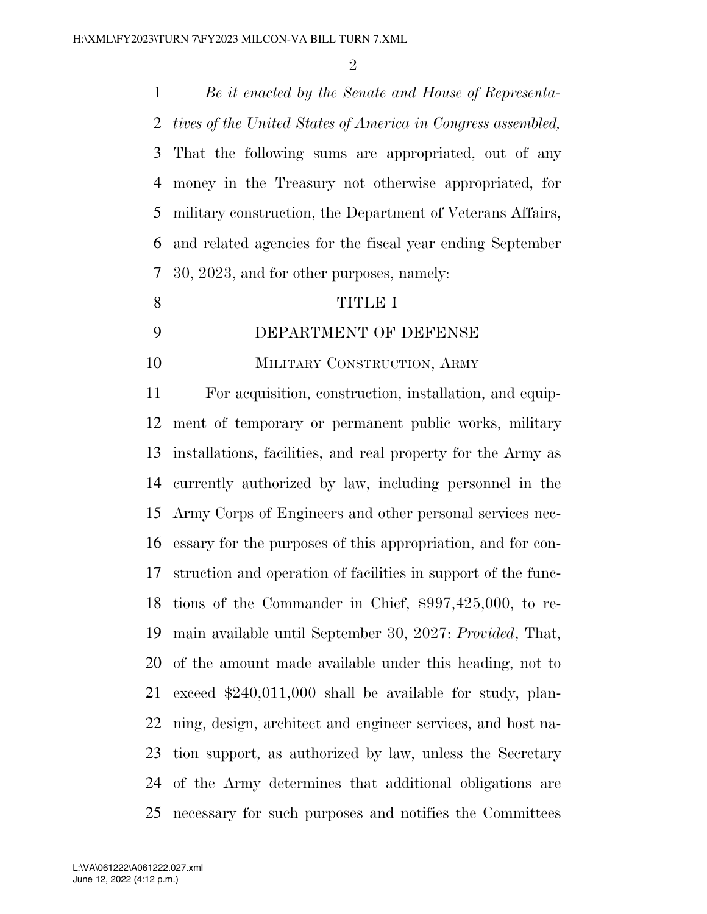*Be it enacted by the Senate and House of Representatives of the United States of America in Congress assembled,* That the following sums are appropriated, out of any money in the Treasury not otherwise appropriated, for military construction, the Department of Veterans Affairs, and related agencies for the fiscal year ending September 30, 2023, and for other purposes, namely:

# TITLE I

# DEPARTMENT OF DEFENSE

## MILITARY CONSTRUCTION, ARMY

For acquisition, construction, installation, and equipment of temporary or permanent public works, military installations, facilities, and real property for the Army as currently authorized by law, including personnel in the Army Corps of Engineers and other personal services necessary for the purposes of this appropriation, and for construction and operation of facilities in support of the functions of the Commander in Chief, $997,425,000, to remain available until September 30, 2027: *Provided*, That, of the amount made available under this heading, not to exceed $240,011,000 shall be available for study, planning, design, architect and engineer services, and host nation support, as authorized by law, unless the Secretary of the Army determines that additional obligations are necessary for such purposes and notifies the Committees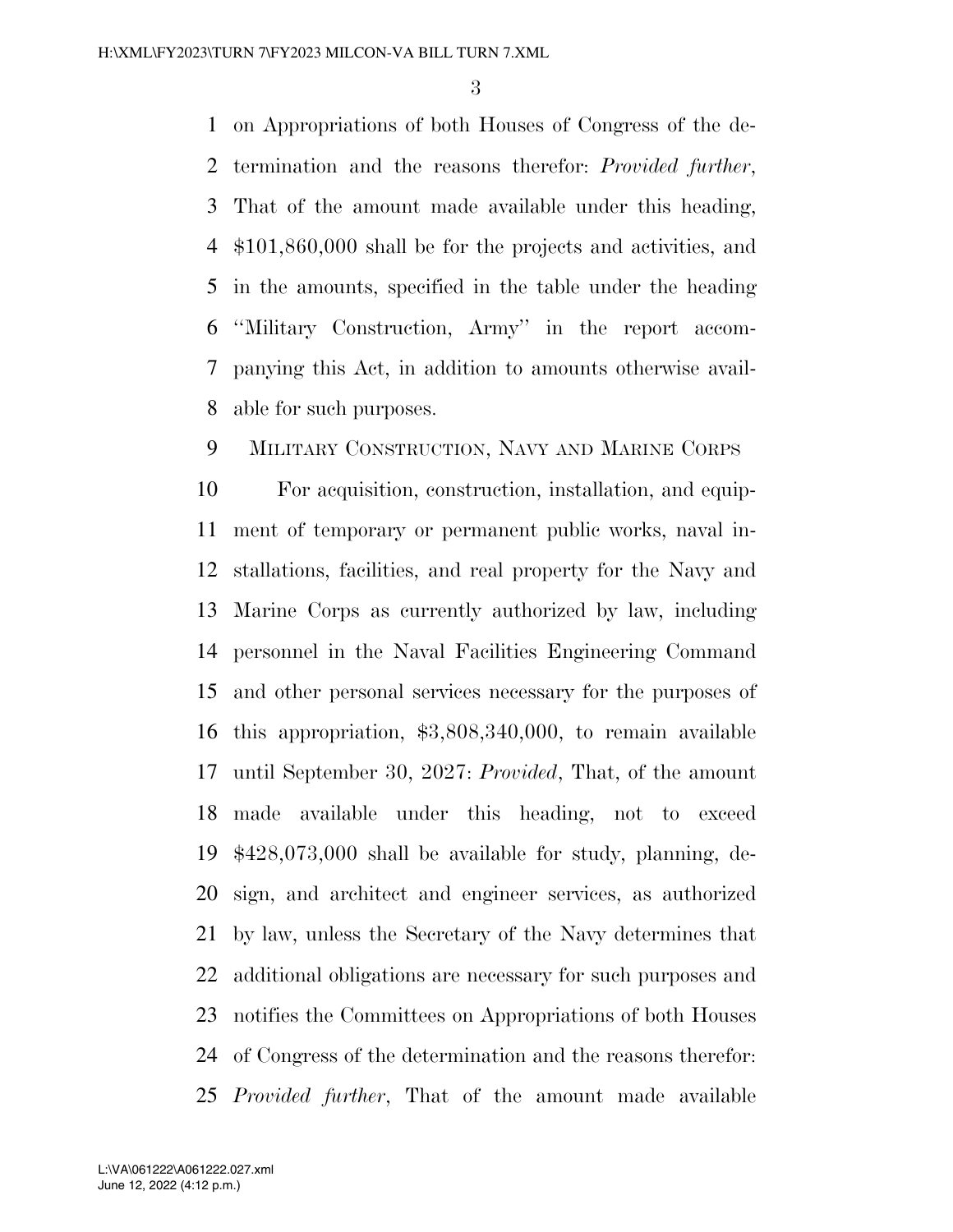on Appropriations of both Houses of Congress of the determination and the reasons therefor: *Provided further*, That of the amount made available under this heading, $101,860,000 shall be for the projects and activities, and in the amounts, specified in the table under the heading ''Military Construction, Army'' in the report accompanying this Act, in addition to amounts otherwise available for such purposes.

MILITARY CONSTRUCTION, NAVY AND MARINE CORPS

For acquisition, construction, installation, and equipment of temporary or permanent public works, naval installations, facilities, and real property for the Navy and Marine Corps as currently authorized by law, including personnel in the Naval Facilities Engineering Command and other personal services necessary for the purposes of this appropriation, $3,808,340,000, to remain available until September 30, 2027: *Provided*, That, of the amount made available under this heading, not to exceed $428,073,000 shall be available for study, planning, design, and architect and engineer services, as authorized by law, unless the Secretary of the Navy determines that additional obligations are necessary for such purposes and notifies the Committees on Appropriations of both Houses of Congress of the determination and the reasons therefor: *Provided further*, That of the amount made available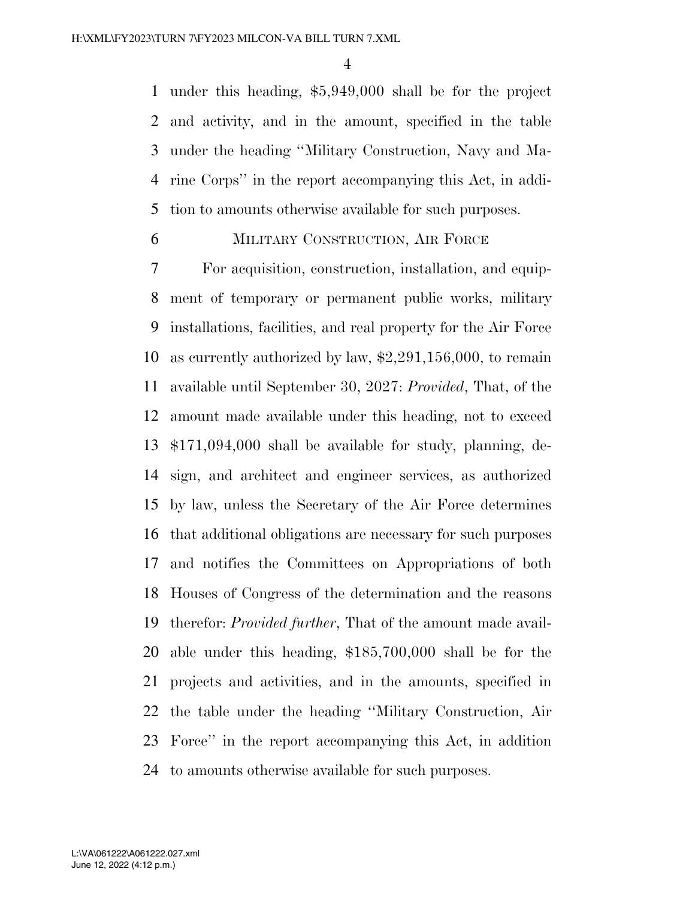under this heading, $5,949,000 shall be for the project and activity, and in the amount, specified in the table under the heading ''Military Construction, Navy and Marine Corps'' in the report accompanying this Act, in addition to amounts otherwise available for such purposes.

MILITARY CONSTRUCTION, AIR FORCE

For acquisition, construction, installation, and equipment of temporary or permanent public works, military installations, facilities, and real property for the Air Force as currently authorized by law, $2,291,156,000, to remain available until September 30, 2027: *Provided*, That, of the amount made available under this heading, not to exceed $171,094,000 shall be available for study, planning, design, and architect and engineer services, as authorized by law, unless the Secretary of the Air Force determines that additional obligations are necessary for such purposes and notifies the Committees on Appropriations of both Houses of Congress of the determination and the reasons therefor: *Provided further*, That of the amount made available under this heading, $185,700,000 shall be for the projects and activities, and in the amounts, specified in the table under the heading ''Military Construction, Air Force'' in the report accompanying this Act, in addition to amounts otherwise available for such purposes.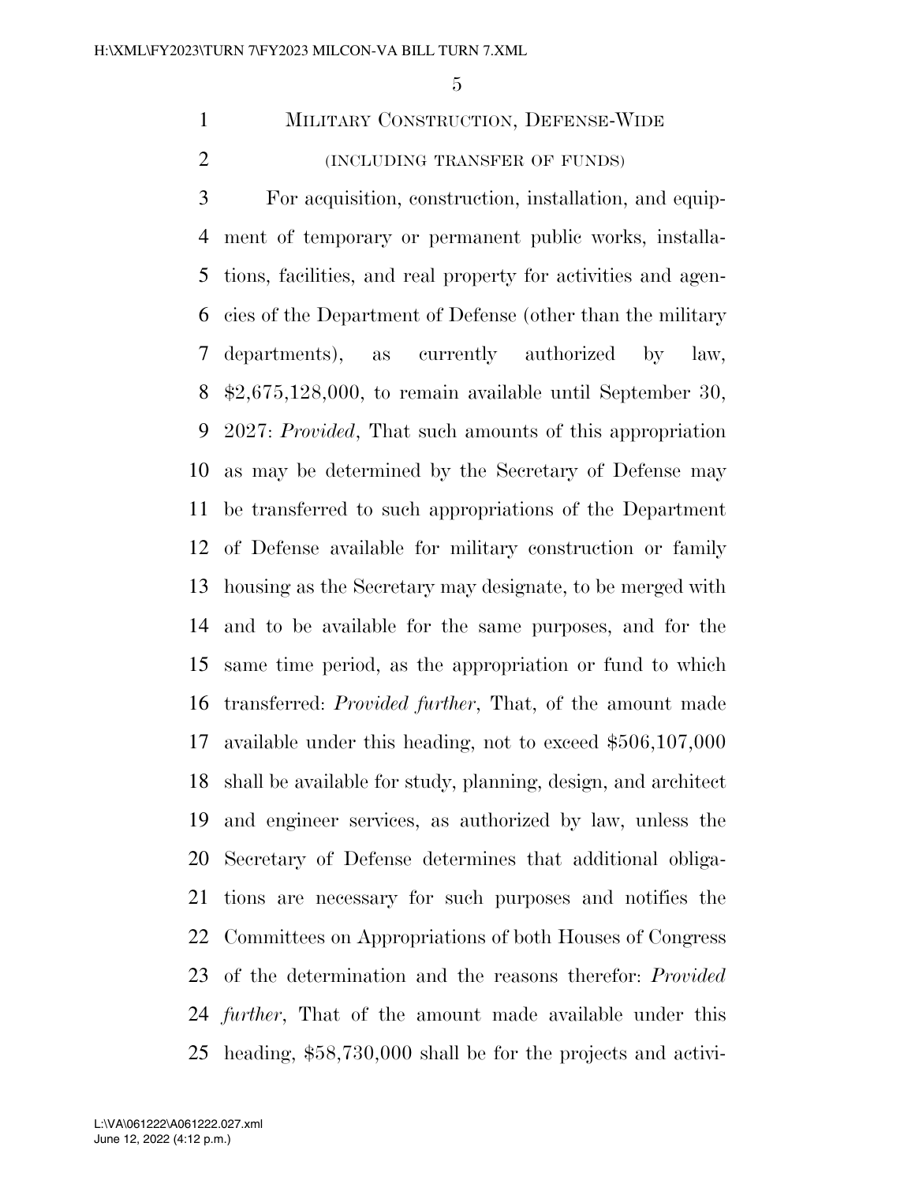## Military Construction, Defense-Wide

(INCLUDING TRANSFER OF FUNDS)

For acquisition, construction, installation, and equipment of temporary or permanent public works, installations, facilities, and real property for activities and agencies of the Department of Defense (other than the military departments), as currently authorized by law, $2,675,128,000, to remain available until September 30, 2027: *Provided*, That such amounts of this appropriation as may be determined by the Secretary of Defense may be transferred to such appropriations of the Department of Defense available for military construction or family housing as the Secretary may designate, to be merged with and to be available for the same purposes, and for the same time period, as the appropriation or fund to which transferred: *Provided further*, That, of the amount made available under this heading, not to exceed $506,107,000 shall be available for study, planning, design, and architect and engineer services, as authorized by law, unless the Secretary of Defense determines that additional obligations are necessary for such purposes and notifies the Committees on Appropriations of both Houses of Congress of the determination and the reasons therefor: *Provided further*, That of the amount made available under this heading, $58,730,000 shall be for the projects and activi-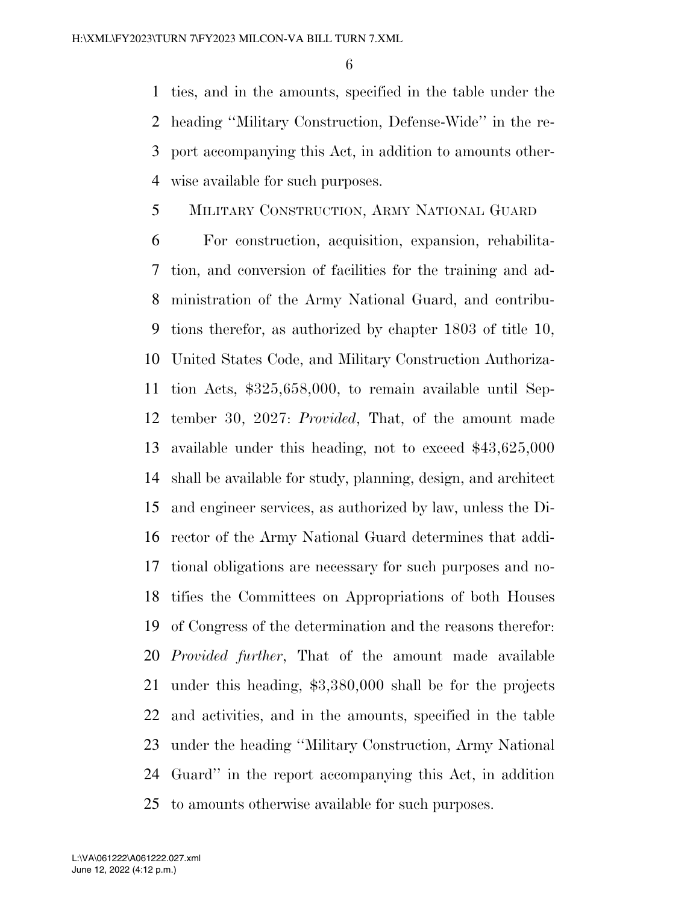ties, and in the amounts, specified in the table under the heading ''Military Construction, Defense-Wide'' in the report accompanying this Act, in addition to amounts otherwise available for such purposes.

MILITARY CONSTRUCTION, ARMY NATIONAL GUARD

For construction, acquisition, expansion, rehabilitation, and conversion of facilities for the training and administration of the Army National Guard, and contributions therefor, as authorized by chapter 1803 of title 10, United States Code, and Military Construction Authorization Acts, $325,658,000, to remain available until September 30, 2027: *Provided*, That, of the amount made available under this heading, not to exceed $43,625,000 shall be available for study, planning, design, and architect and engineer services, as authorized by law, unless the Director of the Army National Guard determines that additional obligations are necessary for such purposes and notifies the Committees on Appropriations of both Houses of Congress of the determination and the reasons therefor: *Provided further*, That of the amount made available under this heading, $3,380,000 shall be for the projects and activities, and in the amounts, specified in the table under the heading ''Military Construction, Army National Guard'' in the report accompanying this Act, in addition to amounts otherwise available for such purposes.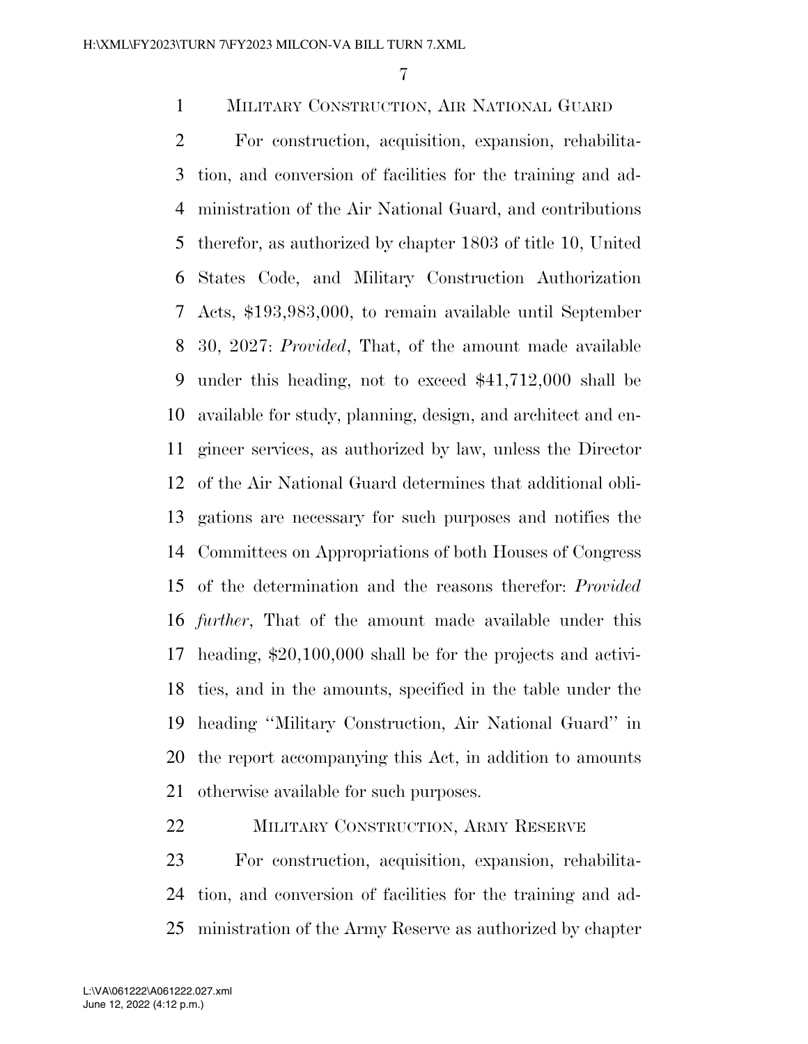## Military Construction, Air National Guard

For construction, acquisition, expansion, rehabilitation, and conversion of facilities for the training and administration of the Air National Guard, and contributions therefor, as authorized by chapter 1803 of title 10, United States Code, and Military Construction Authorization Acts, $193,983,000, to remain available until September 30, 2027: *Provided*, That, of the amount made available under this heading, not to exceed $41,712,000 shall be available for study, planning, design, and architect and engineer services, as authorized by law, unless the Director of the Air National Guard determines that additional obligations are necessary for such purposes and notifies the Committees on Appropriations of both Houses of Congress of the determination and the reasons therefor: *Provided further*, That of the amount made available under this heading, $20,100,000 shall be for the projects and activities, and in the amounts, specified in the table under the heading "Military Construction, Air National Guard" in the report accompanying this Act, in addition to amounts otherwise available for such purposes.

## Military Construction, Army Reserve

For construction, acquisition, expansion, rehabilitation, and conversion of facilities for the training and administration of the Army Reserve as authorized by chapter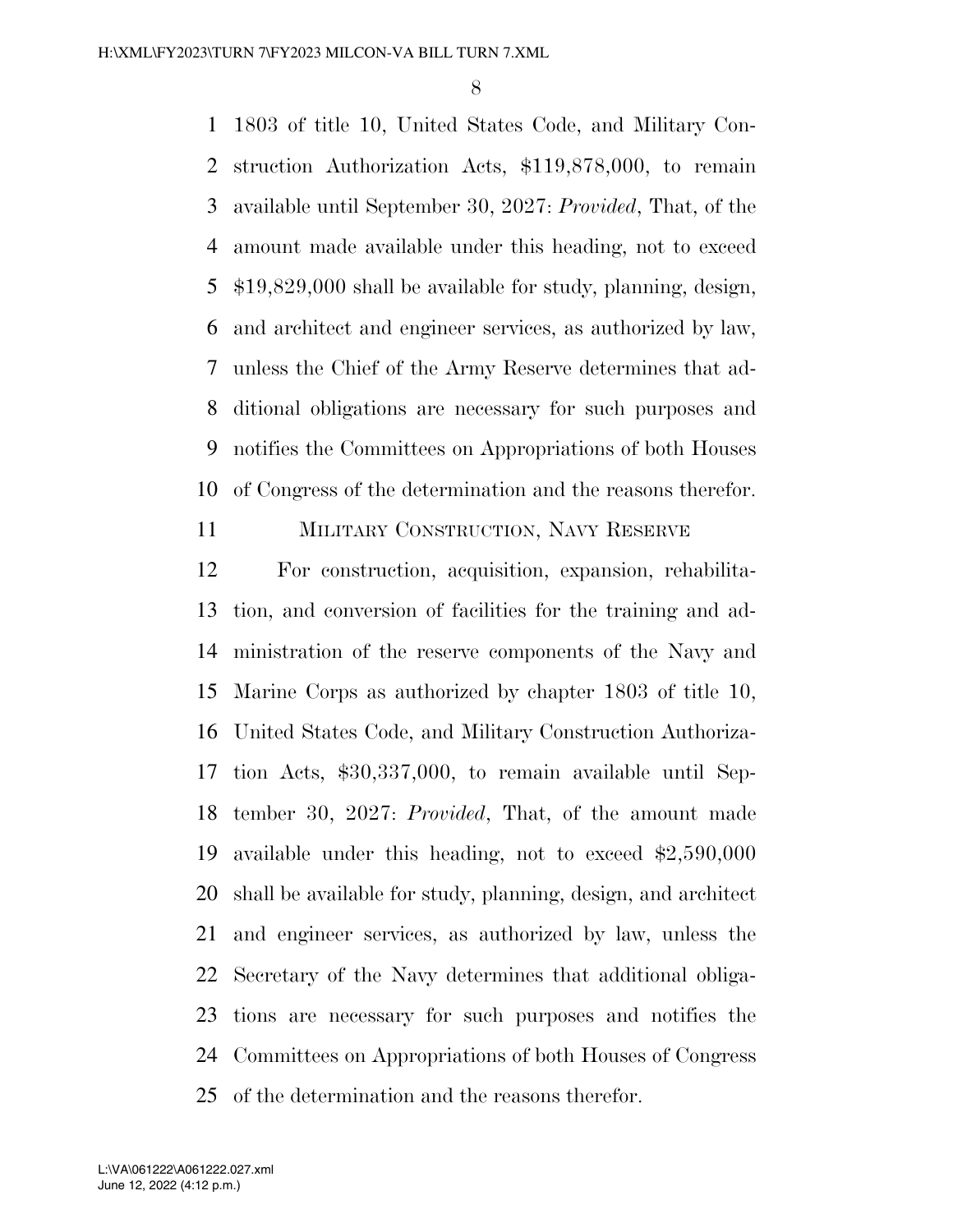1803 of title 10, United States Code, and Military Construction Authorization Acts, $119,878,000, to remain available until September 30, 2027: *Provided*, That, of the amount made available under this heading, not to exceed $19,829,000 shall be available for study, planning, design, and architect and engineer services, as authorized by law, unless the Chief of the Army Reserve determines that additional obligations are necessary for such purposes and notifies the Committees on Appropriations of both Houses of Congress of the determination and the reasons therefor.

MILITARY CONSTRUCTION, NAVY RESERVE

For construction, acquisition, expansion, rehabilitation, and conversion of facilities for the training and administration of the reserve components of the Navy and Marine Corps as authorized by chapter 1803 of title 10, United States Code, and Military Construction Authorization Acts, $30,337,000, to remain available until September 30, 2027: *Provided*, That, of the amount made available under this heading, not to exceed $2,590,000 shall be available for study, planning, design, and architect and engineer services, as authorized by law, unless the Secretary of the Navy determines that additional obligations are necessary for such purposes and notifies the Committees on Appropriations of both Houses of Congress of the determination and the reasons therefor.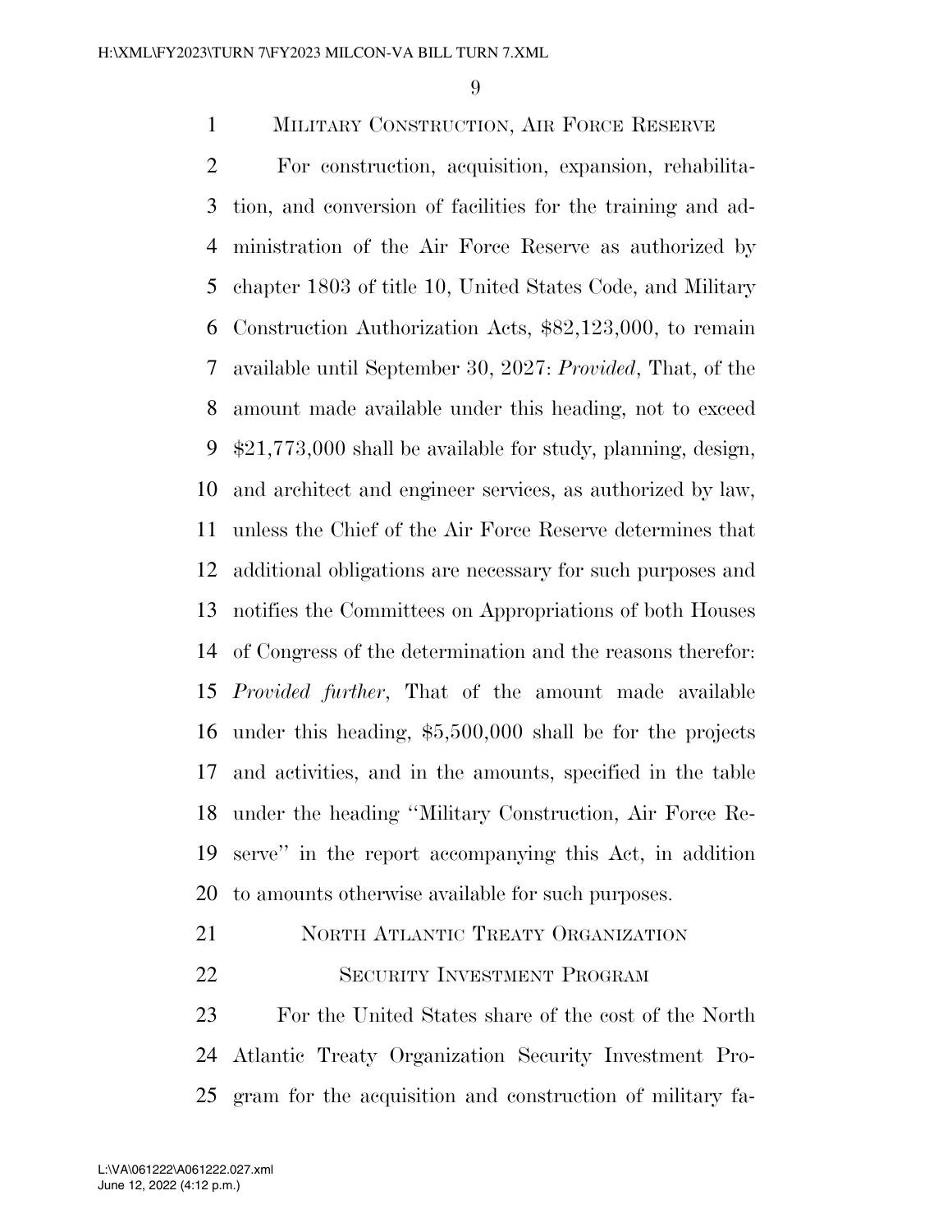MILITARY CONSTRUCTION, AIR FORCE RESERVE

For construction, acquisition, expansion, rehabilitation, and conversion of facilities for the training and administration of the Air Force Reserve as authorized by chapter 1803 of title 10, United States Code, and Military Construction Authorization Acts, $82,123,000, to remain available until September 30, 2027: *Provided*, That, of the amount made available under this heading, not to exceed $21,773,000 shall be available for study, planning, design, and architect and engineer services, as authorized by law, unless the Chief of the Air Force Reserve determines that additional obligations are necessary for such purposes and notifies the Committees on Appropriations of both Houses of Congress of the determination and the reasons therefor: *Provided further*, That of the amount made available under this heading, $5,500,000 shall be for the projects and activities, and in the amounts, specified in the table under the heading "Military Construction, Air Force Reserve" in the report accompanying this Act, in addition to amounts otherwise available for such purposes.

NORTH ATLANTIC TREATY ORGANIZATION SECURITY INVESTMENT PROGRAM

For the United States share of the cost of the North Atlantic Treaty Organization Security Investment Program for the acquisition and construction of military fa-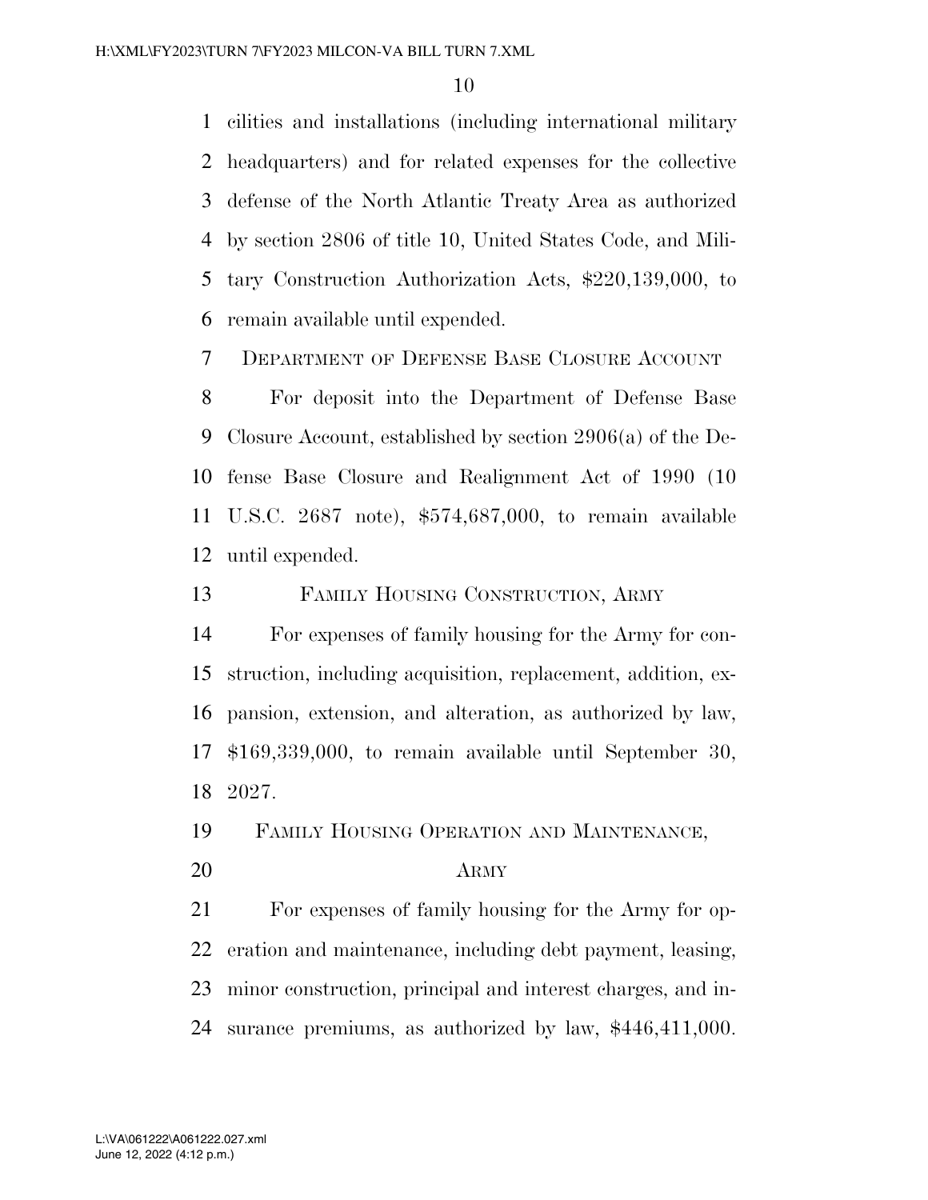cilities and installations (including international military headquarters) and for related expenses for the collective defense of the North Atlantic Treaty Area as authorized by section 2806 of title 10, United States Code, and Military Construction Authorization Acts, $220,139,000, to remain available until expended.

DEPARTMENT OF DEFENSE BASE CLOSURE ACCOUNT

For deposit into the Department of Defense Base Closure Account, established by section 2906(a) of the Defense Base Closure and Realignment Act of 1990 (10 U.S.C. 2687 note), $574,687,000, to remain available until expended.

FAMILY HOUSING CONSTRUCTION, ARMY

For expenses of family housing for the Army for construction, including acquisition, replacement, addition, expansion, extension, and alteration, as authorized by law, $169,339,000, to remain available until September 30, 2027.

FAMILY HOUSING OPERATION AND MAINTENANCE, ARMY

For expenses of family housing for the Army for operation and maintenance, including debt payment, leasing, minor construction, principal and interest charges, and insurance premiums, as authorized by law, $446,411,000.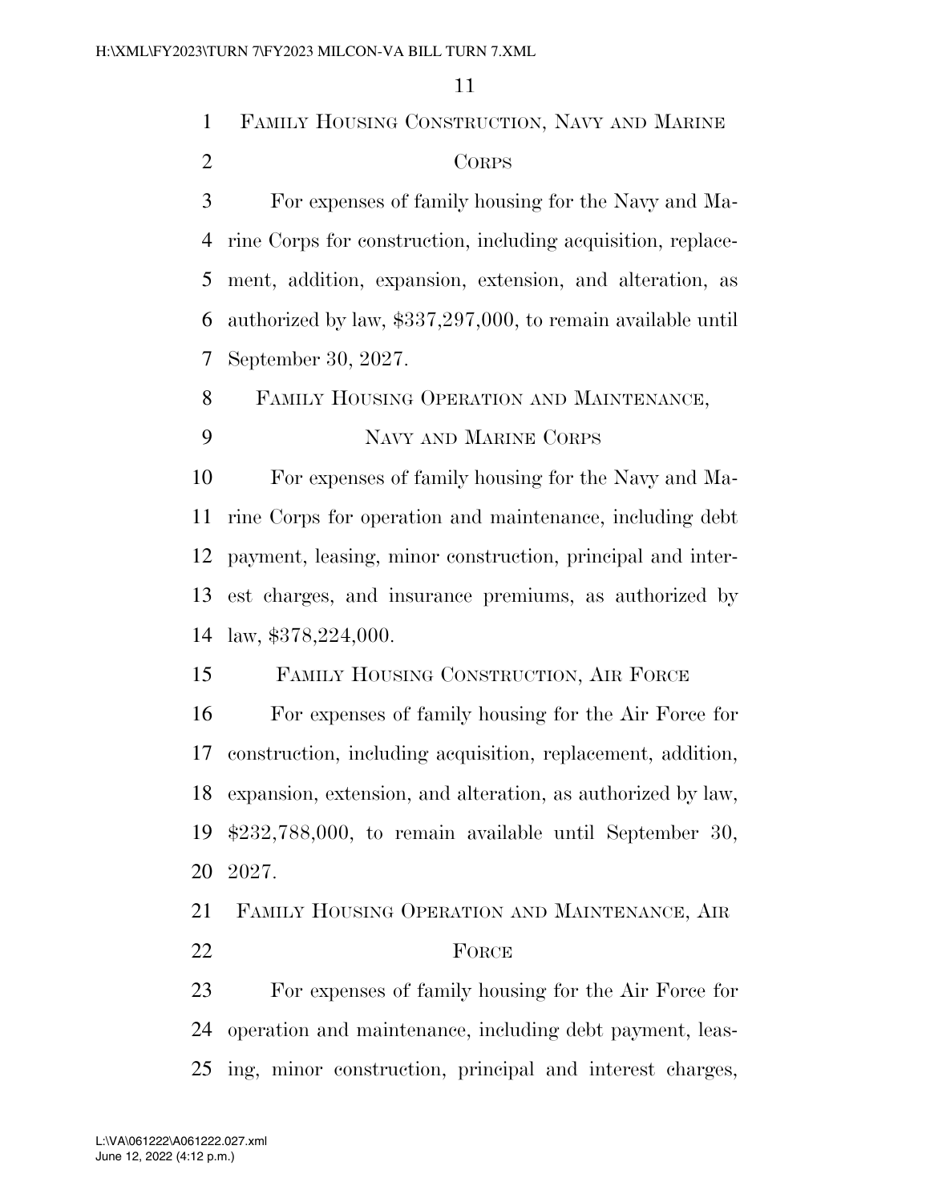FAMILY HOUSING CONSTRUCTION, NAVY AND MARINE CORPS

For expenses of family housing for the Navy and Marine Corps for construction, including acquisition, replacement, addition, expansion, extension, and alteration, as authorized by law, $337,297,000, to remain available until September 30, 2027.

FAMILY HOUSING OPERATION AND MAINTENANCE, NAVY AND MARINE CORPS

For expenses of family housing for the Navy and Marine Corps for operation and maintenance, including debt payment, leasing, minor construction, principal and interest charges, and insurance premiums, as authorized by law, $378,224,000.

FAMILY HOUSING CONSTRUCTION, AIR FORCE

For expenses of family housing for the Air Force for construction, including acquisition, replacement, addition, expansion, extension, and alteration, as authorized by law, $232,788,000, to remain available until September 30, 2027.

FAMILY HOUSING OPERATION AND MAINTENANCE, AIR FORCE

For expenses of family housing for the Air Force for operation and maintenance, including debt payment, leasing, minor construction, principal and interest charges,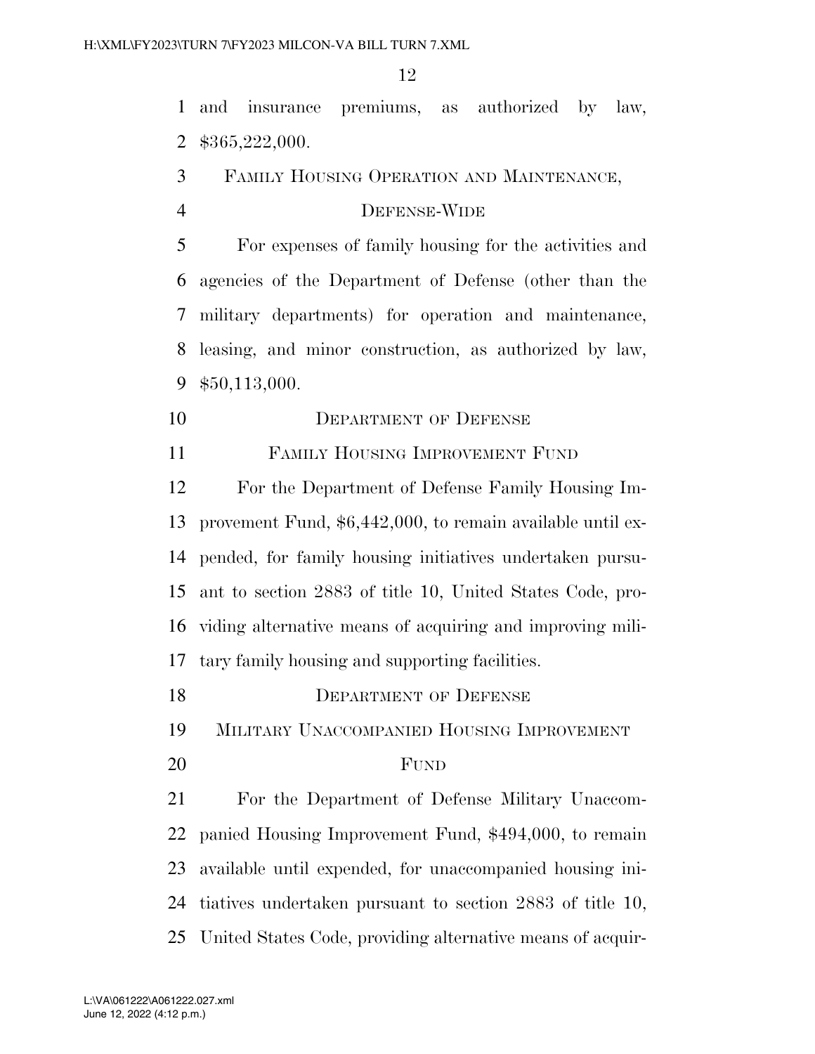and insurance premiums, as authorized by law, $365,222,000.

### Family Housing Operation and Maintenance, Defense-Wide

For expenses of family housing for the activities and agencies of the Department of Defense (other than the military departments) for operation and maintenance, leasing, and minor construction, as authorized by law, $50,113,000.

### Department of Defense

### Family Housing Improvement Fund

For the Department of Defense Family Housing Improvement Fund, $6,442,000, to remain available until expended, for family housing initiatives undertaken pursuant to section 2883 of title 10, United States Code, providing alternative means of acquiring and improving military family housing and supporting facilities.

### Department of Defense

### Military Unaccompanied Housing Improvement Fund

For the Department of Defense Military Unaccompanied Housing Improvement Fund, $494,000, to remain available until expended, for unaccompanied housing initiatives undertaken pursuant to section 2883 of title 10, United States Code, providing alternative means of acquir-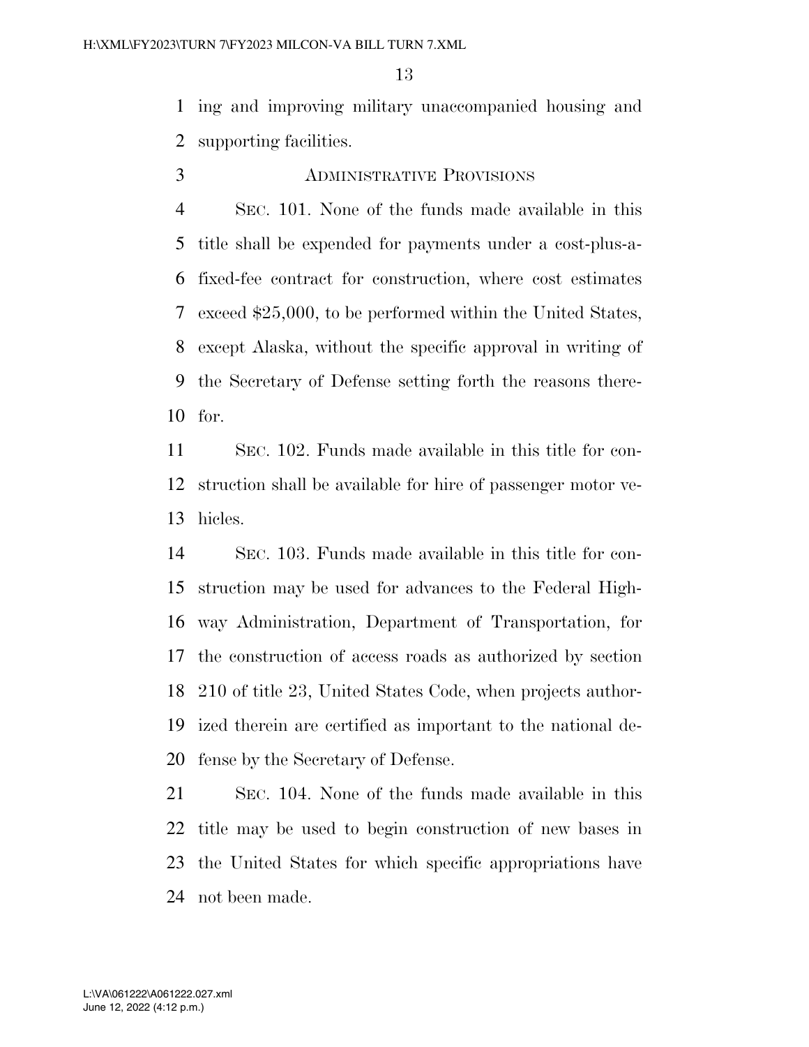ing and improving military unaccompanied housing and supporting facilities.

ADMINISTRATIVE PROVISIONS

SEC. 101. None of the funds made available in this title shall be expended for payments under a cost-plus-a-fixed-fee contract for construction, where cost estimates exceed $25,000, to be performed within the United States, except Alaska, without the specific approval in writing of the Secretary of Defense setting forth the reasons therefor.

SEC. 102. Funds made available in this title for construction shall be available for hire of passenger motor vehicles.

SEC. 103. Funds made available in this title for construction may be used for advances to the Federal Highway Administration, Department of Transportation, for the construction of access roads as authorized by section 210 of title 23, United States Code, when projects authorized therein are certified as important to the national defense by the Secretary of Defense.

SEC. 104. None of the funds made available in this title may be used to begin construction of new bases in the United States for which specific appropriations have not been made.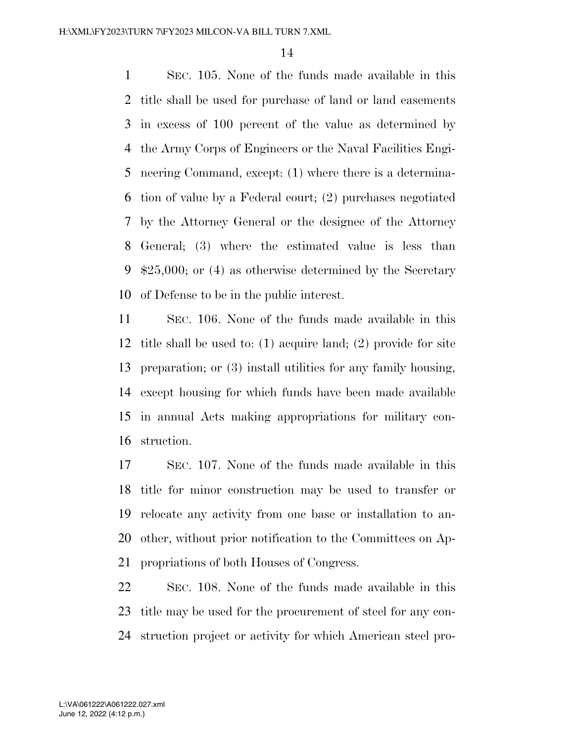SEC. 105. None of the funds made available in this title shall be used for purchase of land or land easements in excess of 100 percent of the value as determined by the Army Corps of Engineers or the Naval Facilities Engineering Command, except: (1) where there is a determination of value by a Federal court; (2) purchases negotiated by the Attorney General or the designee of the Attorney General; (3) where the estimated value is less than $25,000; or (4) as otherwise determined by the Secretary of Defense to be in the public interest.

SEC. 106. None of the funds made available in this title shall be used to: (1) acquire land; (2) provide for site preparation; or (3) install utilities for any family housing, except housing for which funds have been made available in annual Acts making appropriations for military construction.

SEC. 107. None of the funds made available in this title for minor construction may be used to transfer or relocate any activity from one base or installation to another, without prior notification to the Committees on Appropriations of both Houses of Congress.

SEC. 108. None of the funds made available in this title may be used for the procurement of steel for any construction project or activity for which American steel pro-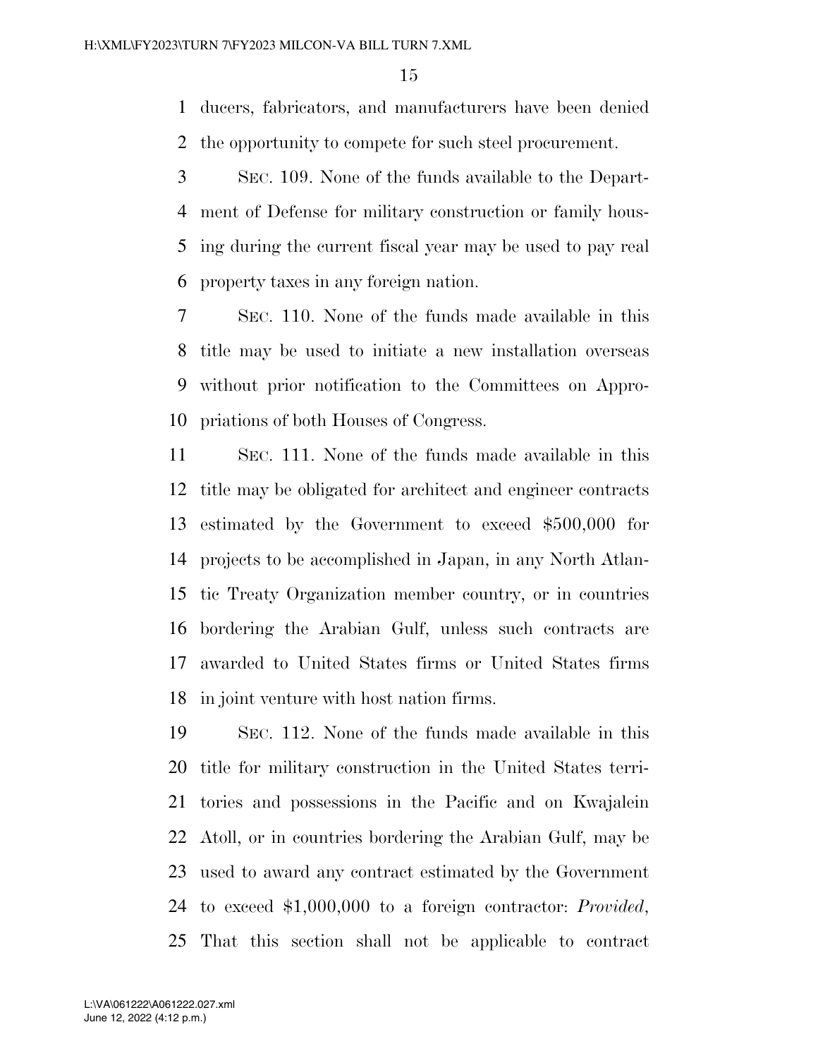ducers, fabricators, and manufacturers have been denied the opportunity to compete for such steel procurement.

SEC. 109. None of the funds available to the Department of Defense for military construction or family housing during the current fiscal year may be used to pay real property taxes in any foreign nation.

SEC. 110. None of the funds made available in this title may be used to initiate a new installation overseas without prior notification to the Committees on Appropriations of both Houses of Congress.

SEC. 111. None of the funds made available in this title may be obligated for architect and engineer contracts estimated by the Government to exceed $500,000 for projects to be accomplished in Japan, in any North Atlantic Treaty Organization member country, or in countries bordering the Arabian Gulf, unless such contracts are awarded to United States firms or United States firms in joint venture with host nation firms.

SEC. 112. None of the funds made available in this title for military construction in the United States territories and possessions in the Pacific and on Kwajalein Atoll, or in countries bordering the Arabian Gulf, may be used to award any contract estimated by the Government to exceed $1,000,000 to a foreign contractor: *Provided*, That this section shall not be applicable to contract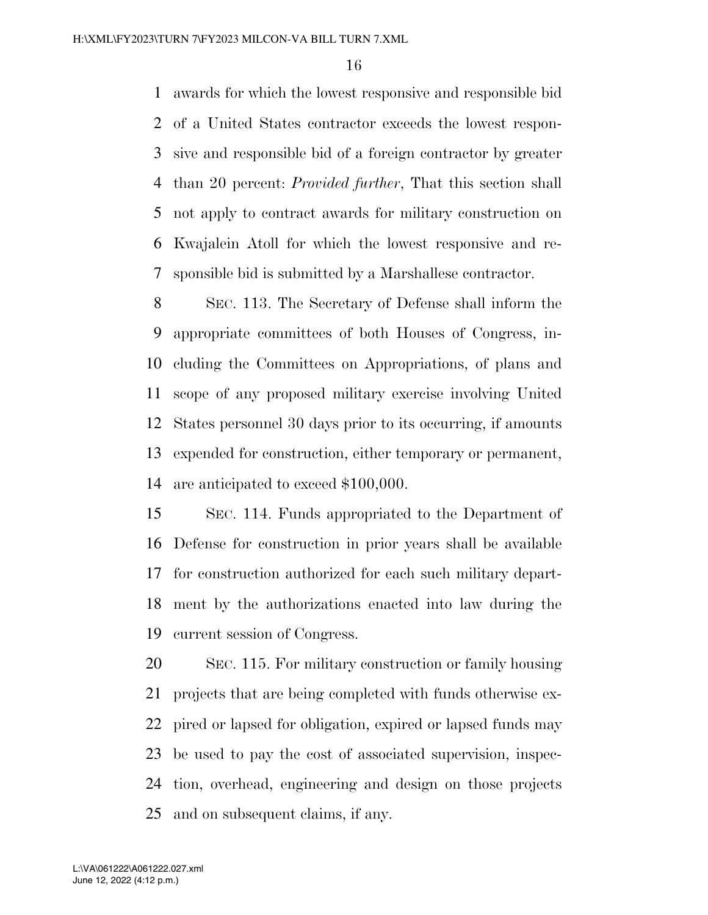awards for which the lowest responsive and responsible bid of a United States contractor exceeds the lowest responsive and responsible bid of a foreign contractor by greater than 20 percent: *Provided further*, That this section shall not apply to contract awards for military construction on Kwajalein Atoll for which the lowest responsive and responsible bid is submitted by a Marshallese contractor.

SEC. 113. The Secretary of Defense shall inform the appropriate committees of both Houses of Congress, including the Committees on Appropriations, of plans and scope of any proposed military exercise involving United States personnel 30 days prior to its occurring, if amounts expended for construction, either temporary or permanent, are anticipated to exceed $100,000.

SEC. 114. Funds appropriated to the Department of Defense for construction in prior years shall be available for construction authorized for each such military department by the authorizations enacted into law during the current session of Congress.

SEC. 115. For military construction or family housing projects that are being completed with funds otherwise expired or lapsed for obligation, expired or lapsed funds may be used to pay the cost of associated supervision, inspection, overhead, engineering and design on those projects and on subsequent claims, if any.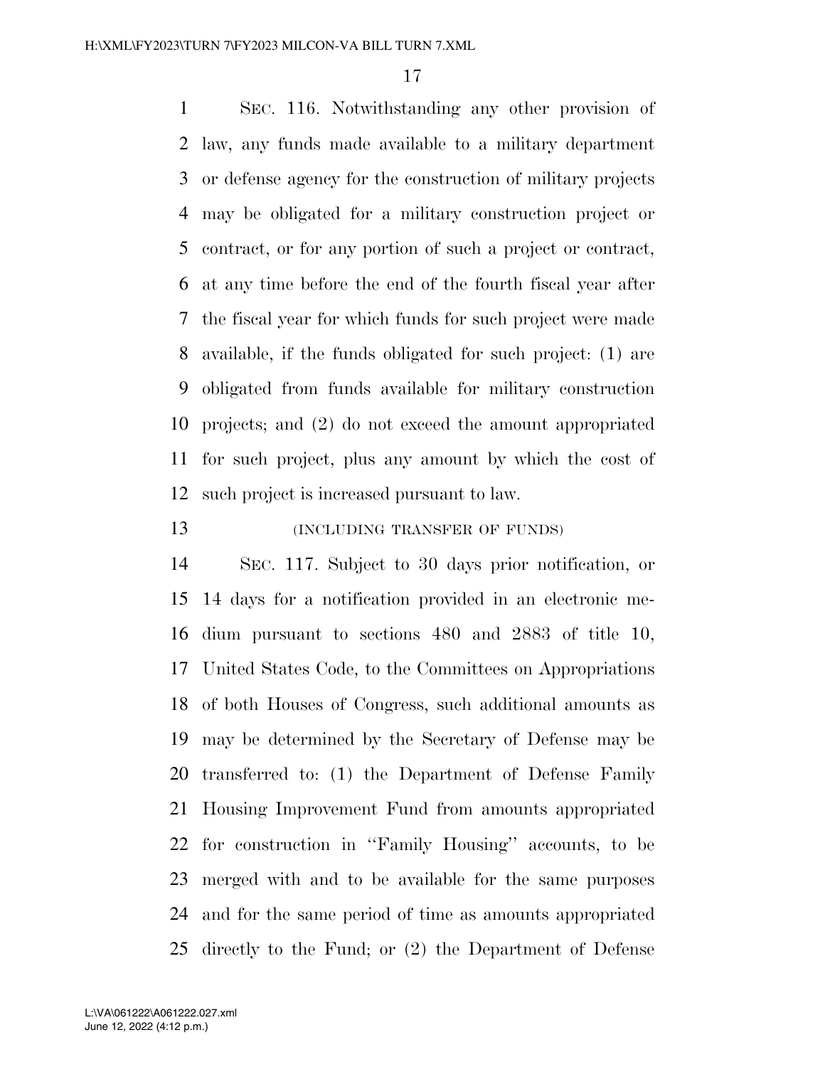SEC. 116. Notwithstanding any other provision of law, any funds made available to a military department or defense agency for the construction of military projects may be obligated for a military construction project or contract, or for any portion of such a project or contract, at any time before the end of the fourth fiscal year after the fiscal year for which funds for such project were made available, if the funds obligated for such project: (1) are obligated from funds available for military construction projects; and (2) do not exceed the amount appropriated for such project, plus any amount by which the cost of such project is increased pursuant to law.

(INCLUDING TRANSFER OF FUNDS)

SEC. 117. Subject to 30 days prior notification, or 14 days for a notification provided in an electronic medium pursuant to sections 480 and 2883 of title 10, United States Code, to the Committees on Appropriations of both Houses of Congress, such additional amounts as may be determined by the Secretary of Defense may be transferred to: (1) the Department of Defense Family Housing Improvement Fund from amounts appropriated for construction in ''Family Housing'' accounts, to be merged with and to be available for the same purposes and for the same period of time as amounts appropriated directly to the Fund; or (2) the Department of Defense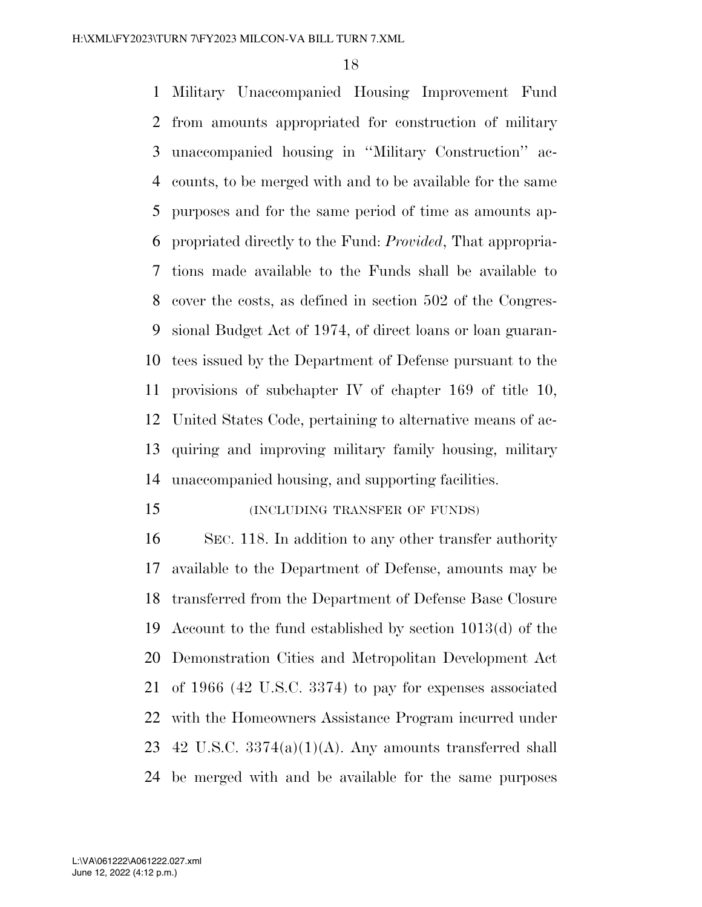Military Unaccompanied Housing Improvement Fund from amounts appropriated for construction of military unaccompanied housing in ''Military Construction'' accounts, to be merged with and to be available for the same purposes and for the same period of time as amounts appropriated directly to the Fund: *Provided*, That appropriations made available to the Funds shall be available to cover the costs, as defined in section 502 of the Congressional Budget Act of 1974, of direct loans or loan guarantees issued by the Department of Defense pursuant to the provisions of subchapter IV of chapter 169 of title 10, United States Code, pertaining to alternative means of acquiring and improving military family housing, military unaccompanied housing, and supporting facilities.

(INCLUDING TRANSFER OF FUNDS)

SEC. 118. In addition to any other transfer authority available to the Department of Defense, amounts may be transferred from the Department of Defense Base Closure Account to the fund established by section 1013(d) of the Demonstration Cities and Metropolitan Development Act of 1966 (42 U.S.C. 3374) to pay for expenses associated with the Homeowners Assistance Program incurred under 42 U.S.C. 3374(a)(1)(A). Any amounts transferred shall be merged with and be available for the same purposes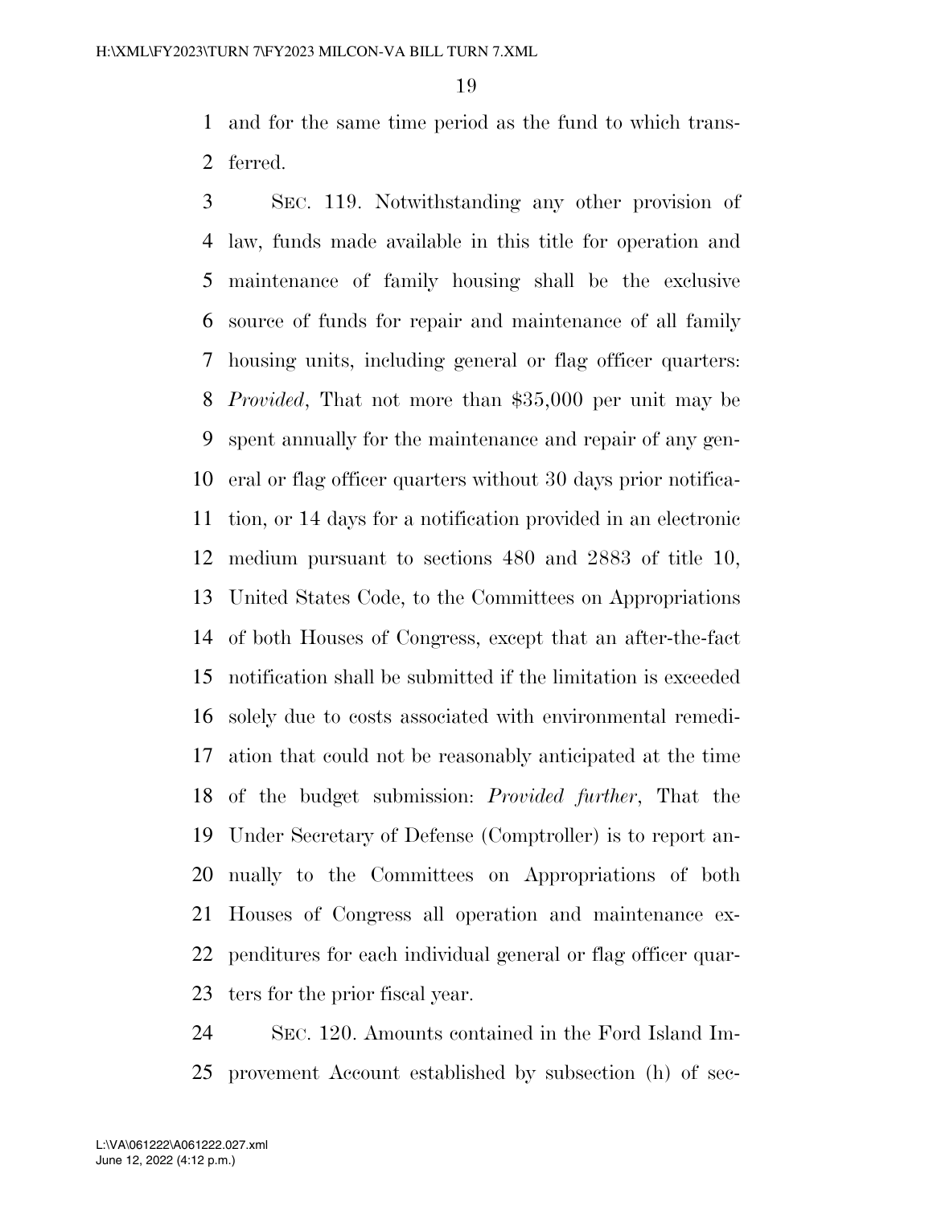and for the same time period as the fund to which transferred.

SEC. 119. Notwithstanding any other provision of law, funds made available in this title for operation and maintenance of family housing shall be the exclusive source of funds for repair and maintenance of all family housing units, including general or flag officer quarters: *Provided*, That not more than $35,000 per unit may be spent annually for the maintenance and repair of any general or flag officer quarters without 30 days prior notification, or 14 days for a notification provided in an electronic medium pursuant to sections 480 and 2883 of title 10, United States Code, to the Committees on Appropriations of both Houses of Congress, except that an after-the-fact notification shall be submitted if the limitation is exceeded solely due to costs associated with environmental remediation that could not be reasonably anticipated at the time of the budget submission: *Provided further*, That the Under Secretary of Defense (Comptroller) is to report annually to the Committees on Appropriations of both Houses of Congress all operation and maintenance expenditures for each individual general or flag officer quarters for the prior fiscal year.

SEC. 120. Amounts contained in the Ford Island Improvement Account established by subsection (h) of sec-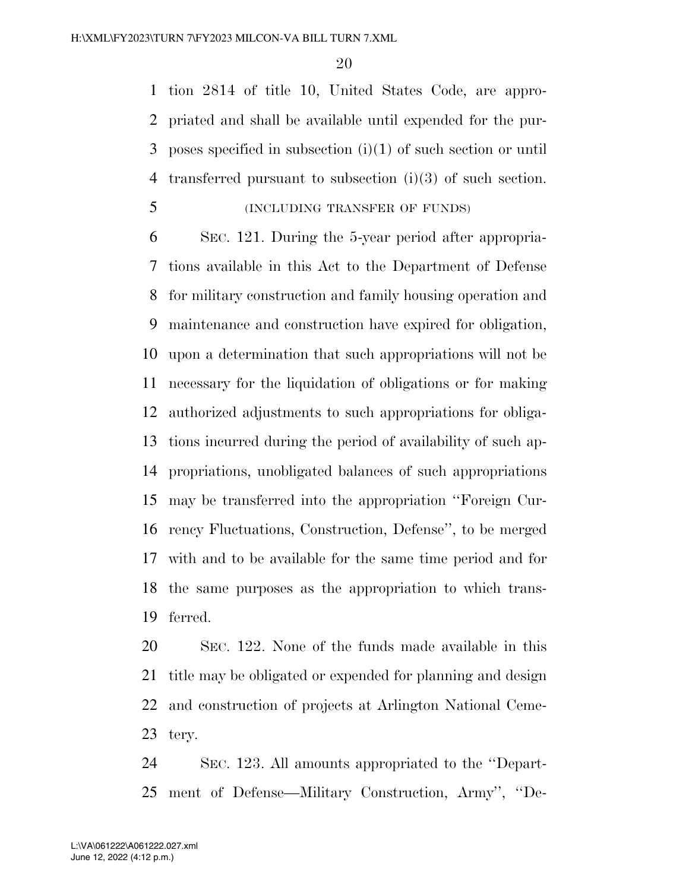tion 2814 of title 10, United States Code, are appropriated and shall be available until expended for the purposes specified in subsection (i)(1) of such section or until transferred pursuant to subsection (i)(3) of such section.

(INCLUDING TRANSFER OF FUNDS)

SEC. 121. During the 5-year period after appropriations available in this Act to the Department of Defense for military construction and family housing operation and maintenance and construction have expired for obligation, upon a determination that such appropriations will not be necessary for the liquidation of obligations or for making authorized adjustments to such appropriations for obligations incurred during the period of availability of such appropriations, unobligated balances of such appropriations may be transferred into the appropriation ''Foreign Currency Fluctuations, Construction, Defense'', to be merged with and to be available for the same time period and for the same purposes as the appropriation to which transferred.

SEC. 122. None of the funds made available in this title may be obligated or expended for planning and design and construction of projects at Arlington National Cemetery.

SEC. 123. All amounts appropriated to the ''Department of Defense—Military Construction, Army'', ''De-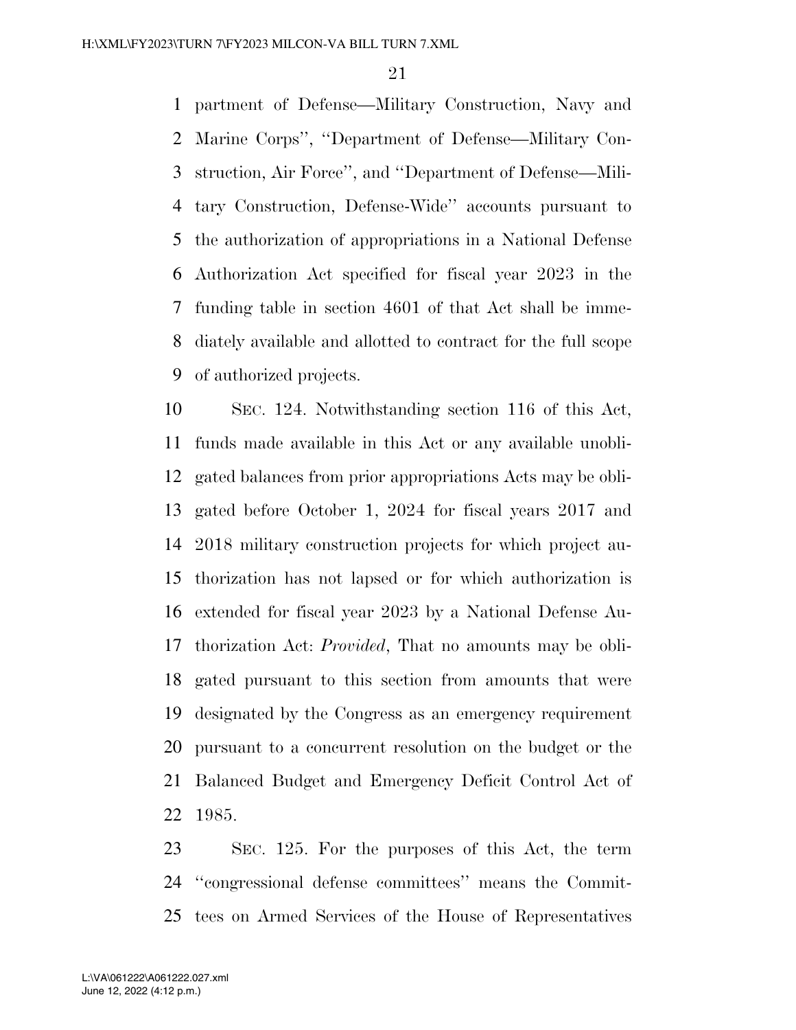partment of Defense—Military Construction, Navy and Marine Corps'', ''Department of Defense—Military Construction, Air Force'', and ''Department of Defense—Military Construction, Defense-Wide'' accounts pursuant to the authorization of appropriations in a National Defense Authorization Act specified for fiscal year 2023 in the funding table in section 4601 of that Act shall be immediately available and allotted to contract for the full scope of authorized projects.

SEC. 124. Notwithstanding section 116 of this Act, funds made available in this Act or any available unobligated balances from prior appropriations Acts may be obligated before October 1, 2024 for fiscal years 2017 and 2018 military construction projects for which project authorization has not lapsed or for which authorization is extended for fiscal year 2023 by a National Defense Authorization Act: *Provided*, That no amounts may be obligated pursuant to this section from amounts that were designated by the Congress as an emergency requirement pursuant to a concurrent resolution on the budget or the Balanced Budget and Emergency Deficit Control Act of 1985.

SEC. 125. For the purposes of this Act, the term ''congressional defense committees'' means the Committees on Armed Services of the House of Representatives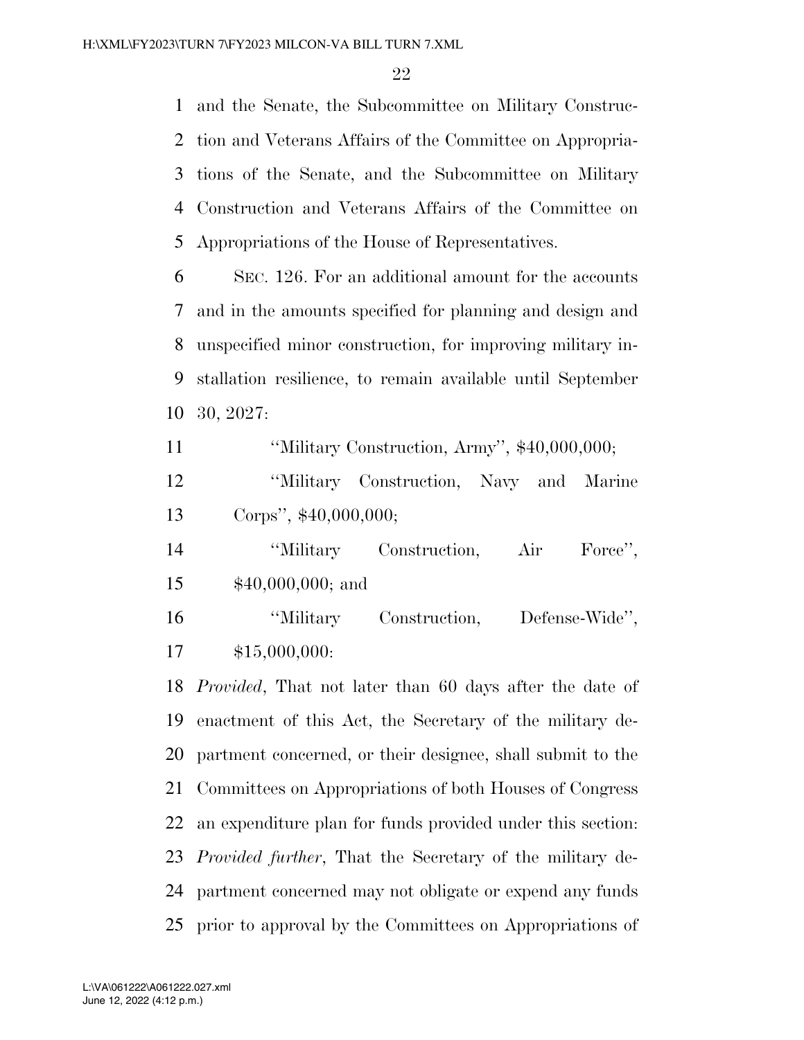and the Senate, the Subcommittee on Military Construction and Veterans Affairs of the Committee on Appropriations of the Senate, and the Subcommittee on Military Construction and Veterans Affairs of the Committee on Appropriations of the House of Representatives.

SEC. 126. For an additional amount for the accounts and in the amounts specified for planning and design and unspecified minor construction, for improving military installation resilience, to remain available until September 30, 2027:

''Military Construction, Army'', $40,000,000;

''Military Construction, Navy and Marine Corps'', $40,000,000;

''Military Construction, Air Force'', $40,000,000; and

''Military Construction, Defense-Wide'', $15,000,000:

*Provided*, That not later than 60 days after the date of enactment of this Act, the Secretary of the military department concerned, or their designee, shall submit to the Committees on Appropriations of both Houses of Congress an expenditure plan for funds provided under this section: *Provided further*, That the Secretary of the military department concerned may not obligate or expend any funds prior to approval by the Committees on Appropriations of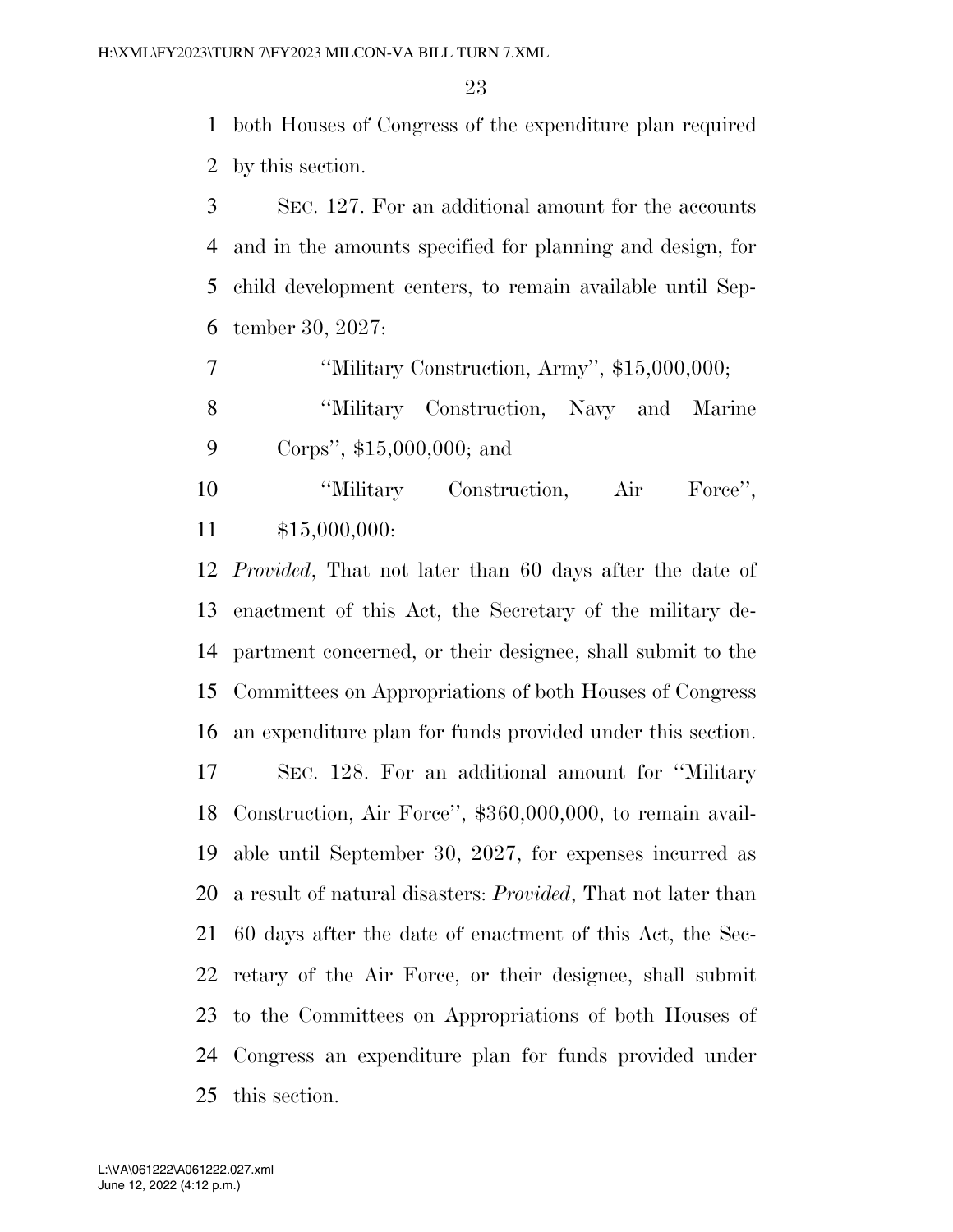both Houses of Congress of the expenditure plan required by this section.

SEC. 127. For an additional amount for the accounts and in the amounts specified for planning and design, for child development centers, to remain available until September 30, 2027:

''Military Construction, Army'', $15,000,000;

''Military Construction, Navy and Marine Corps'', $15,000,000; and

''Military Construction, Air Force'', $15,000,000:

*Provided*, That not later than 60 days after the date of enactment of this Act, the Secretary of the military department concerned, or their designee, shall submit to the Committees on Appropriations of both Houses of Congress an expenditure plan for funds provided under this section.

SEC. 128. For an additional amount for ''Military Construction, Air Force'', $360,000,000, to remain available until September 30, 2027, for expenses incurred as a result of natural disasters: *Provided*, That not later than 60 days after the date of enactment of this Act, the Secretary of the Air Force, or their designee, shall submit to the Committees on Appropriations of both Houses of Congress an expenditure plan for funds provided under this section.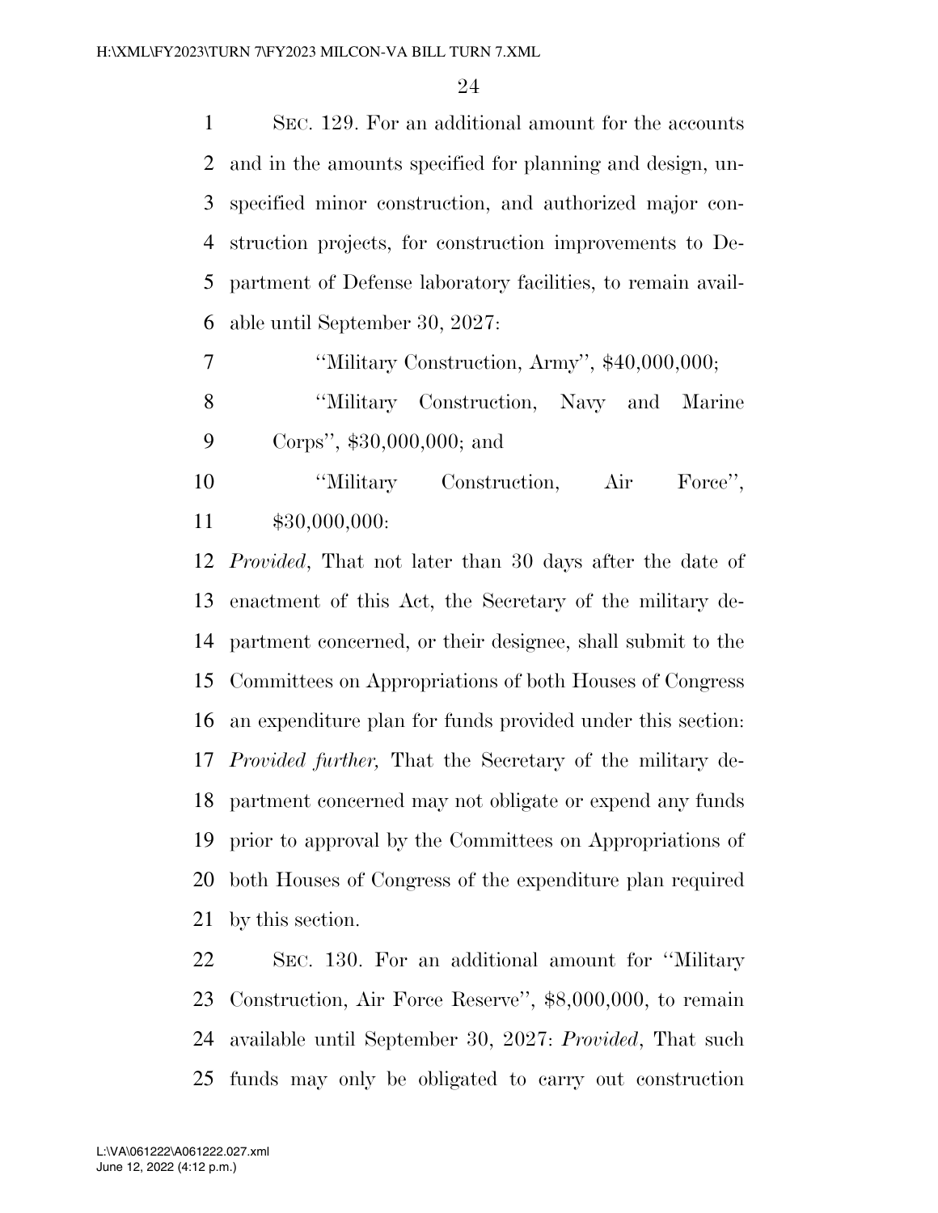SEC. 129. For an additional amount for the accounts and in the amounts specified for planning and design, unspecified minor construction, and authorized major construction projects, for construction improvements to Department of Defense laboratory facilities, to remain available until September 30, 2027:

''Military Construction, Army'', $40,000,000;

''Military Construction, Navy and Marine Corps'', $30,000,000; and

''Military Construction, Air Force'', $30,000,000:

*Provided*, That not later than 30 days after the date of enactment of this Act, the Secretary of the military department concerned, or their designee, shall submit to the Committees on Appropriations of both Houses of Congress an expenditure plan for funds provided under this section: *Provided further,* That the Secretary of the military department concerned may not obligate or expend any funds prior to approval by the Committees on Appropriations of both Houses of Congress of the expenditure plan required by this section.

SEC. 130. For an additional amount for ''Military Construction, Air Force Reserve'', $8,000,000, to remain available until September 30, 2027: *Provided*, That such funds may only be obligated to carry out construction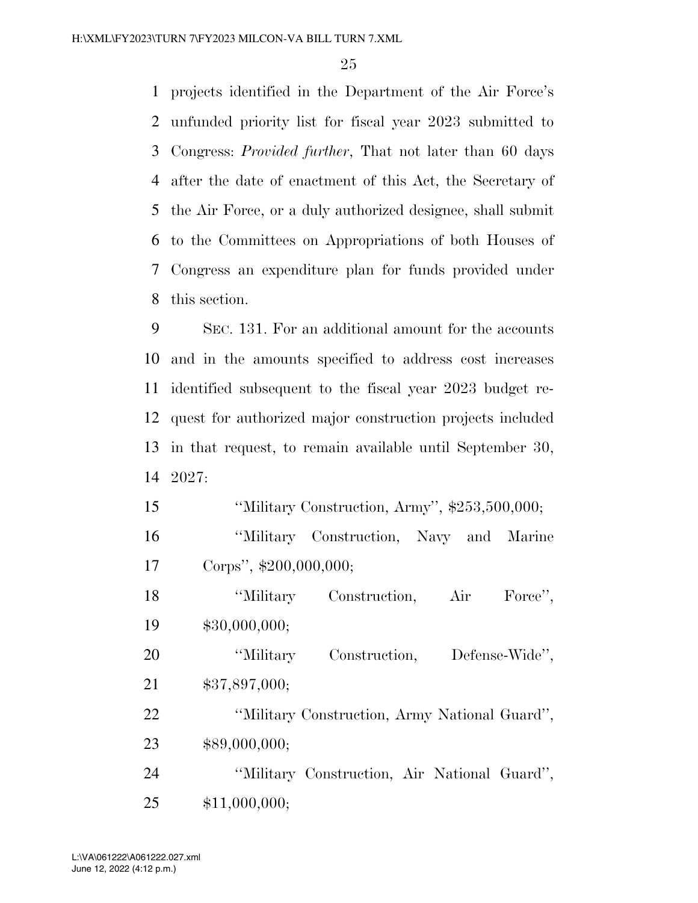projects identified in the Department of the Air Force's unfunded priority list for fiscal year 2023 submitted to Congress: *Provided further*, That not later than 60 days after the date of enactment of this Act, the Secretary of the Air Force, or a duly authorized designee, shall submit to the Committees on Appropriations of both Houses of Congress an expenditure plan for funds provided under this section.

SEC. 131. For an additional amount for the accounts and in the amounts specified to address cost increases identified subsequent to the fiscal year 2023 budget request for authorized major construction projects included in that request, to remain available until September 30, 2027:

"Military Construction, Army", $253,500,000;

"Military Construction, Navy and Marine Corps", $200,000,000;

"Military Construction, Air Force", $30,000,000;

"Military Construction, Defense-Wide", $37,897,000;

"Military Construction, Army National Guard", $89,000,000;

"Military Construction, Air National Guard", $11,000,000;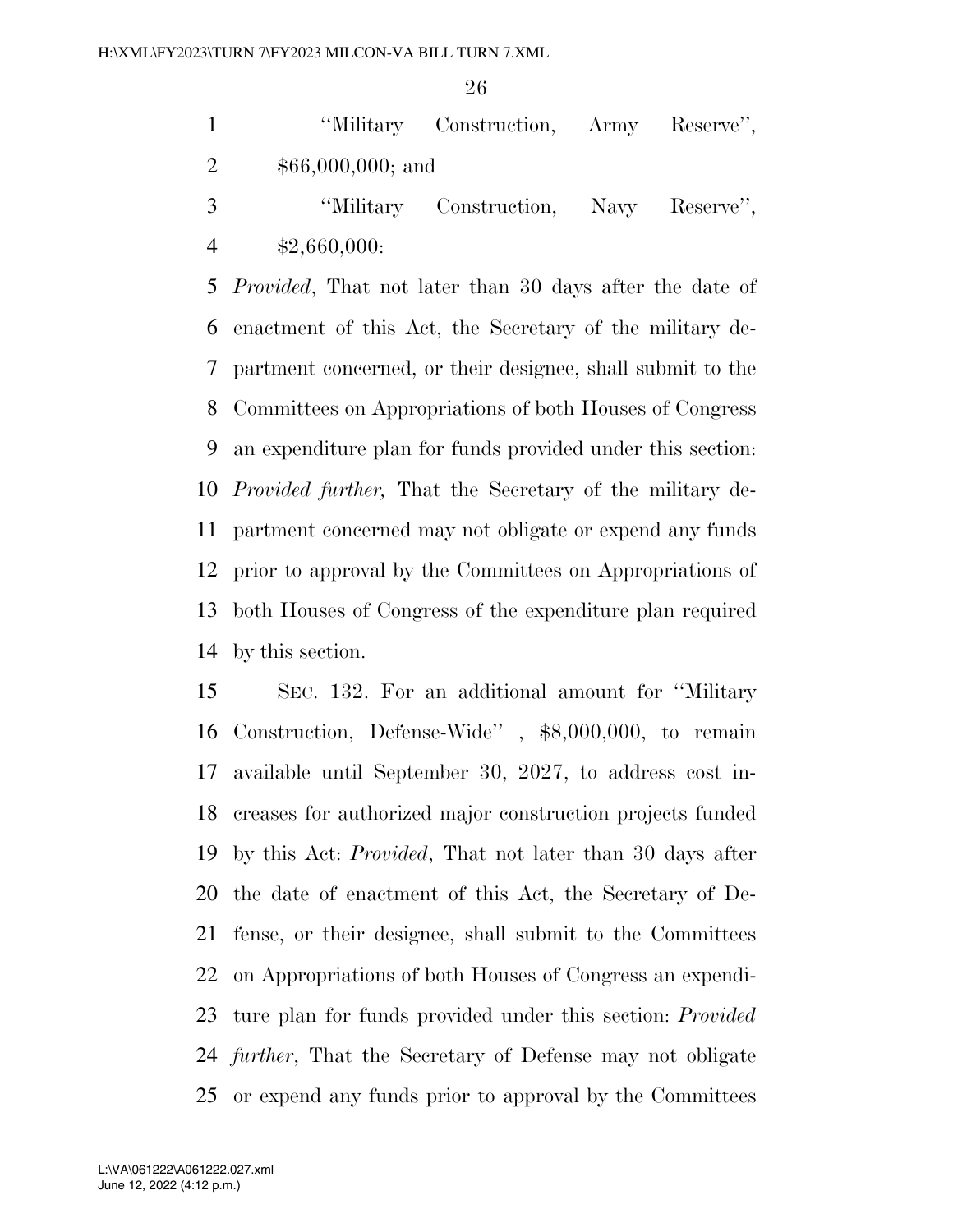"Military Construction, Army Reserve", $66,000,000; and

"Military Construction, Navy Reserve", $2,660,000:

*Provided*, That not later than 30 days after the date of enactment of this Act, the Secretary of the military department concerned, or their designee, shall submit to the Committees on Appropriations of both Houses of Congress an expenditure plan for funds provided under this section: *Provided further,* That the Secretary of the military department concerned may not obligate or expend any funds prior to approval by the Committees on Appropriations of both Houses of Congress of the expenditure plan required by this section.

SEC. 132. For an additional amount for "Military Construction, Defense-Wide" , $8,000,000, to remain available until September 30, 2027, to address cost increases for authorized major construction projects funded by this Act: *Provided*, That not later than 30 days after the date of enactment of this Act, the Secretary of Defense, or their designee, shall submit to the Committees on Appropriations of both Houses of Congress an expenditure plan for funds provided under this section: *Provided further*, That the Secretary of Defense may not obligate or expend any funds prior to approval by the Committees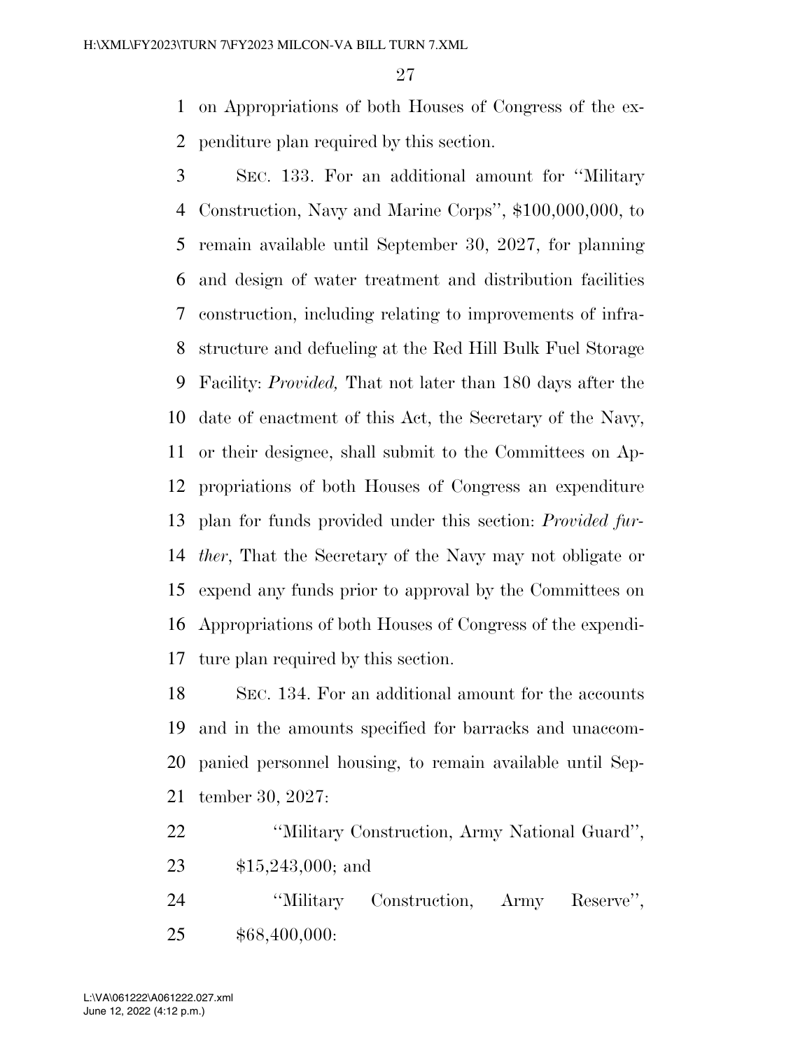on Appropriations of both Houses of Congress of the expenditure plan required by this section.

SEC. 133. For an additional amount for ''Military Construction, Navy and Marine Corps'', $100,000,000, to remain available until September 30, 2027, for planning and design of water treatment and distribution facilities construction, including relating to improvements of infrastructure and defueling at the Red Hill Bulk Fuel Storage Facility: *Provided,* That not later than 180 days after the date of enactment of this Act, the Secretary of the Navy, or their designee, shall submit to the Committees on Appropriations of both Houses of Congress an expenditure plan for funds provided under this section: *Provided further*, That the Secretary of the Navy may not obligate or expend any funds prior to approval by the Committees on Appropriations of both Houses of Congress of the expenditure plan required by this section.

SEC. 134. For an additional amount for the accounts and in the amounts specified for barracks and unaccompanied personnel housing, to remain available until September 30, 2027:

''Military Construction, Army National Guard'', $15,243,000; and

''Military Construction, Army Reserve'', $68,400,000: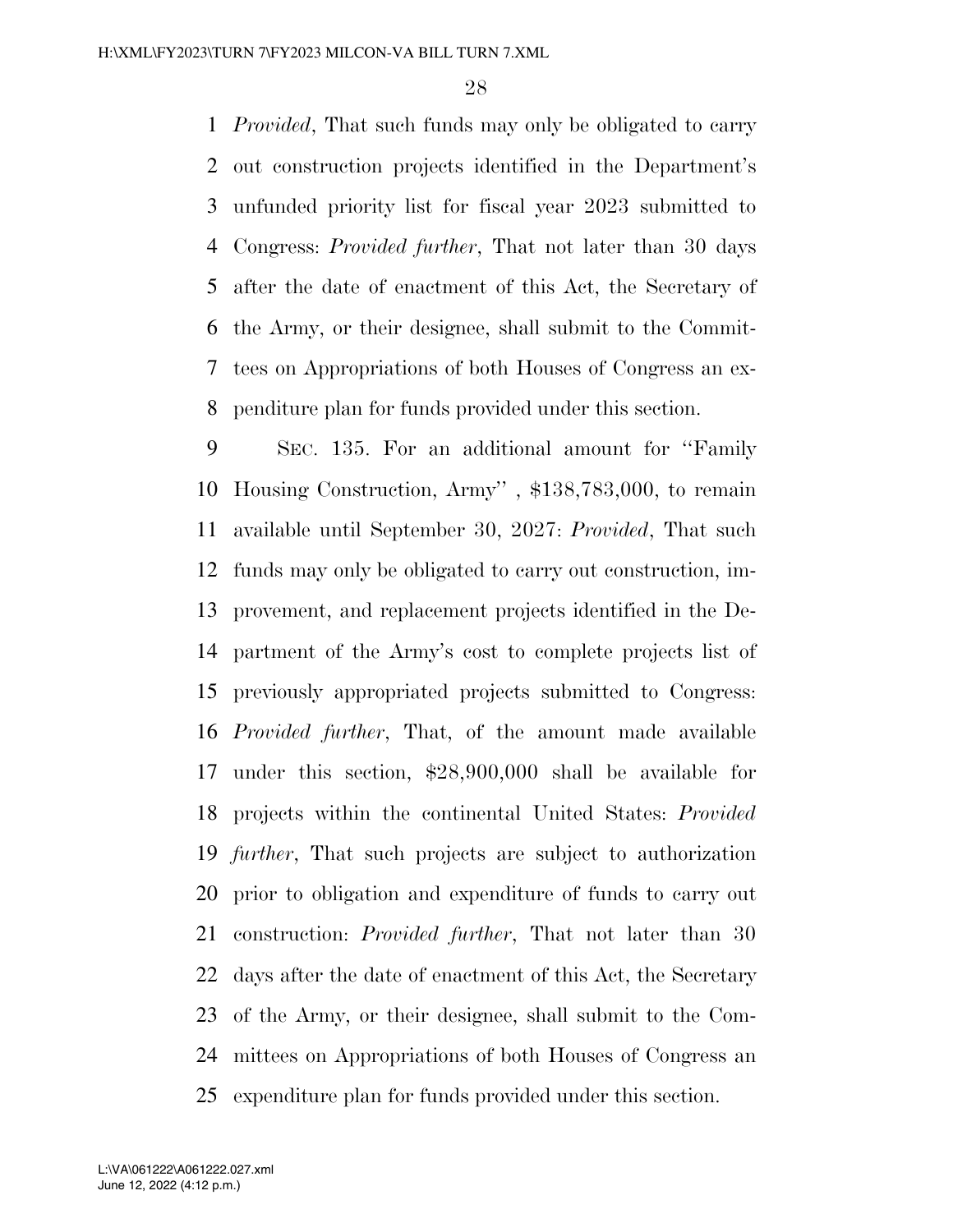*Provided*, That such funds may only be obligated to carry out construction projects identified in the Department's unfunded priority list for fiscal year 2023 submitted to Congress: *Provided further*, That not later than 30 days after the date of enactment of this Act, the Secretary of the Army, or their designee, shall submit to the Committees on Appropriations of both Houses of Congress an expenditure plan for funds provided under this section.

SEC. 135. For an additional amount for ''Family Housing Construction, Army'' , $138,783,000, to remain available until September 30, 2027: *Provided*, That such funds may only be obligated to carry out construction, improvement, and replacement projects identified in the Department of the Army's cost to complete projects list of previously appropriated projects submitted to Congress: *Provided further*, That, of the amount made available under this section, $28,900,000 shall be available for projects within the continental United States: *Provided further*, That such projects are subject to authorization prior to obligation and expenditure of funds to carry out construction: *Provided further*, That not later than 30 days after the date of enactment of this Act, the Secretary of the Army, or their designee, shall submit to the Committees on Appropriations of both Houses of Congress an expenditure plan for funds provided under this section.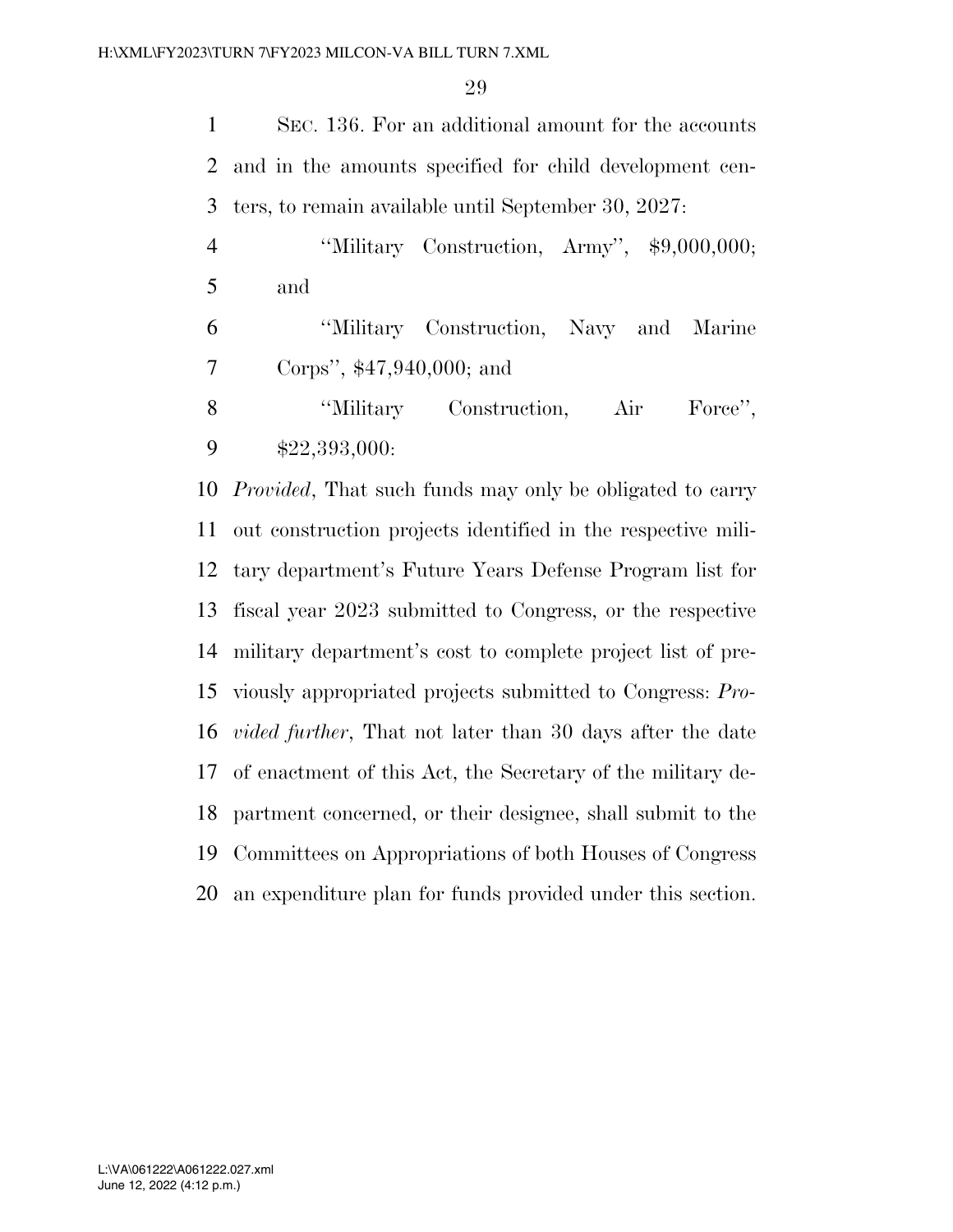SEC. 136. For an additional amount for the accounts and in the amounts specified for child development centers, to remain available until September 30, 2027:

"Military Construction, Army", $9,000,000; and

"Military Construction, Navy and Marine Corps", $47,940,000; and

"Military Construction, Air Force", $22,393,000:

*Provided*, That such funds may only be obligated to carry out construction projects identified in the respective military department's Future Years Defense Program list for fiscal year 2023 submitted to Congress, or the respective military department's cost to complete project list of previously appropriated projects submitted to Congress: *Provided further*, That not later than 30 days after the date of enactment of this Act, the Secretary of the military department concerned, or their designee, shall submit to the Committees on Appropriations of both Houses of Congress an expenditure plan for funds provided under this section.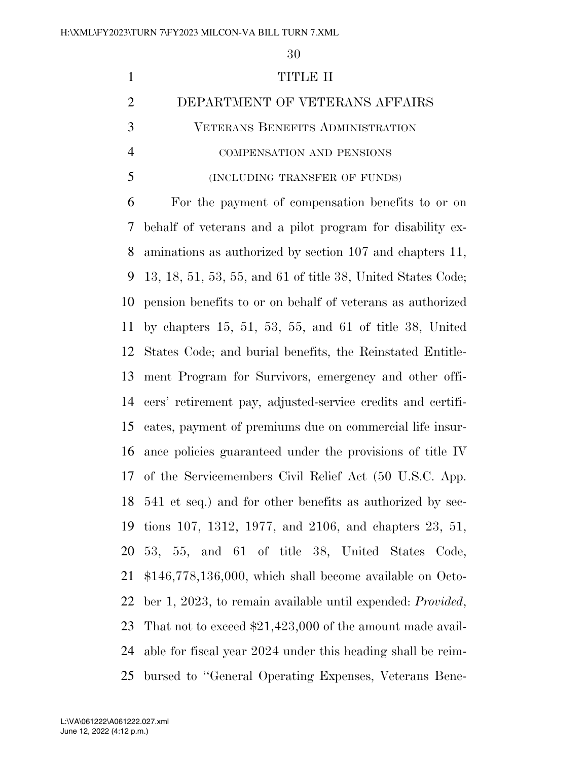# TITLE II

## DEPARTMENT OF VETERANS AFFAIRS

### Veterans Benefits Administration

#### compensation and pensions

(including transfer of funds)

For the payment of compensation benefits to or on behalf of veterans and a pilot program for disability examinations as authorized by section 107 and chapters 11, 13, 18, 51, 53, 55, and 61 of title 38, United States Code; pension benefits to or on behalf of veterans as authorized by chapters 15, 51, 53, 55, and 61 of title 38, United States Code; and burial benefits, the Reinstated Entitlement Program for Survivors, emergency and other officers' retirement pay, adjusted-service credits and certificates, payment of premiums due on commercial life insurance policies guaranteed under the provisions of title IV of the Servicemembers Civil Relief Act (50 U.S.C. App. 541 et seq.) and for other benefits as authorized by sections 107, 1312, 1977, and 2106, and chapters 23, 51, 53, 55, and 61 of title 38, United States Code, $146,778,136,000, which shall become available on October 1, 2023, to remain available until expended: *Provided*, That not to exceed $21,423,000 of the amount made available for fiscal year 2024 under this heading shall be reimbursed to ''General Operating Expenses, Veterans Bene-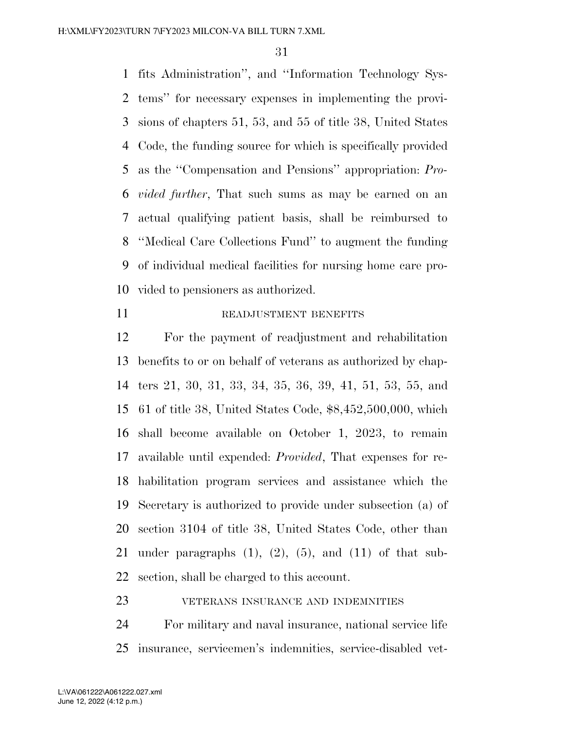fits Administration'', and ''Information Technology Systems'' for necessary expenses in implementing the provisions of chapters 51, 53, and 55 of title 38, United States Code, the funding source for which is specifically provided as the ''Compensation and Pensions'' appropriation: *Provided further*, That such sums as may be earned on an actual qualifying patient basis, shall be reimbursed to ''Medical Care Collections Fund'' to augment the funding of individual medical facilities for nursing home care provided to pensioners as authorized.

READJUSTMENT BENEFITS

For the payment of readjustment and rehabilitation benefits to or on behalf of veterans as authorized by chapters 21, 30, 31, 33, 34, 35, 36, 39, 41, 51, 53, 55, and 61 of title 38, United States Code, $8,452,500,000, which shall become available on October 1, 2023, to remain available until expended: *Provided*, That expenses for rehabilitation program services and assistance which the Secretary is authorized to provide under subsection (a) of section 3104 of title 38, United States Code, other than under paragraphs (1), (2), (5), and (11) of that subsection, shall be charged to this account.

VETERANS INSURANCE AND INDEMNITIES

For military and naval insurance, national service life insurance, servicemen's indemnities, service-disabled vet-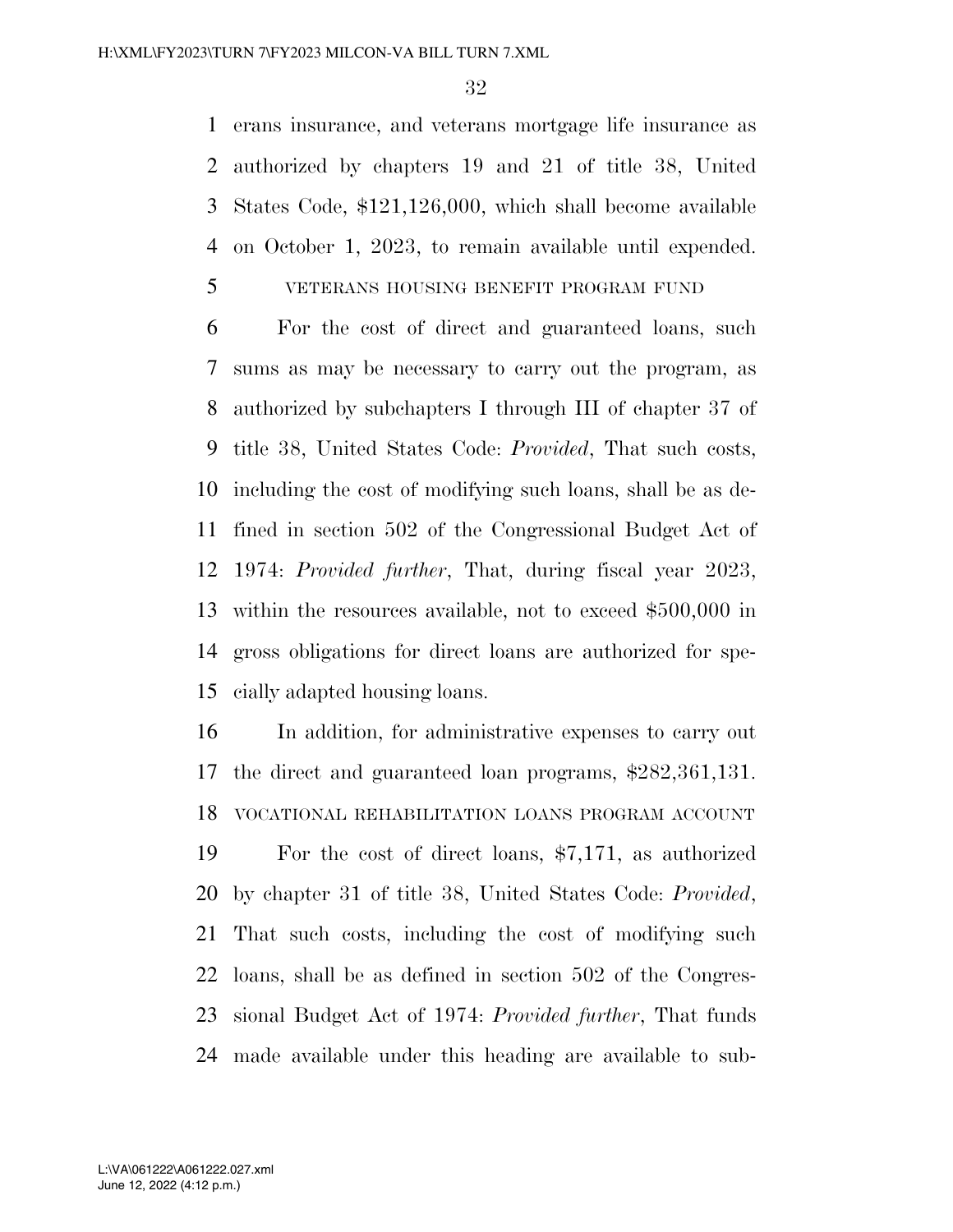erans insurance, and veterans mortgage life insurance as authorized by chapters 19 and 21 of title 38, United States Code, $121,126,000, which shall become available on October 1, 2023, to remain available until expended.

VETERANS HOUSING BENEFIT PROGRAM FUND

For the cost of direct and guaranteed loans, such sums as may be necessary to carry out the program, as authorized by subchapters I through III of chapter 37 of title 38, United States Code: *Provided*, That such costs, including the cost of modifying such loans, shall be as defined in section 502 of the Congressional Budget Act of 1974: *Provided further*, That, during fiscal year 2023, within the resources available, not to exceed $500,000 in gross obligations for direct loans are authorized for specially adapted housing loans.

In addition, for administrative expenses to carry out the direct and guaranteed loan programs, $282,361,131.

VOCATIONAL REHABILITATION LOANS PROGRAM ACCOUNT

For the cost of direct loans, $7,171, as authorized by chapter 31 of title 38, United States Code: *Provided*, That such costs, including the cost of modifying such loans, shall be as defined in section 502 of the Congressional Budget Act of 1974: *Provided further*, That funds made available under this heading are available to sub-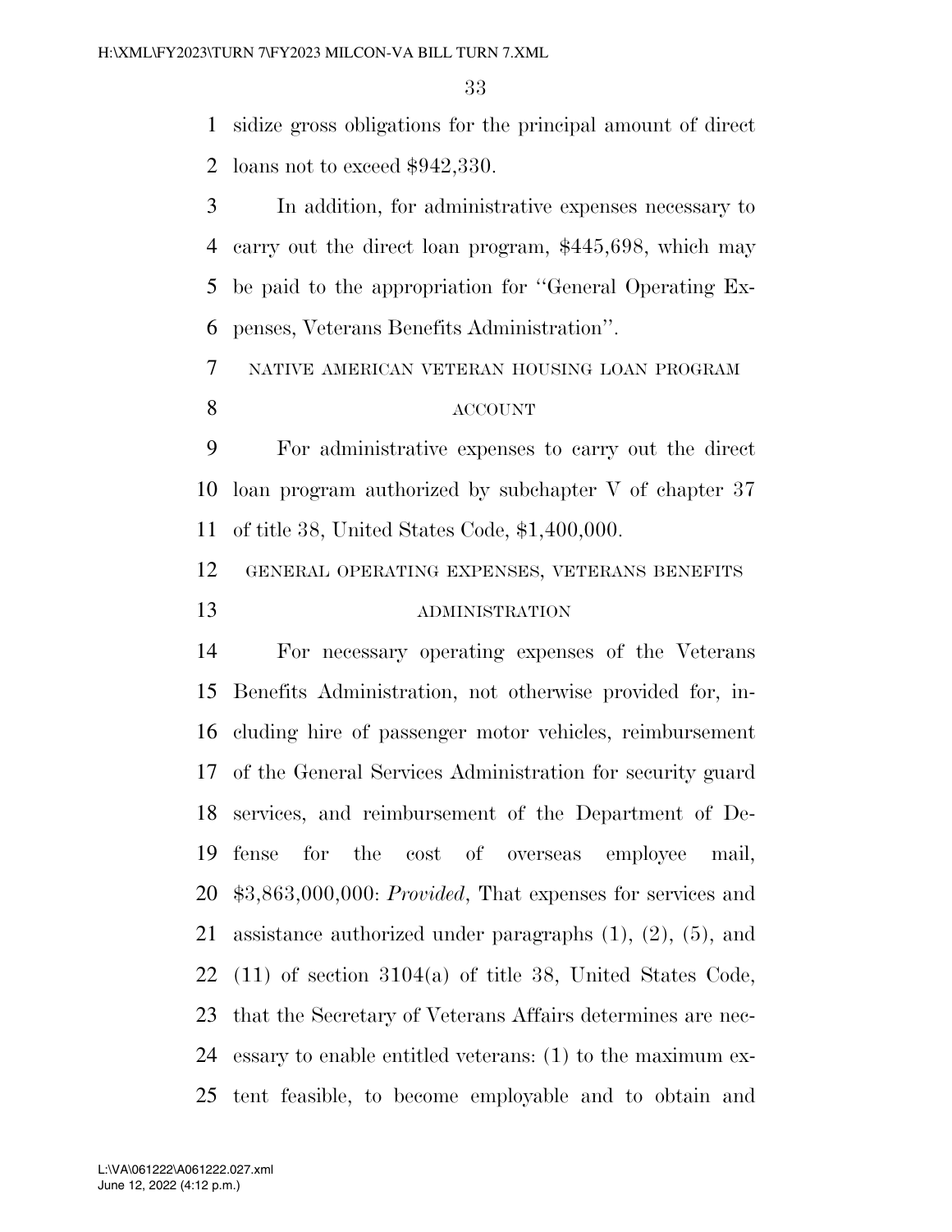sidize gross obligations for the principal amount of direct loans not to exceed $942,330.

In addition, for administrative expenses necessary to carry out the direct loan program, $445,698, which may be paid to the appropriation for ''General Operating Expenses, Veterans Benefits Administration''.

NATIVE AMERICAN VETERAN HOUSING LOAN PROGRAM ACCOUNT

For administrative expenses to carry out the direct loan program authorized by subchapter V of chapter 37 of title 38, United States Code, $1,400,000.

GENERAL OPERATING EXPENSES, VETERANS BENEFITS ADMINISTRATION

For necessary operating expenses of the Veterans Benefits Administration, not otherwise provided for, including hire of passenger motor vehicles, reimbursement of the General Services Administration for security guard services, and reimbursement of the Department of Defense for the cost of overseas employee mail, $3,863,000,000: *Provided*, That expenses for services and assistance authorized under paragraphs (1), (2), (5), and (11) of section 3104(a) of title 38, United States Code, that the Secretary of Veterans Affairs determines are necessary to enable entitled veterans: (1) to the maximum extent feasible, to become employable and to obtain and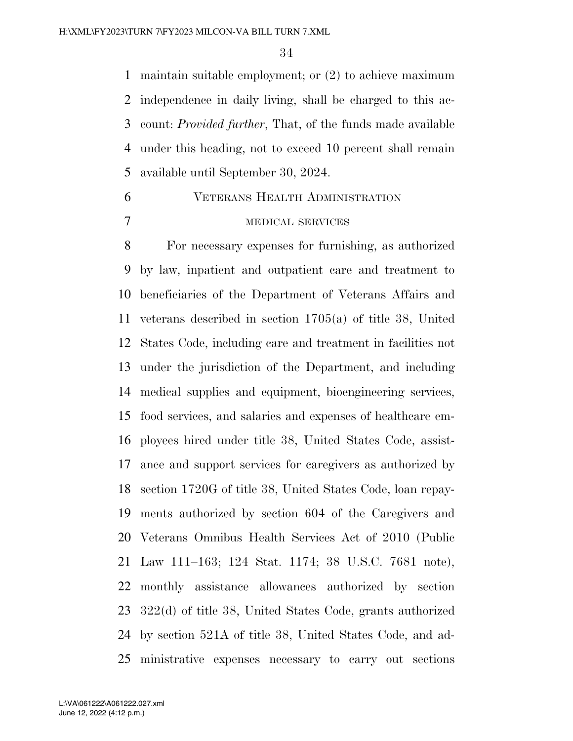maintain suitable employment; or (2) to achieve maximum independence in daily living, shall be charged to this account: *Provided further*, That, of the funds made available under this heading, not to exceed 10 percent shall remain available until September 30, 2024.

## Veterans Health Administration

### medical services

For necessary expenses for furnishing, as authorized by law, inpatient and outpatient care and treatment to beneficiaries of the Department of Veterans Affairs and veterans described in section 1705(a) of title 38, United States Code, including care and treatment in facilities not under the jurisdiction of the Department, and including medical supplies and equipment, bioengineering services, food services, and salaries and expenses of healthcare employees hired under title 38, United States Code, assistance and support services for caregivers as authorized by section 1720G of title 38, United States Code, loan repayments authorized by section 604 of the Caregivers and Veterans Omnibus Health Services Act of 2010 (Public Law 111–163; 124 Stat. 1174; 38 U.S.C. 7681 note), monthly assistance allowances authorized by section 322(d) of title 38, United States Code, grants authorized by section 521A of title 38, United States Code, and administrative expenses necessary to carry out sections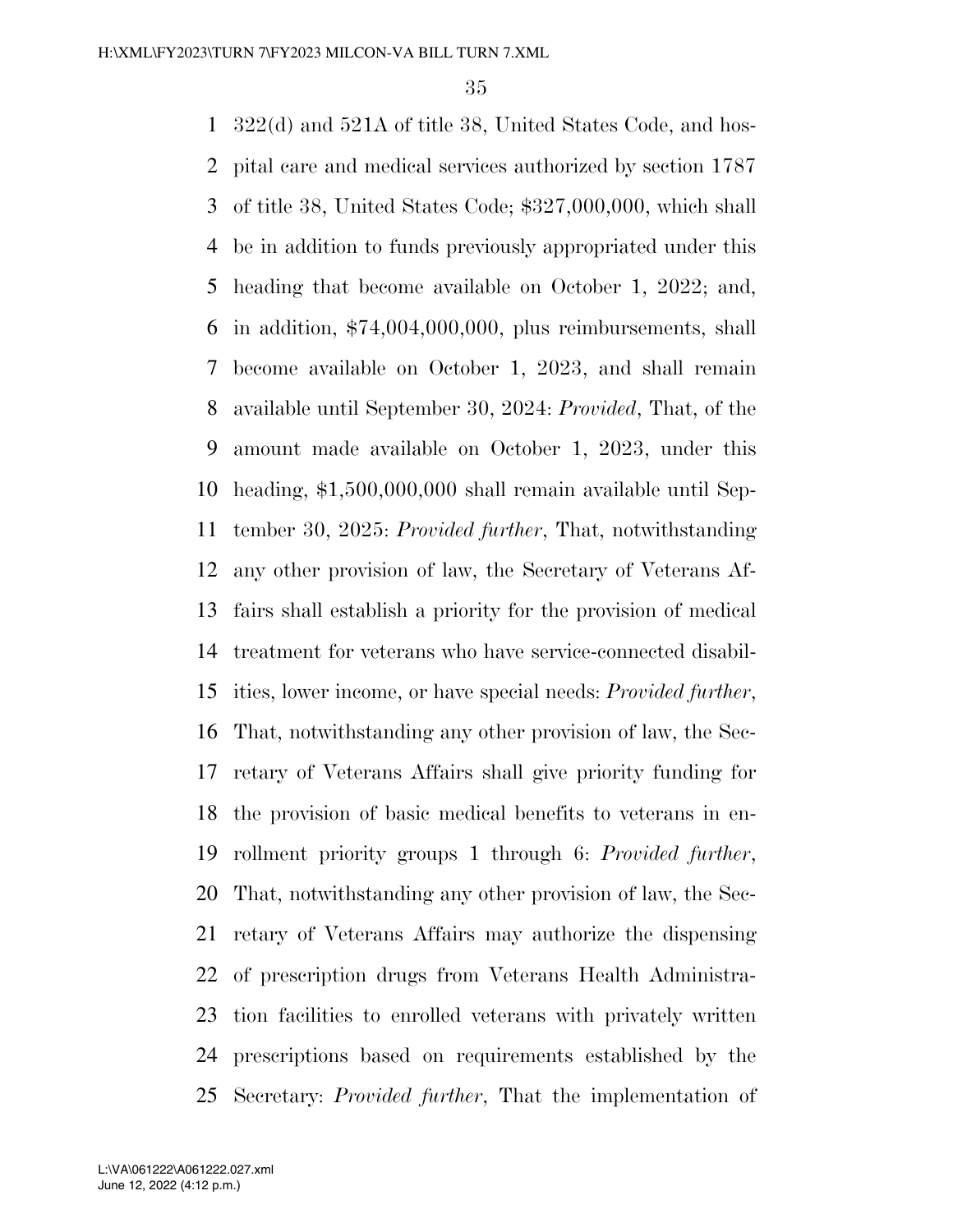322(d) and 521A of title 38, United States Code, and hospital care and medical services authorized by section 1787 of title 38, United States Code; $327,000,000, which shall be in addition to funds previously appropriated under this heading that become available on October 1, 2022; and, in addition, $74,004,000,000, plus reimbursements, shall become available on October 1, 2023, and shall remain available until September 30, 2024: *Provided*, That, of the amount made available on October 1, 2023, under this heading, $1,500,000,000 shall remain available until September 30, 2025: *Provided further*, That, notwithstanding any other provision of law, the Secretary of Veterans Affairs shall establish a priority for the provision of medical treatment for veterans who have service-connected disabilities, lower income, or have special needs: *Provided further*, That, notwithstanding any other provision of law, the Secretary of Veterans Affairs shall give priority funding for the provision of basic medical benefits to veterans in enrollment priority groups 1 through 6: *Provided further*, That, notwithstanding any other provision of law, the Secretary of Veterans Affairs may authorize the dispensing of prescription drugs from Veterans Health Administration facilities to enrolled veterans with privately written prescriptions based on requirements established by the Secretary: *Provided further*, That the implementation of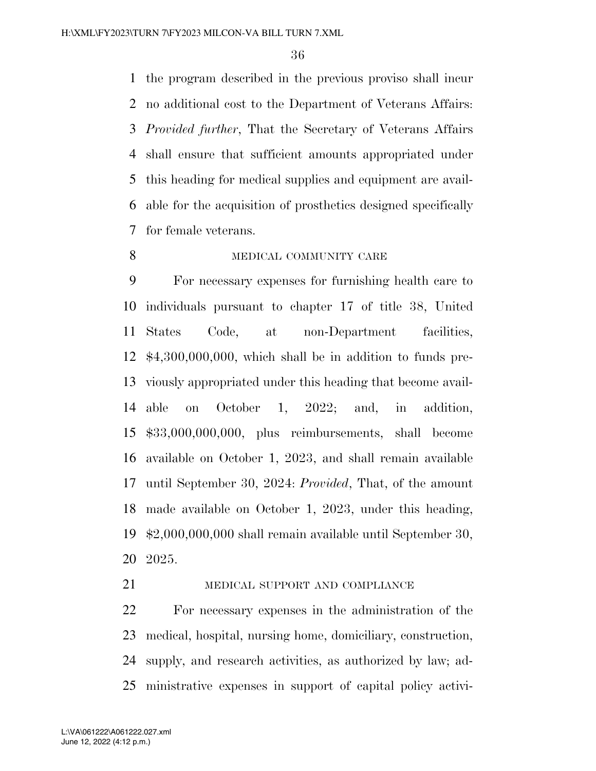the program described in the previous proviso shall incur no additional cost to the Department of Veterans Affairs: *Provided further*, That the Secretary of Veterans Affairs shall ensure that sufficient amounts appropriated under this heading for medical supplies and equipment are available for the acquisition of prosthetics designed specifically for female veterans.

MEDICAL COMMUNITY CARE

For necessary expenses for furnishing health care to individuals pursuant to chapter 17 of title 38, United States Code, at non-Department facilities, $4,300,000,000, which shall be in addition to funds previously appropriated under this heading that become available on October 1, 2022; and, in addition, $33,000,000,000, plus reimbursements, shall become available on October 1, 2023, and shall remain available until September 30, 2024: *Provided*, That, of the amount made available on October 1, 2023, under this heading, $2,000,000,000 shall remain available until September 30, 2025.

MEDICAL SUPPORT AND COMPLIANCE

For necessary expenses in the administration of the medical, hospital, nursing home, domiciliary, construction, supply, and research activities, as authorized by law; administrative expenses in support of capital policy activi-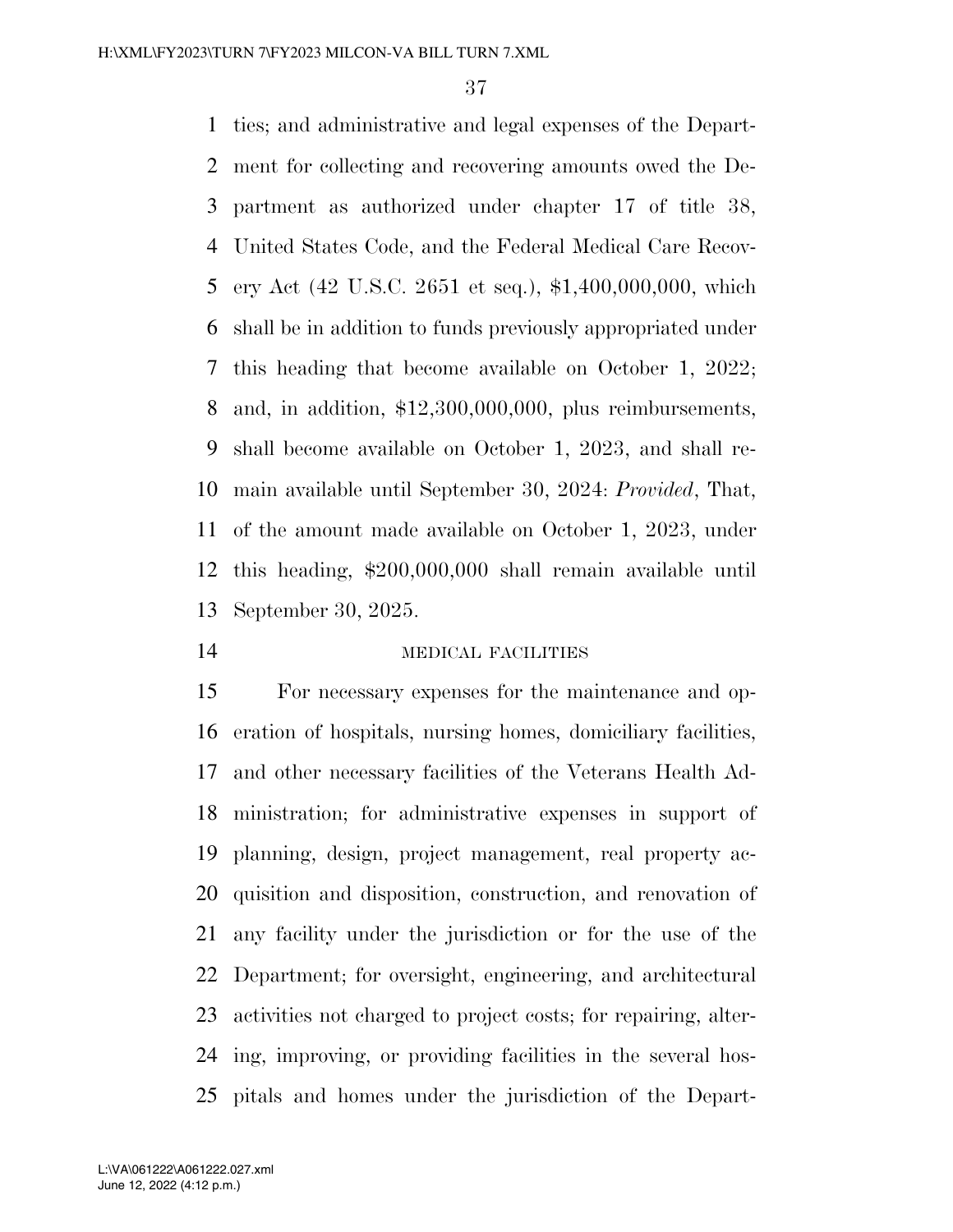ties; and administrative and legal expenses of the Department for collecting and recovering amounts owed the Department as authorized under chapter 17 of title 38, United States Code, and the Federal Medical Care Recovery Act (42 U.S.C. 2651 et seq.), $1,400,000,000, which shall be in addition to funds previously appropriated under this heading that become available on October 1, 2022; and, in addition, $12,300,000,000, plus reimbursements, shall become available on October 1, 2023, and shall remain available until September 30, 2024: *Provided*, That, of the amount made available on October 1, 2023, under this heading, $200,000,000 shall remain available until September 30, 2025.

MEDICAL FACILITIES

For necessary expenses for the maintenance and operation of hospitals, nursing homes, domiciliary facilities, and other necessary facilities of the Veterans Health Administration; for administrative expenses in support of planning, design, project management, real property acquisition and disposition, construction, and renovation of any facility under the jurisdiction or for the use of the Department; for oversight, engineering, and architectural activities not charged to project costs; for repairing, altering, improving, or providing facilities in the several hospitals and homes under the jurisdiction of the Depart-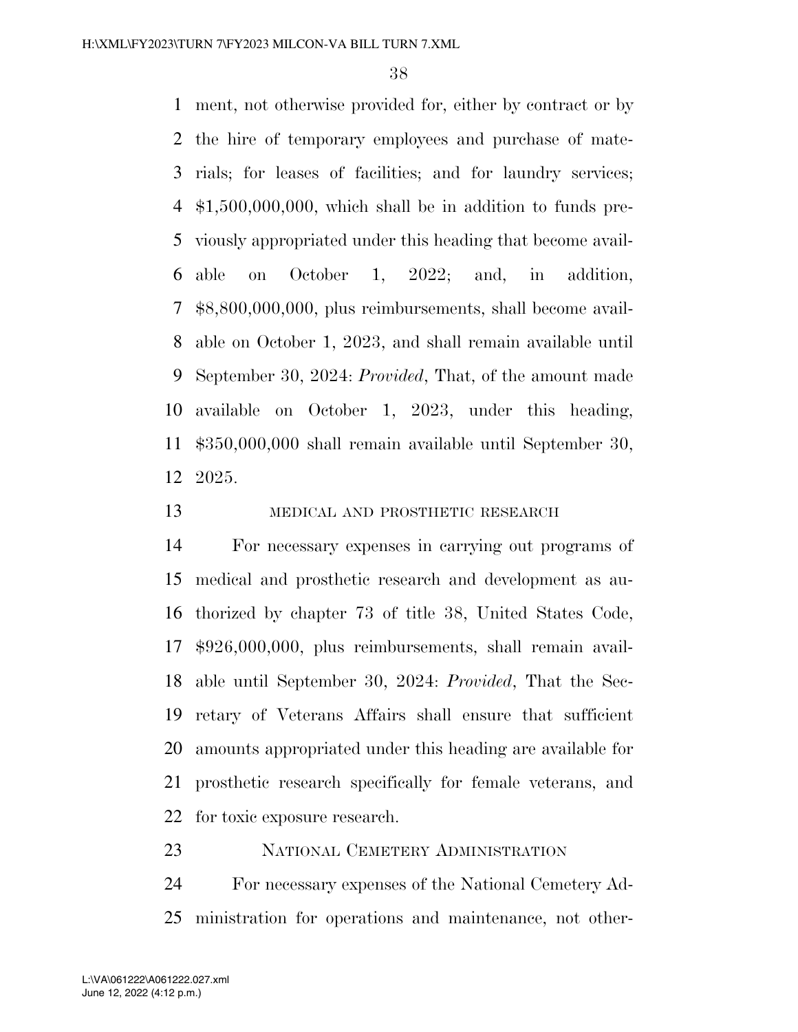ment, not otherwise provided for, either by contract or by the hire of temporary employees and purchase of materials; for leases of facilities; and for laundry services; $1,500,000,000, which shall be in addition to funds previously appropriated under this heading that become available on October 1, 2022; and, in addition, $8,800,000,000, plus reimbursements, shall become available on October 1, 2023, and shall remain available until September 30, 2024: *Provided*, That, of the amount made available on October 1, 2023, under this heading, $350,000,000 shall remain available until September 30, 2025.

MEDICAL AND PROSTHETIC RESEARCH

For necessary expenses in carrying out programs of medical and prosthetic research and development as authorized by chapter 73 of title 38, United States Code, $926,000,000, plus reimbursements, shall remain available until September 30, 2024: *Provided*, That the Secretary of Veterans Affairs shall ensure that sufficient amounts appropriated under this heading are available for prosthetic research specifically for female veterans, and for toxic exposure research.

NATIONAL CEMETERY ADMINISTRATION

For necessary expenses of the National Cemetery Administration for operations and maintenance, not other-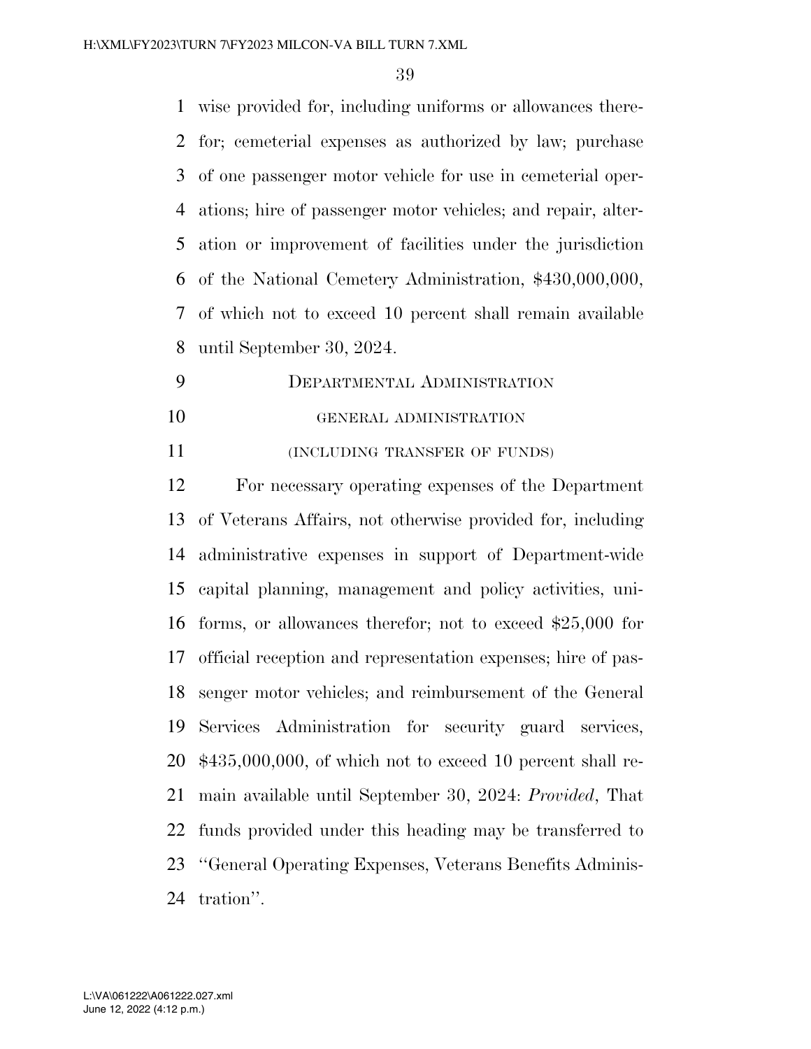wise provided for, including uniforms or allowances therefor; cemeterial expenses as authorized by law; purchase of one passenger motor vehicle for use in cemeterial operations; hire of passenger motor vehicles; and repair, alteration or improvement of facilities under the jurisdiction of the National Cemetery Administration, $430,000,000, of which not to exceed 10 percent shall remain available until September 30, 2024.

## Departmental Administration

### general administration

(including transfer of funds)

For necessary operating expenses of the Department of Veterans Affairs, not otherwise provided for, including administrative expenses in support of Department-wide capital planning, management and policy activities, uniforms, or allowances therefor; not to exceed $25,000 for official reception and representation expenses; hire of passenger motor vehicles; and reimbursement of the General Services Administration for security guard services, $435,000,000, of which not to exceed 10 percent shall remain available until September 30, 2024: *Provided*, That funds provided under this heading may be transferred to ''General Operating Expenses, Veterans Benefits Administration''.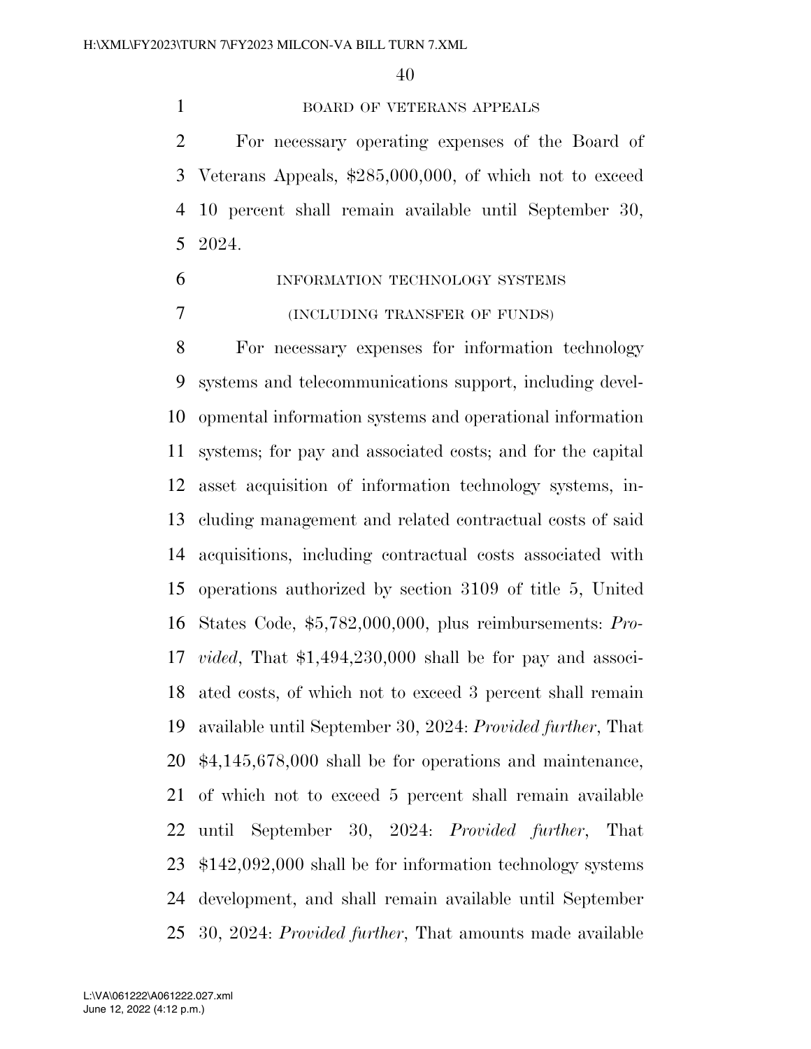BOARD OF VETERANS APPEALS

For necessary operating expenses of the Board of Veterans Appeals, $285,000,000, of which not to exceed 10 percent shall remain available until September 30, 2024.

INFORMATION TECHNOLOGY SYSTEMS

(INCLUDING TRANSFER OF FUNDS)

For necessary expenses for information technology systems and telecommunications support, including developmental information systems and operational information systems; for pay and associated costs; and for the capital asset acquisition of information technology systems, including management and related contractual costs of said acquisitions, including contractual costs associated with operations authorized by section 3109 of title 5, United States Code, $5,782,000,000, plus reimbursements: *Provided*, That $1,494,230,000 shall be for pay and associated costs, of which not to exceed 3 percent shall remain available until September 30, 2024: *Provided further*, That $4,145,678,000 shall be for operations and maintenance, of which not to exceed 5 percent shall remain available until September 30, 2024: *Provided further*, That $142,092,000 shall be for information technology systems development, and shall remain available until September 30, 2024: *Provided further*, That amounts made available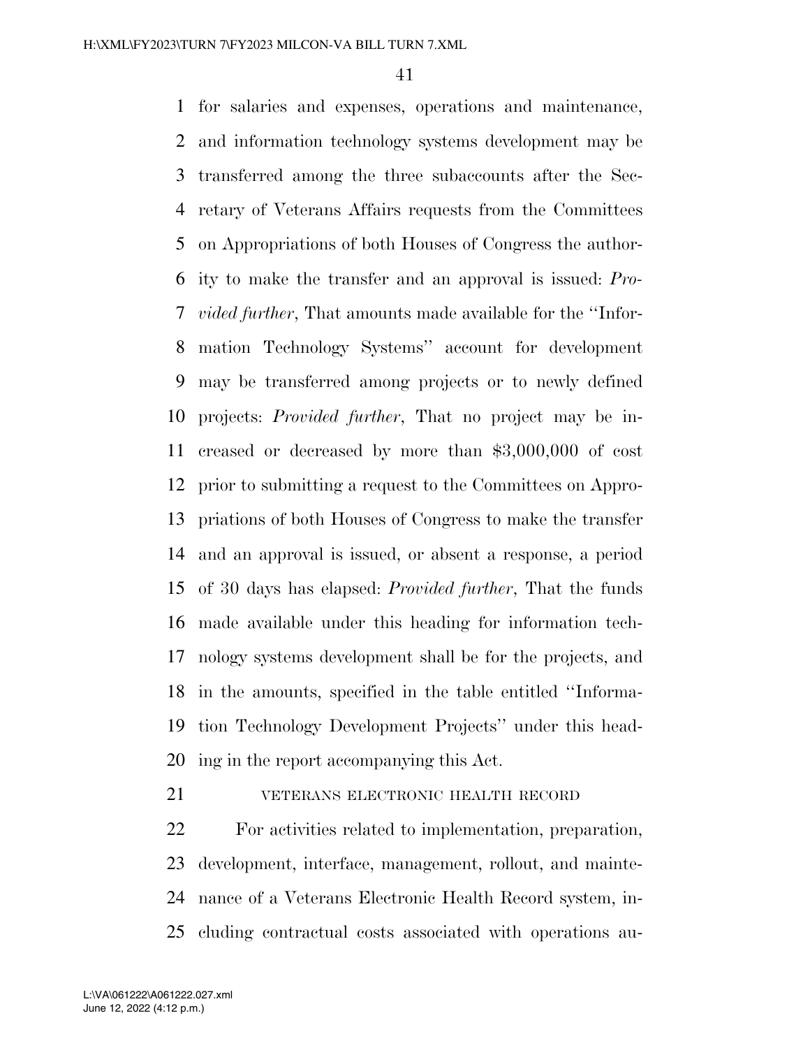for salaries and expenses, operations and maintenance, and information technology systems development may be transferred among the three subaccounts after the Secretary of Veterans Affairs requests from the Committees on Appropriations of both Houses of Congress the authority to make the transfer and an approval is issued: *Provided further*, That amounts made available for the ''Information Technology Systems'' account for development may be transferred among projects or to newly defined projects: *Provided further*, That no project may be increased or decreased by more than $3,000,000 of cost prior to submitting a request to the Committees on Appropriations of both Houses of Congress to make the transfer and an approval is issued, or absent a response, a period of 30 days has elapsed: *Provided further*, That the funds made available under this heading for information technology systems development shall be for the projects, and in the amounts, specified in the table entitled ''Information Technology Development Projects'' under this heading in the report accompanying this Act.

VETERANS ELECTRONIC HEALTH RECORD

For activities related to implementation, preparation, development, interface, management, rollout, and maintenance of a Veterans Electronic Health Record system, including contractual costs associated with operations au-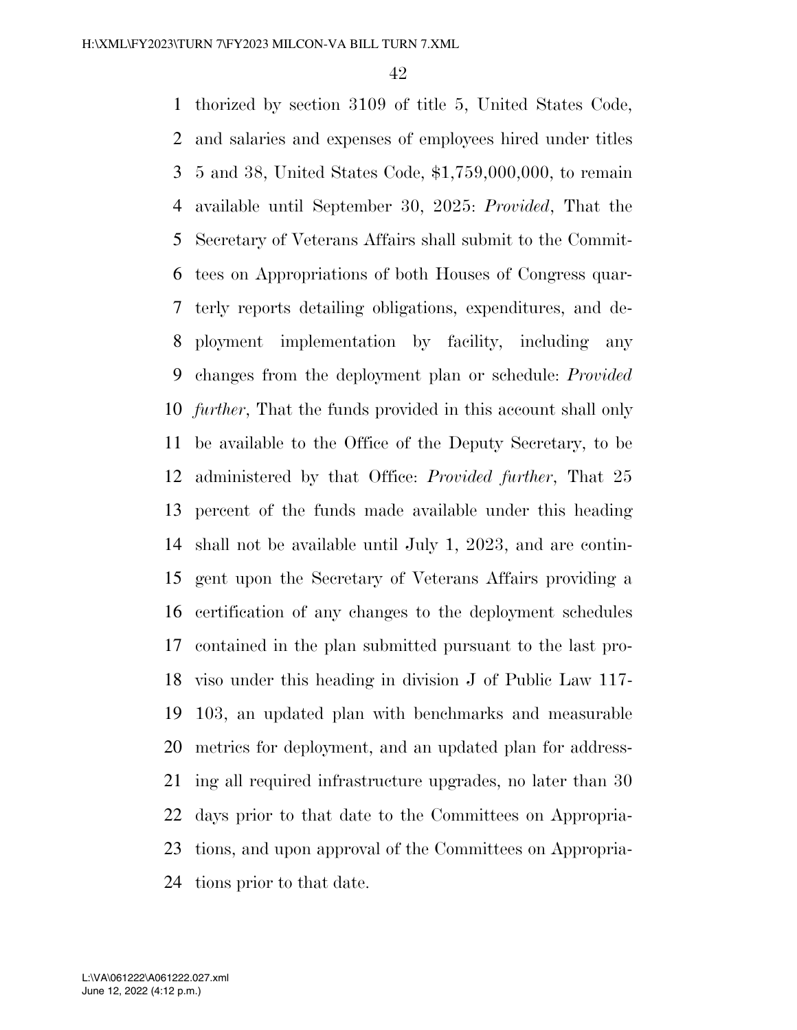thorized by section 3109 of title 5, United States Code, and salaries and expenses of employees hired under titles 5 and 38, United States Code, $1,759,000,000, to remain available until September 30, 2025: *Provided*, That the Secretary of Veterans Affairs shall submit to the Committees on Appropriations of both Houses of Congress quarterly reports detailing obligations, expenditures, and deployment implementation by facility, including any changes from the deployment plan or schedule: *Provided further*, That the funds provided in this account shall only be available to the Office of the Deputy Secretary, to be administered by that Office: *Provided further*, That 25 percent of the funds made available under this heading shall not be available until July 1, 2023, and are contingent upon the Secretary of Veterans Affairs providing a certification of any changes to the deployment schedules contained in the plan submitted pursuant to the last proviso under this heading in division J of Public Law 117-103, an updated plan with benchmarks and measurable metrics for deployment, and an updated plan for addressing all required infrastructure upgrades, no later than 30 days prior to that date to the Committees on Appropriations, and upon approval of the Committees on Appropriations prior to that date.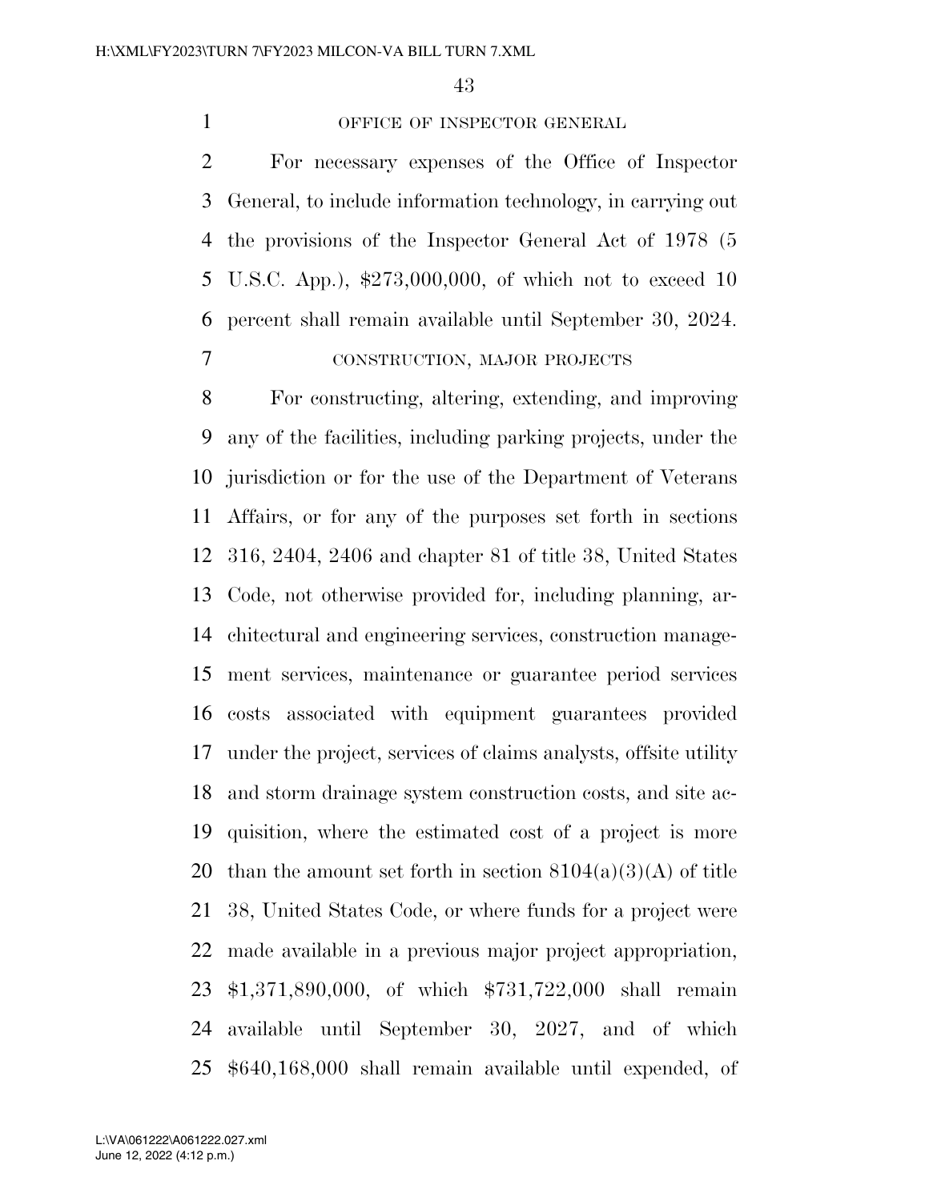### OFFICE OF INSPECTOR GENERAL

For necessary expenses of the Office of Inspector General, to include information technology, in carrying out the provisions of the Inspector General Act of 1978 (5 U.S.C. App.), $273,000,000, of which not to exceed 10 percent shall remain available until September 30, 2024.

### CONSTRUCTION, MAJOR PROJECTS

For constructing, altering, extending, and improving any of the facilities, including parking projects, under the jurisdiction or for the use of the Department of Veterans Affairs, or for any of the purposes set forth in sections 316, 2404, 2406 and chapter 81 of title 38, United States Code, not otherwise provided for, including planning, architectural and engineering services, construction management services, maintenance or guarantee period services costs associated with equipment guarantees provided under the project, services of claims analysts, offsite utility and storm drainage system construction costs, and site acquisition, where the estimated cost of a project is more than the amount set forth in section 8104(a)(3)(A) of title 38, United States Code, or where funds for a project were made available in a previous major project appropriation, $1,371,890,000, of which $731,722,000 shall remain available until September 30, 2027, and of which $640,168,000 shall remain available until expended, of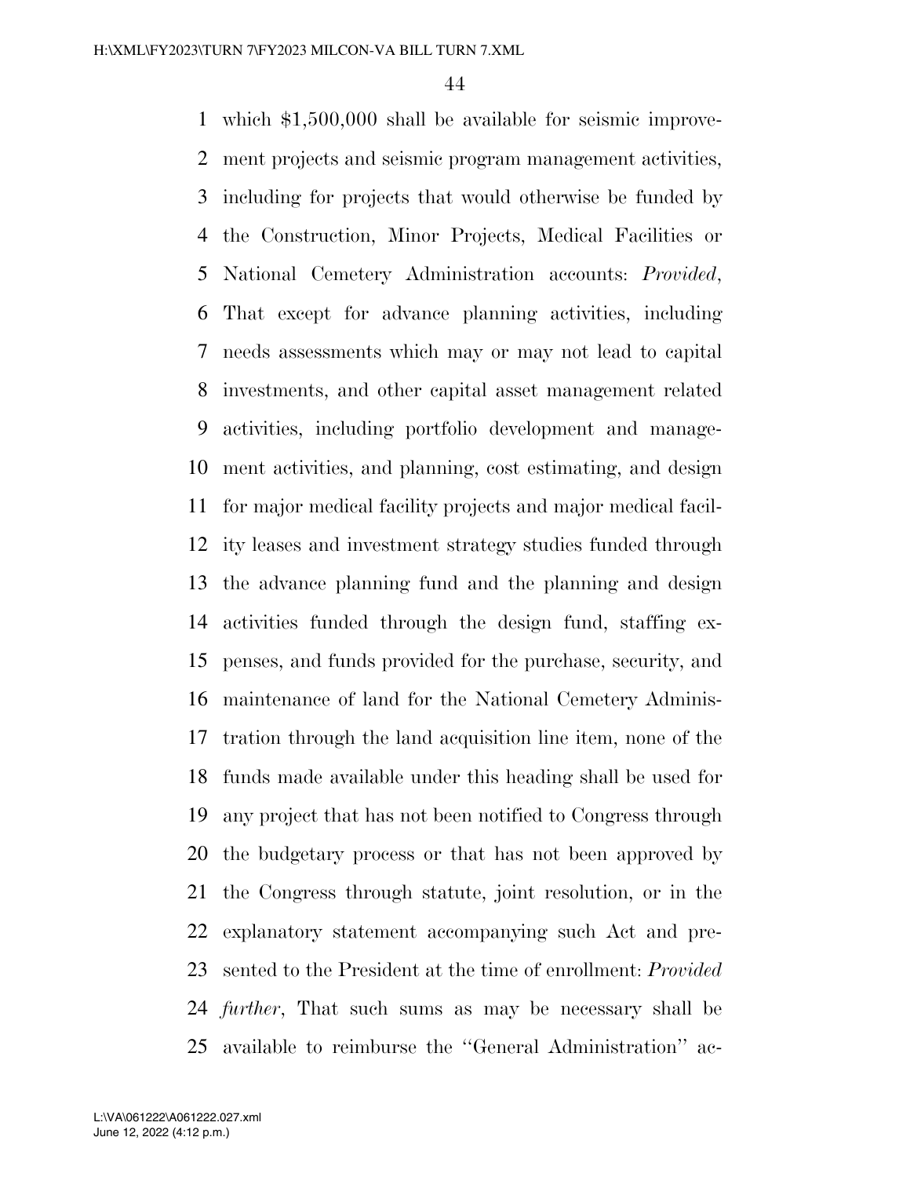which $1,500,000 shall be available for seismic improvement projects and seismic program management activities, including for projects that would otherwise be funded by the Construction, Minor Projects, Medical Facilities or National Cemetery Administration accounts: *Provided*, That except for advance planning activities, including needs assessments which may or may not lead to capital investments, and other capital asset management related activities, including portfolio development and management activities, and planning, cost estimating, and design for major medical facility projects and major medical facility leases and investment strategy studies funded through the advance planning fund and the planning and design activities funded through the design fund, staffing expenses, and funds provided for the purchase, security, and maintenance of land for the National Cemetery Administration through the land acquisition line item, none of the funds made available under this heading shall be used for any project that has not been notified to Congress through the budgetary process or that has not been approved by the Congress through statute, joint resolution, or in the explanatory statement accompanying such Act and presented to the President at the time of enrollment: *Provided further*, That such sums as may be necessary shall be available to reimburse the ''General Administration'' ac-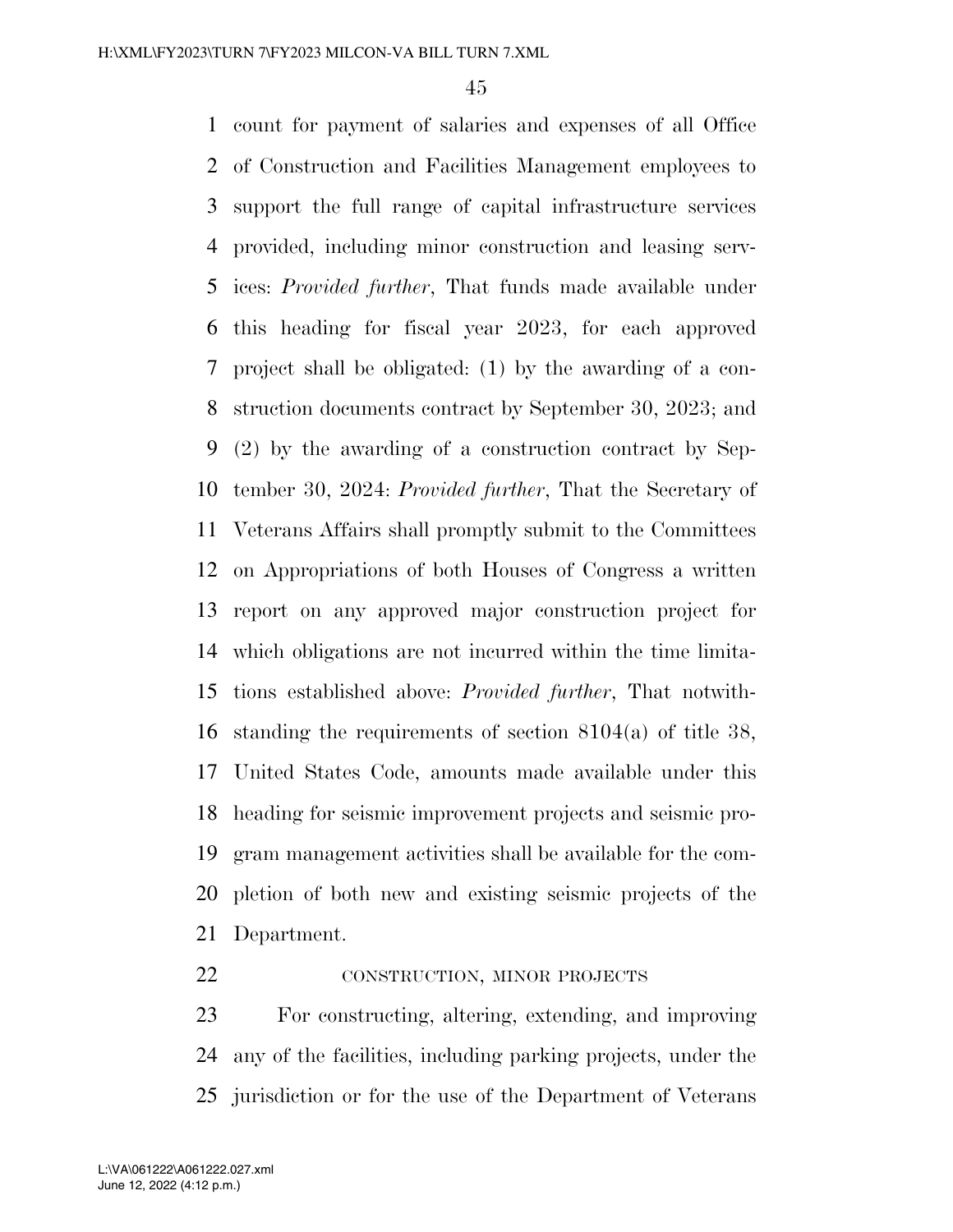count for payment of salaries and expenses of all Office of Construction and Facilities Management employees to support the full range of capital infrastructure services provided, including minor construction and leasing services: *Provided further*, That funds made available under this heading for fiscal year 2023, for each approved project shall be obligated: (1) by the awarding of a construction documents contract by September 30, 2023; and (2) by the awarding of a construction contract by September 30, 2024: *Provided further*, That the Secretary of Veterans Affairs shall promptly submit to the Committees on Appropriations of both Houses of Congress a written report on any approved major construction project for which obligations are not incurred within the time limitations established above: *Provided further*, That notwithstanding the requirements of section 8104(a) of title 38, United States Code, amounts made available under this heading for seismic improvement projects and seismic program management activities shall be available for the completion of both new and existing seismic projects of the Department.

CONSTRUCTION, MINOR PROJECTS

For constructing, altering, extending, and improving any of the facilities, including parking projects, under the jurisdiction or for the use of the Department of Veterans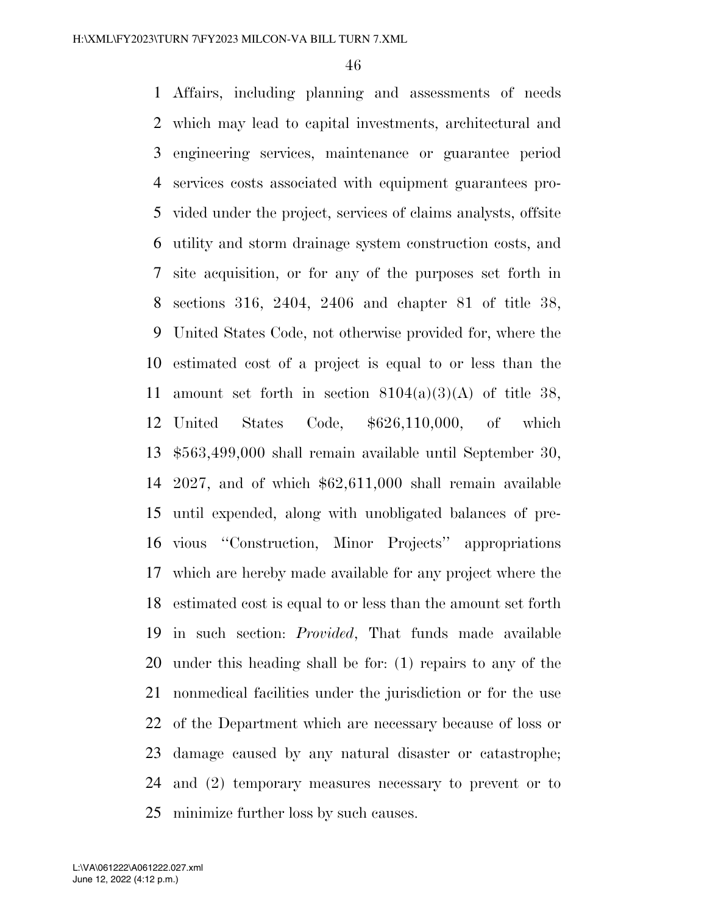Affairs, including planning and assessments of needs which may lead to capital investments, architectural and engineering services, maintenance or guarantee period services costs associated with equipment guarantees provided under the project, services of claims analysts, offsite utility and storm drainage system construction costs, and site acquisition, or for any of the purposes set forth in sections 316, 2404, 2406 and chapter 81 of title 38, United States Code, not otherwise provided for, where the estimated cost of a project is equal to or less than the amount set forth in section 8104(a)(3)(A) of title 38, United States Code, $626,110,000, of which $563,499,000 shall remain available until September 30, 2027, and of which $62,611,000 shall remain available until expended, along with unobligated balances of previous ''Construction, Minor Projects'' appropriations which are hereby made available for any project where the estimated cost is equal to or less than the amount set forth in such section: *Provided*, That funds made available under this heading shall be for: (1) repairs to any of the nonmedical facilities under the jurisdiction or for the use of the Department which are necessary because of loss or damage caused by any natural disaster or catastrophe; and (2) temporary measures necessary to prevent or to minimize further loss by such causes.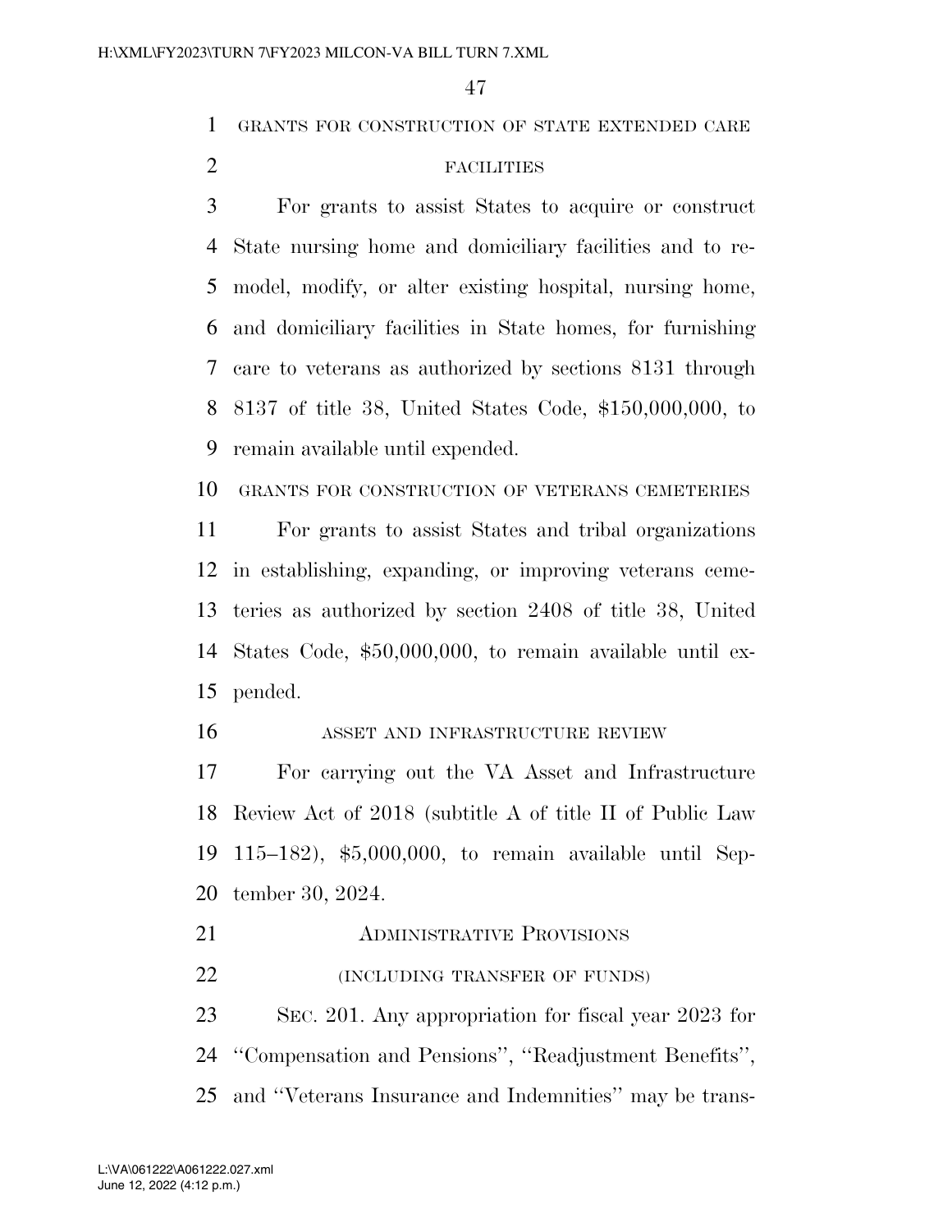GRANTS FOR CONSTRUCTION OF STATE EXTENDED CARE FACILITIES

For grants to assist States to acquire or construct State nursing home and domiciliary facilities and to remodel, modify, or alter existing hospital, nursing home, and domiciliary facilities in State homes, for furnishing care to veterans as authorized by sections 8131 through 8137 of title 38, United States Code, $150,000,000, to remain available until expended.

GRANTS FOR CONSTRUCTION OF VETERANS CEMETERIES

For grants to assist States and tribal organizations in establishing, expanding, or improving veterans cemeteries as authorized by section 2408 of title 38, United States Code, $50,000,000, to remain available until expended.

ASSET AND INFRASTRUCTURE REVIEW

For carrying out the VA Asset and Infrastructure Review Act of 2018 (subtitle A of title II of Public Law 115–182), $5,000,000, to remain available until September 30, 2024.

ADMINISTRATIVE PROVISIONS

(INCLUDING TRANSFER OF FUNDS)

SEC. 201. Any appropriation for fiscal year 2023 for ''Compensation and Pensions'', ''Readjustment Benefits'', and ''Veterans Insurance and Indemnities'' may be trans-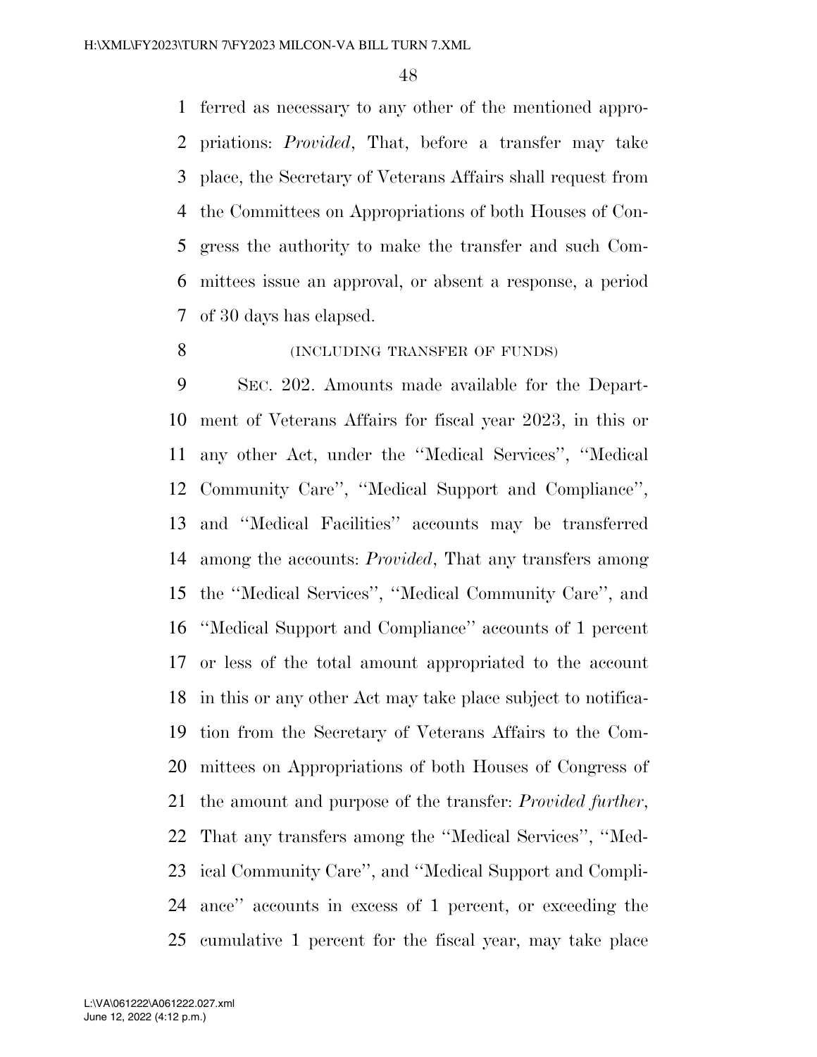ferred as necessary to any other of the mentioned appropriations: *Provided*, That, before a transfer may take place, the Secretary of Veterans Affairs shall request from the Committees on Appropriations of both Houses of Congress the authority to make the transfer and such Committees issue an approval, or absent a response, a period of 30 days has elapsed.

(INCLUDING TRANSFER OF FUNDS)

SEC. 202. Amounts made available for the Department of Veterans Affairs for fiscal year 2023, in this or any other Act, under the ''Medical Services'', ''Medical Community Care'', ''Medical Support and Compliance'', and ''Medical Facilities'' accounts may be transferred among the accounts: *Provided*, That any transfers among the ''Medical Services'', ''Medical Community Care'', and ''Medical Support and Compliance'' accounts of 1 percent or less of the total amount appropriated to the account in this or any other Act may take place subject to notification from the Secretary of Veterans Affairs to the Committees on Appropriations of both Houses of Congress of the amount and purpose of the transfer: *Provided further*, That any transfers among the ''Medical Services'', ''Medical Community Care'', and ''Medical Support and Compliance'' accounts in excess of 1 percent, or exceeding the cumulative 1 percent for the fiscal year, may take place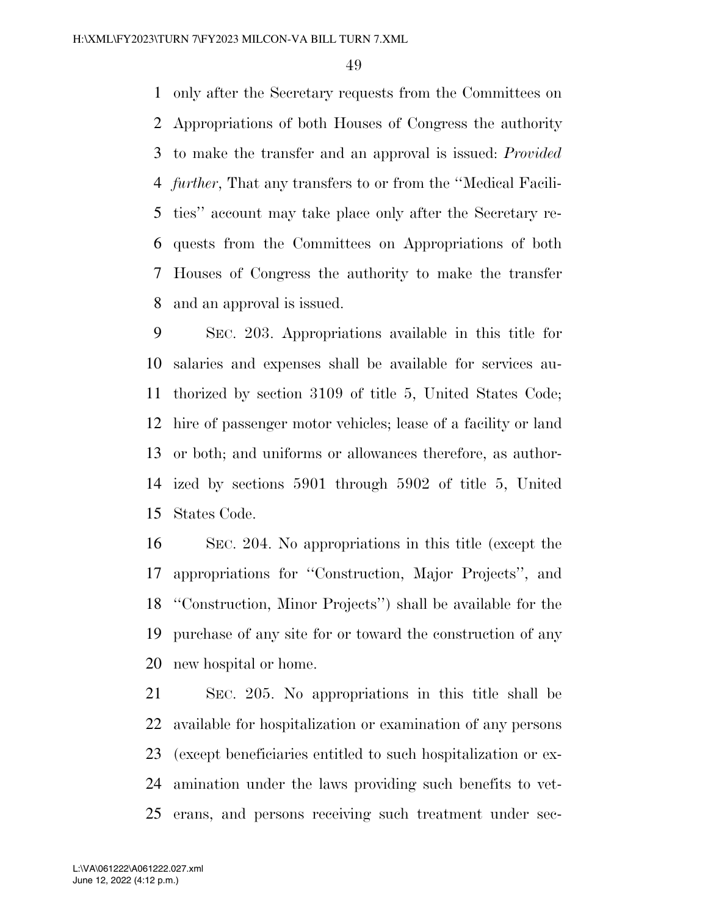only after the Secretary requests from the Committees on Appropriations of both Houses of Congress the authority to make the transfer and an approval is issued: *Provided further*, That any transfers to or from the ''Medical Facilities'' account may take place only after the Secretary requests from the Committees on Appropriations of both Houses of Congress the authority to make the transfer and an approval is issued.

SEC. 203. Appropriations available in this title for salaries and expenses shall be available for services authorized by section 3109 of title 5, United States Code; hire of passenger motor vehicles; lease of a facility or land or both; and uniforms or allowances therefore, as authorized by sections 5901 through 5902 of title 5, United States Code.

SEC. 204. No appropriations in this title (except the appropriations for ''Construction, Major Projects'', and ''Construction, Minor Projects'') shall be available for the purchase of any site for or toward the construction of any new hospital or home.

SEC. 205. No appropriations in this title shall be available for hospitalization or examination of any persons (except beneficiaries entitled to such hospitalization or examination under the laws providing such benefits to veterans, and persons receiving such treatment under sec-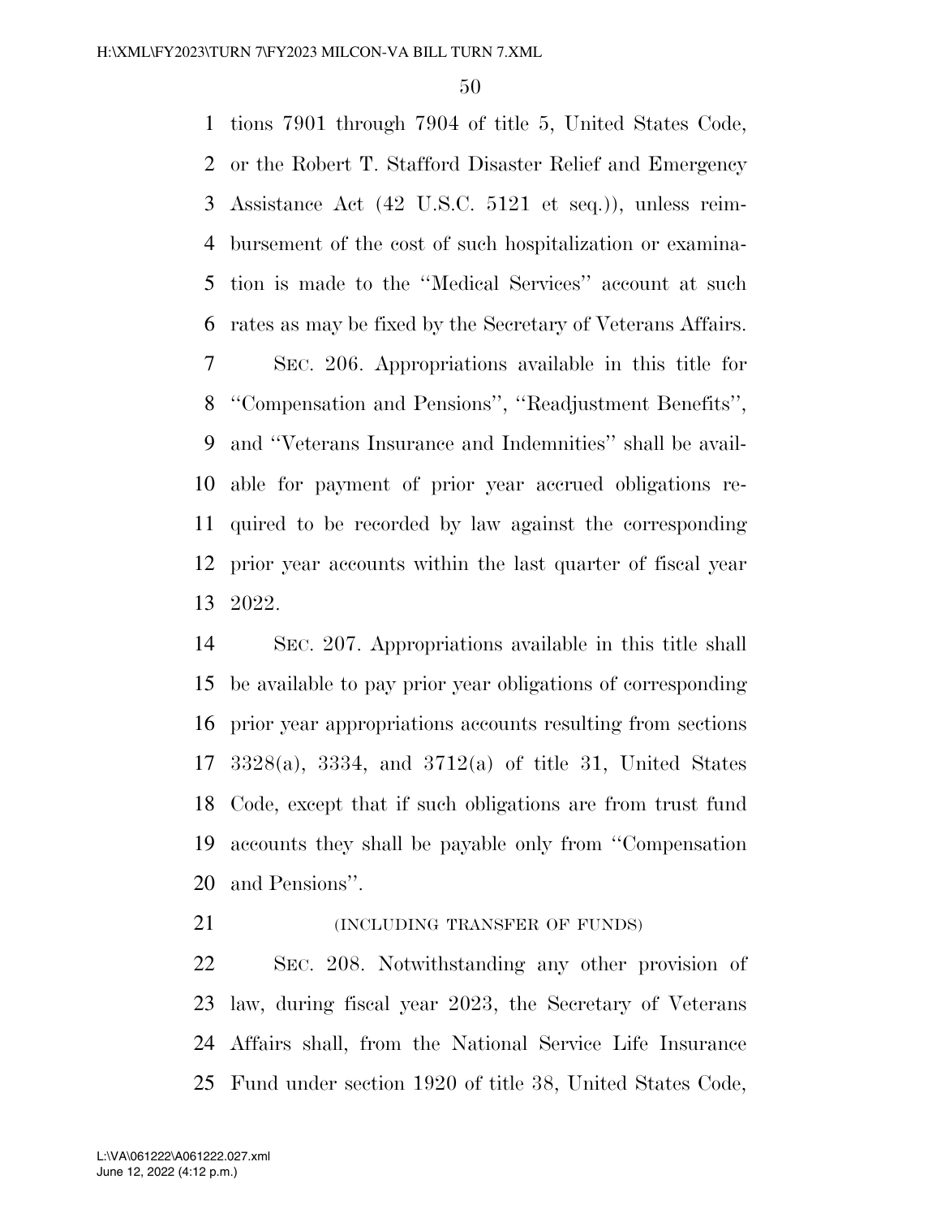tions 7901 through 7904 of title 5, United States Code, or the Robert T. Stafford Disaster Relief and Emergency Assistance Act (42 U.S.C. 5121 et seq.)), unless reimbursement of the cost of such hospitalization or examination is made to the ''Medical Services'' account at such rates as may be fixed by the Secretary of Veterans Affairs.

SEC. 206. Appropriations available in this title for ''Compensation and Pensions'', ''Readjustment Benefits'', and ''Veterans Insurance and Indemnities'' shall be available for payment of prior year accrued obligations required to be recorded by law against the corresponding prior year accounts within the last quarter of fiscal year 2022.

SEC. 207. Appropriations available in this title shall be available to pay prior year obligations of corresponding prior year appropriations accounts resulting from sections 3328(a), 3334, and 3712(a) of title 31, United States Code, except that if such obligations are from trust fund accounts they shall be payable only from ''Compensation and Pensions''.

(INCLUDING TRANSFER OF FUNDS)

SEC. 208. Notwithstanding any other provision of law, during fiscal year 2023, the Secretary of Veterans Affairs shall, from the National Service Life Insurance Fund under section 1920 of title 38, United States Code,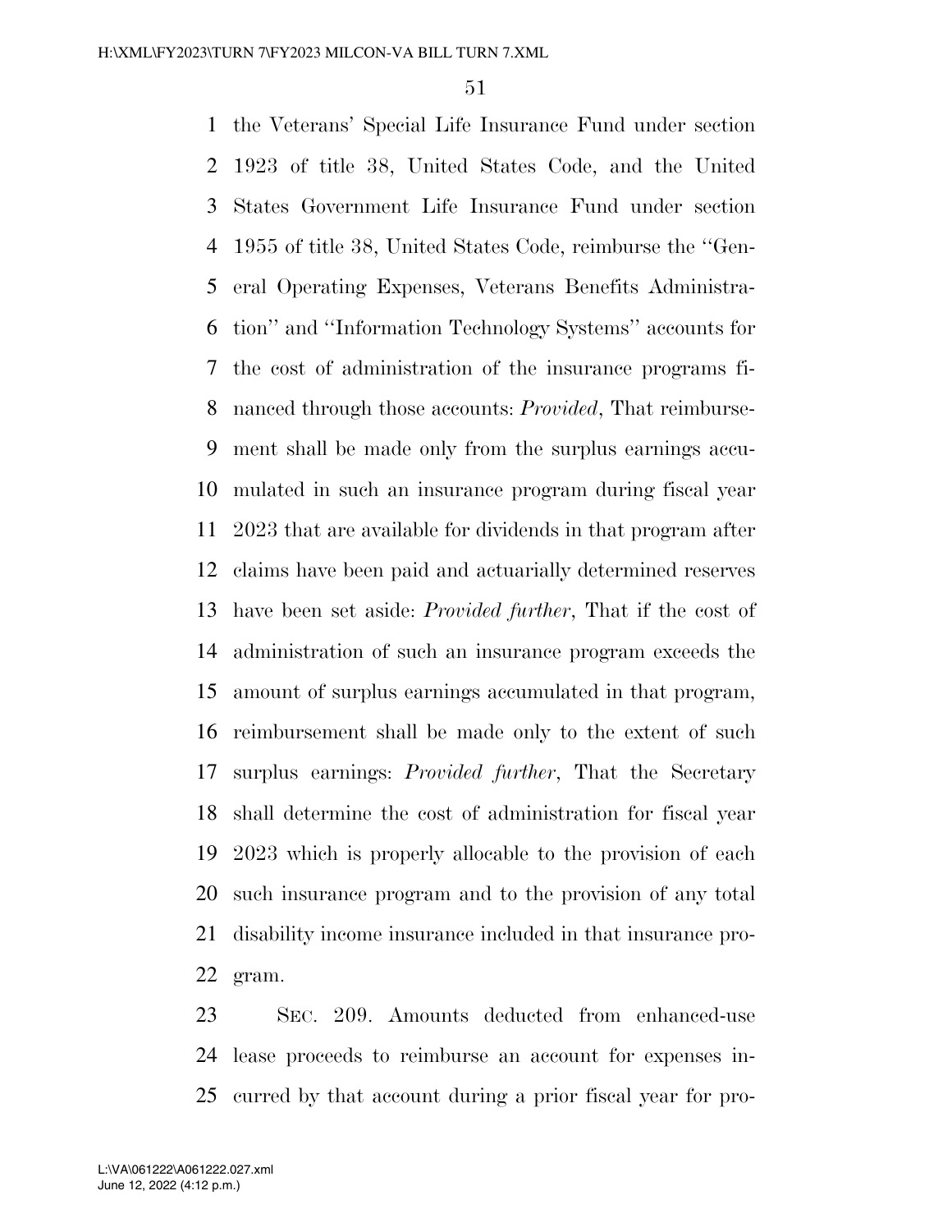the Veterans' Special Life Insurance Fund under section 1923 of title 38, United States Code, and the United States Government Life Insurance Fund under section 1955 of title 38, United States Code, reimburse the ''General Operating Expenses, Veterans Benefits Administration'' and ''Information Technology Systems'' accounts for the cost of administration of the insurance programs financed through those accounts: *Provided*, That reimbursement shall be made only from the surplus earnings accumulated in such an insurance program during fiscal year 2023 that are available for dividends in that program after claims have been paid and actuarially determined reserves have been set aside: *Provided further*, That if the cost of administration of such an insurance program exceeds the amount of surplus earnings accumulated in that program, reimbursement shall be made only to the extent of such surplus earnings: *Provided further*, That the Secretary shall determine the cost of administration for fiscal year 2023 which is properly allocable to the provision of each such insurance program and to the provision of any total disability income insurance included in that insurance program.

SEC. 209. Amounts deducted from enhanced-use lease proceeds to reimburse an account for expenses incurred by that account during a prior fiscal year for pro-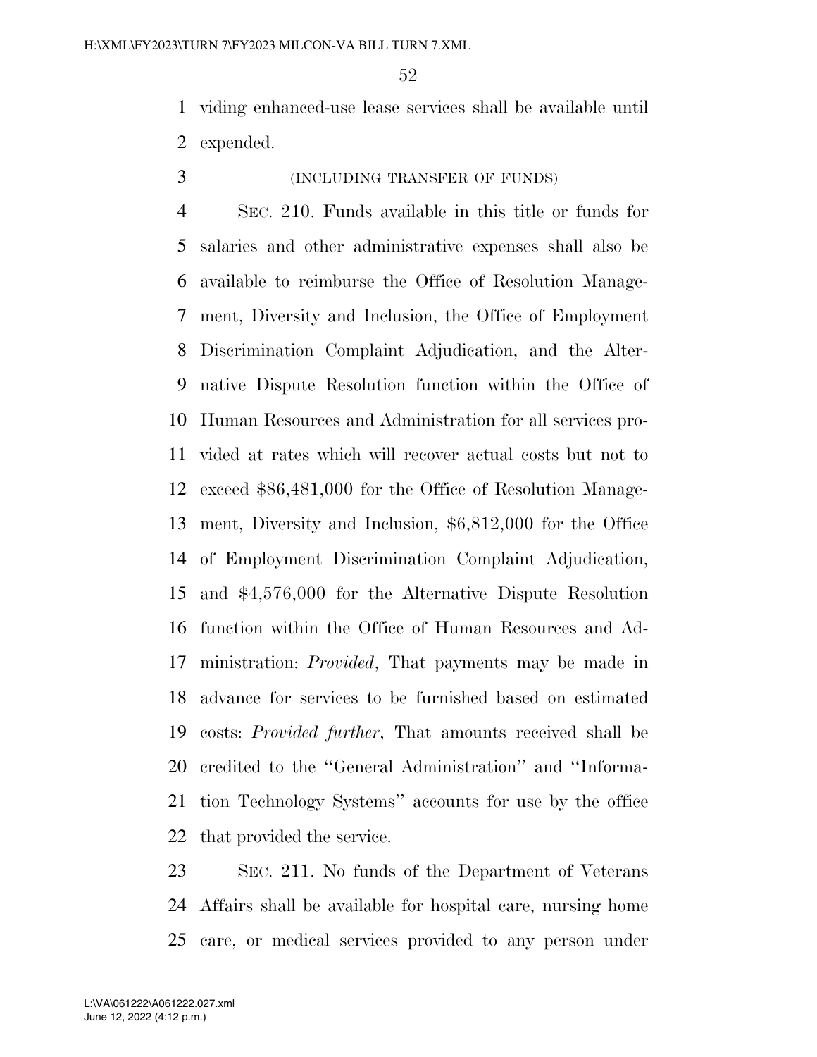viding enhanced-use lease services shall be available until expended.

(INCLUDING TRANSFER OF FUNDS)

SEC. 210. Funds available in this title or funds for salaries and other administrative expenses shall also be available to reimburse the Office of Resolution Management, Diversity and Inclusion, the Office of Employment Discrimination Complaint Adjudication, and the Alternative Dispute Resolution function within the Office of Human Resources and Administration for all services provided at rates which will recover actual costs but not to exceed $86,481,000 for the Office of Resolution Management, Diversity and Inclusion, $6,812,000 for the Office of Employment Discrimination Complaint Adjudication, and $4,576,000 for the Alternative Dispute Resolution function within the Office of Human Resources and Administration: *Provided*, That payments may be made in advance for services to be furnished based on estimated costs: *Provided further*, That amounts received shall be credited to the ''General Administration'' and ''Information Technology Systems'' accounts for use by the office that provided the service.

SEC. 211. No funds of the Department of Veterans Affairs shall be available for hospital care, nursing home care, or medical services provided to any person under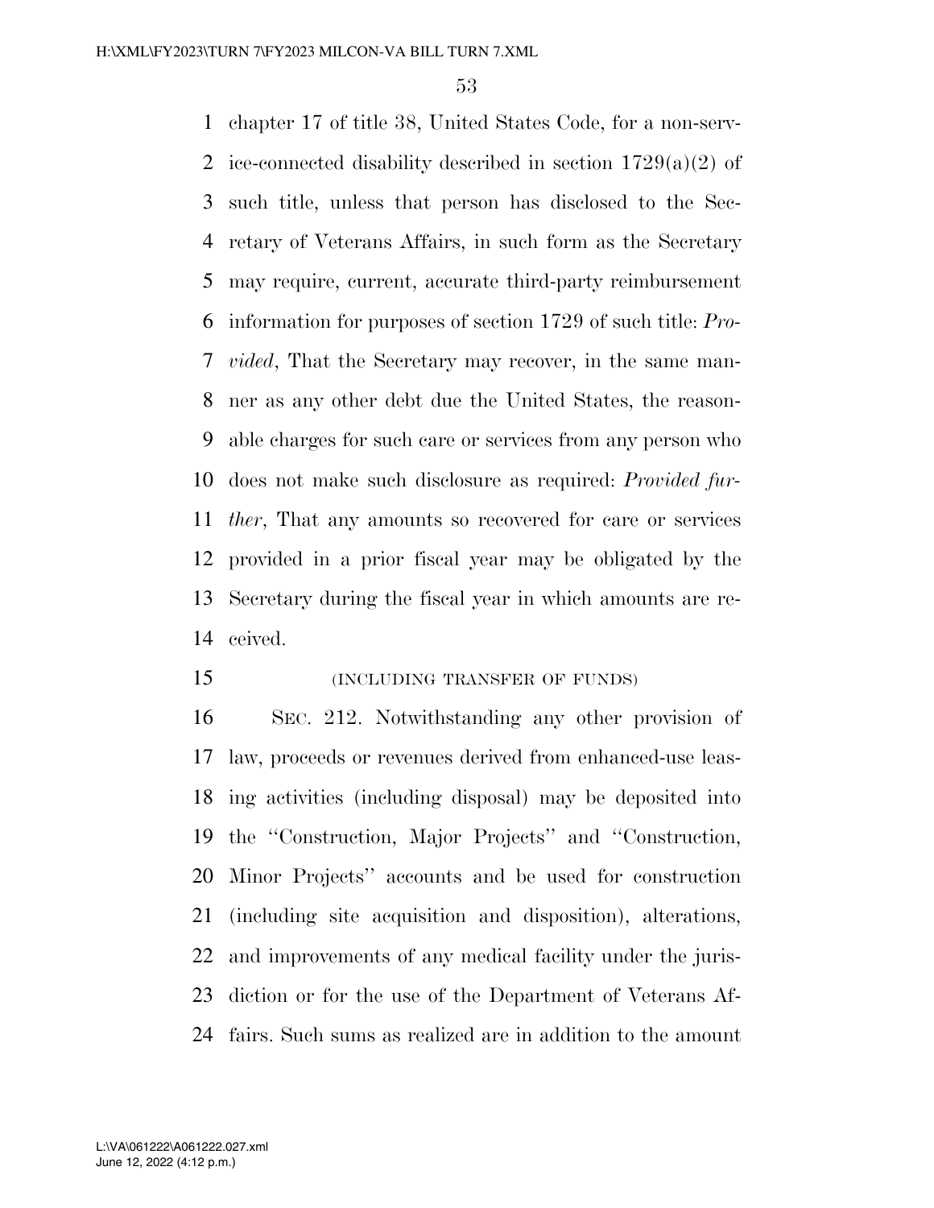chapter 17 of title 38, United States Code, for a non-service-connected disability described in section 1729(a)(2) of such title, unless that person has disclosed to the Secretary of Veterans Affairs, in such form as the Secretary may require, current, accurate third-party reimbursement information for purposes of section 1729 of such title: *Provided*, That the Secretary may recover, in the same manner as any other debt due the United States, the reasonable charges for such care or services from any person who does not make such disclosure as required: *Provided further*, That any amounts so recovered for care or services provided in a prior fiscal year may be obligated by the Secretary during the fiscal year in which amounts are received.

(INCLUDING TRANSFER OF FUNDS)

SEC. 212. Notwithstanding any other provision of law, proceeds or revenues derived from enhanced-use leasing activities (including disposal) may be deposited into the ''Construction, Major Projects'' and ''Construction, Minor Projects'' accounts and be used for construction (including site acquisition and disposition), alterations, and improvements of any medical facility under the jurisdiction or for the use of the Department of Veterans Affairs. Such sums as realized are in addition to the amount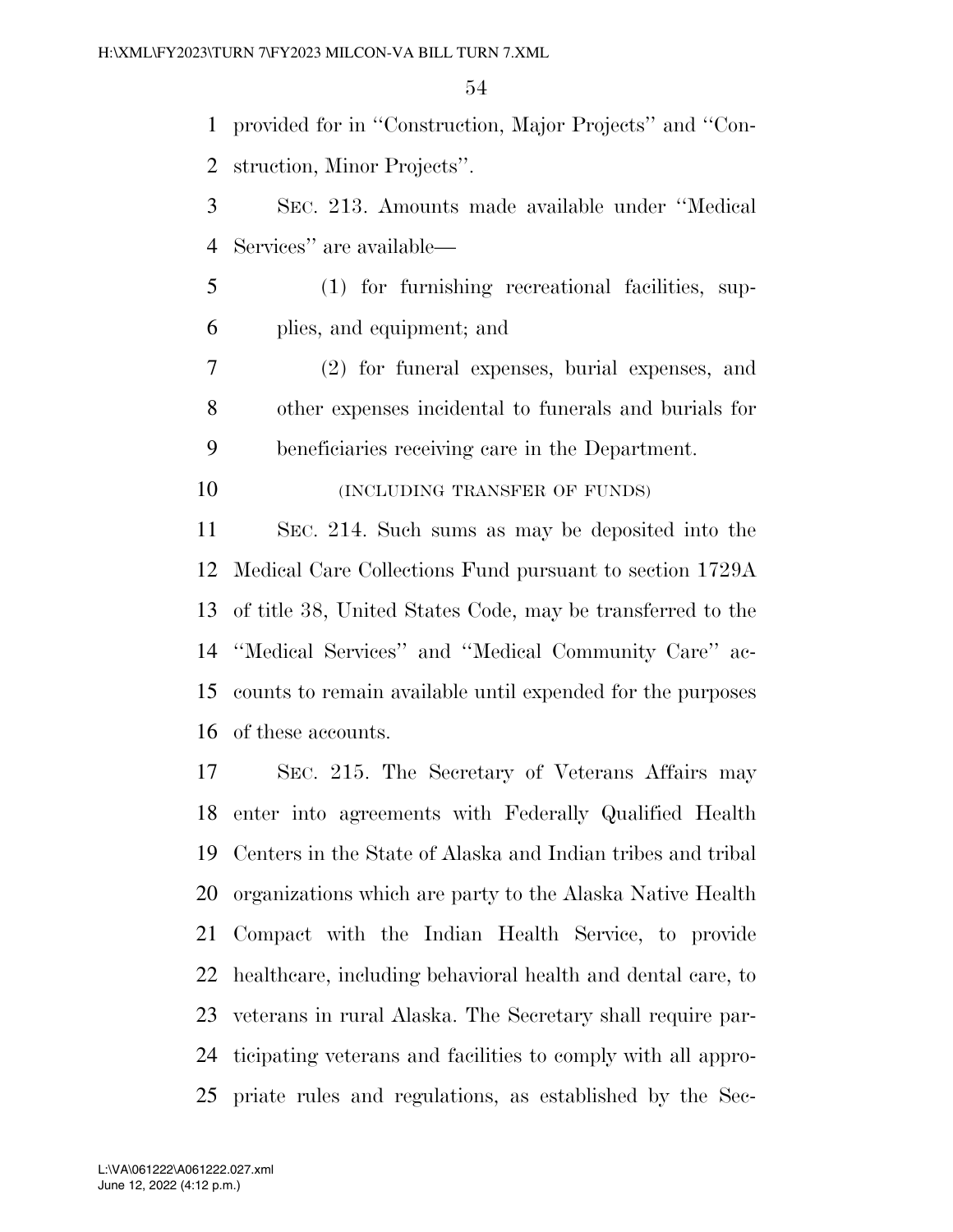provided for in ''Construction, Major Projects'' and ''Construction, Minor Projects''.

SEC. 213. Amounts made available under ''Medical Services'' are available—

(1) for furnishing recreational facilities, supplies, and equipment; and

(2) for funeral expenses, burial expenses, and other expenses incidental to funerals and burials for beneficiaries receiving care in the Department.

(INCLUDING TRANSFER OF FUNDS)

SEC. 214. Such sums as may be deposited into the Medical Care Collections Fund pursuant to section 1729A of title 38, United States Code, may be transferred to the ''Medical Services'' and ''Medical Community Care'' accounts to remain available until expended for the purposes of these accounts.

SEC. 215. The Secretary of Veterans Affairs may enter into agreements with Federally Qualified Health Centers in the State of Alaska and Indian tribes and tribal organizations which are party to the Alaska Native Health Compact with the Indian Health Service, to provide healthcare, including behavioral health and dental care, to veterans in rural Alaska. The Secretary shall require participating veterans and facilities to comply with all appropriate rules and regulations, as established by the Sec-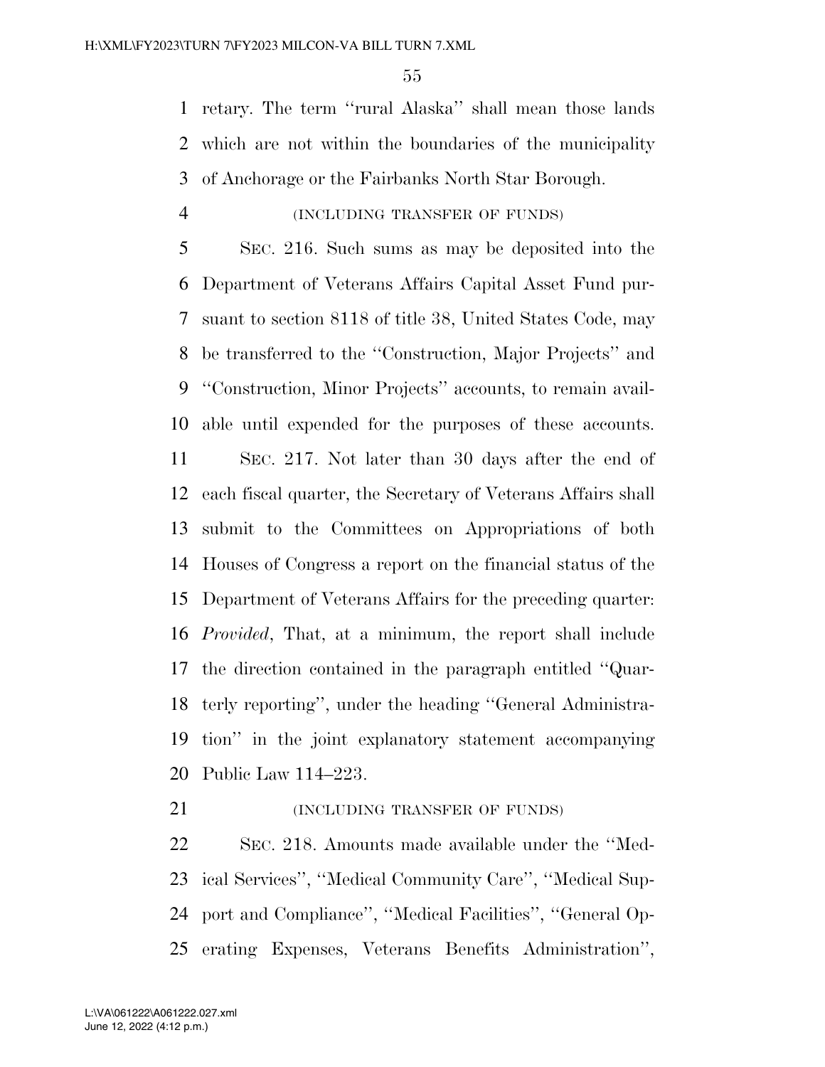retary. The term ''rural Alaska'' shall mean those lands which are not within the boundaries of the municipality of Anchorage or the Fairbanks North Star Borough.

(INCLUDING TRANSFER OF FUNDS)

SEC. 216. Such sums as may be deposited into the Department of Veterans Affairs Capital Asset Fund pursuant to section 8118 of title 38, United States Code, may be transferred to the ''Construction, Major Projects'' and ''Construction, Minor Projects'' accounts, to remain available until expended for the purposes of these accounts.

SEC. 217. Not later than 30 days after the end of each fiscal quarter, the Secretary of Veterans Affairs shall submit to the Committees on Appropriations of both Houses of Congress a report on the financial status of the Department of Veterans Affairs for the preceding quarter: *Provided*, That, at a minimum, the report shall include the direction contained in the paragraph entitled ''Quarterly reporting'', under the heading ''General Administration'' in the joint explanatory statement accompanying Public Law 114–223.

(INCLUDING TRANSFER OF FUNDS)

SEC. 218. Amounts made available under the ''Medical Services'', ''Medical Community Care'', ''Medical Support and Compliance'', ''Medical Facilities'', ''General Operating Expenses, Veterans Benefits Administration'',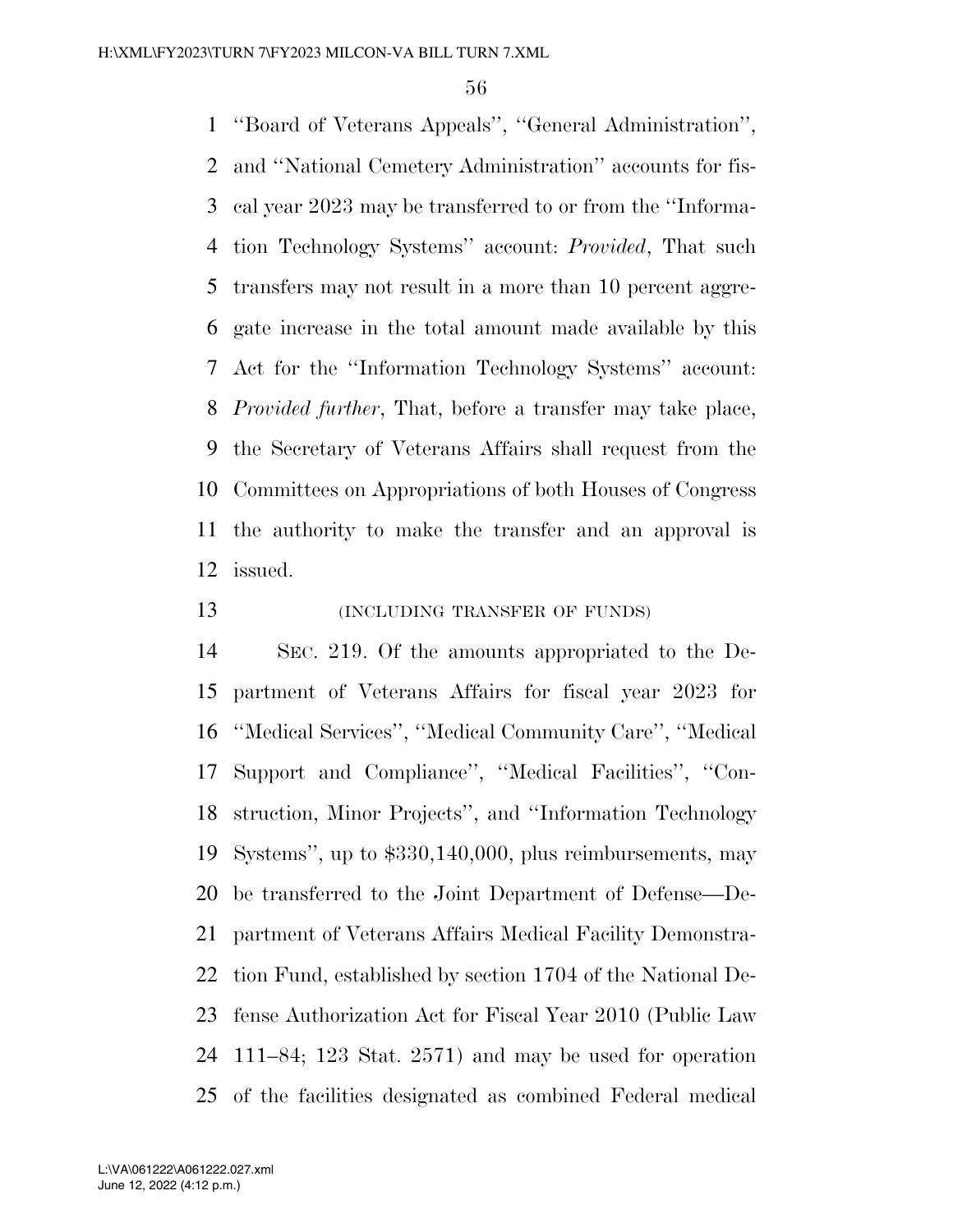''Board of Veterans Appeals'', ''General Administration'', and ''National Cemetery Administration'' accounts for fiscal year 2023 may be transferred to or from the ''Information Technology Systems'' account: *Provided*, That such transfers may not result in a more than 10 percent aggregate increase in the total amount made available by this Act for the ''Information Technology Systems'' account: *Provided further*, That, before a transfer may take place, the Secretary of Veterans Affairs shall request from the Committees on Appropriations of both Houses of Congress the authority to make the transfer and an approval is issued.

(INCLUDING TRANSFER OF FUNDS)

SEC. 219. Of the amounts appropriated to the Department of Veterans Affairs for fiscal year 2023 for ''Medical Services'', ''Medical Community Care'', ''Medical Support and Compliance'', ''Medical Facilities'', ''Construction, Minor Projects'', and ''Information Technology Systems'', up to $330,140,000, plus reimbursements, may be transferred to the Joint Department of Defense—Department of Veterans Affairs Medical Facility Demonstration Fund, established by section 1704 of the National Defense Authorization Act for Fiscal Year 2010 (Public Law 111–84; 123 Stat. 2571) and may be used for operation of the facilities designated as combined Federal medical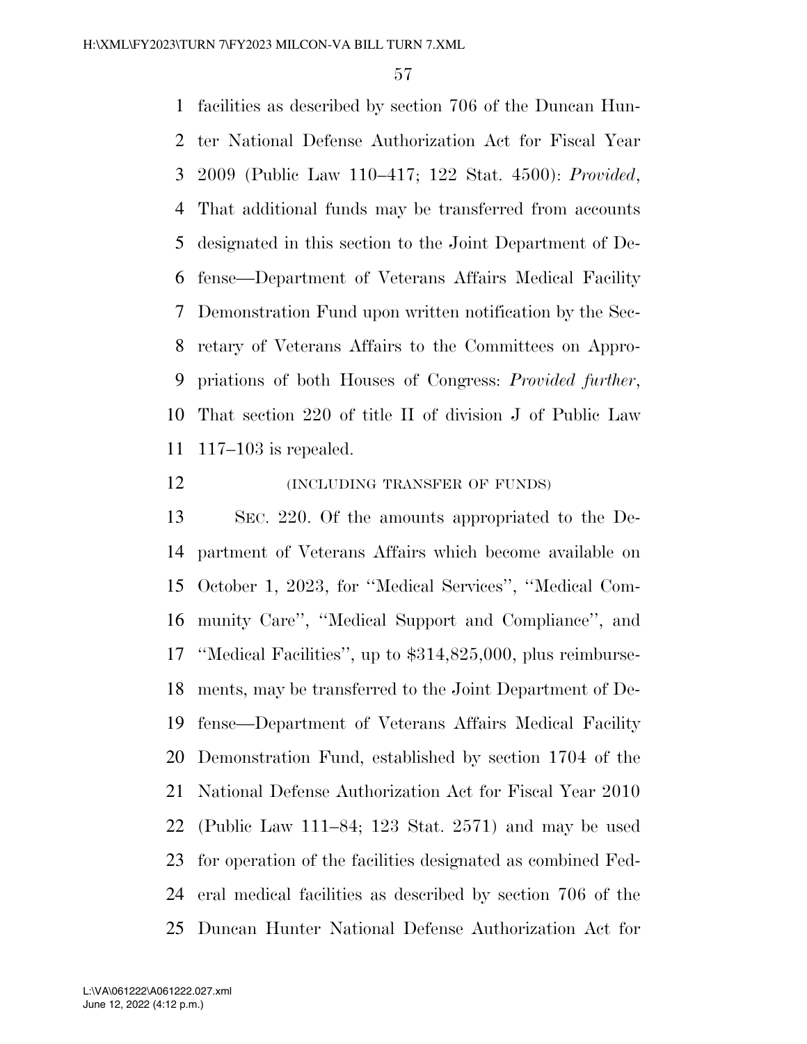facilities as described by section 706 of the Duncan Hunter National Defense Authorization Act for Fiscal Year 2009 (Public Law 110–417; 122 Stat. 4500): *Provided*, That additional funds may be transferred from accounts designated in this section to the Joint Department of Defense—Department of Veterans Affairs Medical Facility Demonstration Fund upon written notification by the Secretary of Veterans Affairs to the Committees on Appropriations of both Houses of Congress: *Provided further*, That section 220 of title II of division J of Public Law 117–103 is repealed.

(INCLUDING TRANSFER OF FUNDS)

SEC. 220. Of the amounts appropriated to the Department of Veterans Affairs which become available on October 1, 2023, for ''Medical Services'', ''Medical Community Care'', ''Medical Support and Compliance'', and ''Medical Facilities'', up to $314,825,000, plus reimbursements, may be transferred to the Joint Department of Defense—Department of Veterans Affairs Medical Facility Demonstration Fund, established by section 1704 of the National Defense Authorization Act for Fiscal Year 2010 (Public Law 111–84; 123 Stat. 2571) and may be used for operation of the facilities designated as combined Federal medical facilities as described by section 706 of the Duncan Hunter National Defense Authorization Act for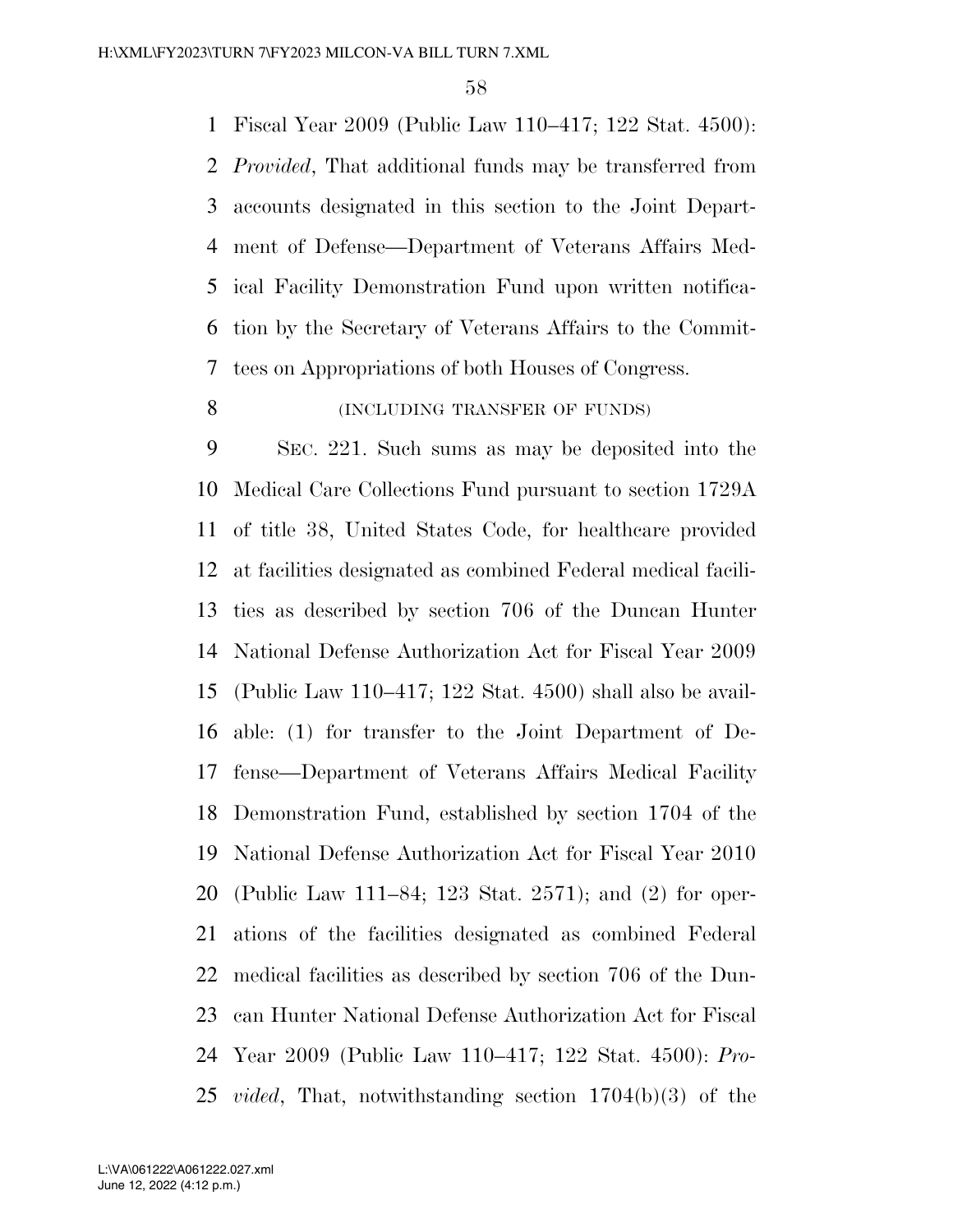Fiscal Year 2009 (Public Law 110–417; 122 Stat. 4500): *Provided*, That additional funds may be transferred from accounts designated in this section to the Joint Department of Defense—Department of Veterans Affairs Medical Facility Demonstration Fund upon written notification by the Secretary of Veterans Affairs to the Committees on Appropriations of both Houses of Congress.

(INCLUDING TRANSFER OF FUNDS)

SEC. 221. Such sums as may be deposited into the Medical Care Collections Fund pursuant to section 1729A of title 38, United States Code, for healthcare provided at facilities designated as combined Federal medical facilities as described by section 706 of the Duncan Hunter National Defense Authorization Act for Fiscal Year 2009 (Public Law 110–417; 122 Stat. 4500) shall also be available: (1) for transfer to the Joint Department of Defense—Department of Veterans Affairs Medical Facility Demonstration Fund, established by section 1704 of the National Defense Authorization Act for Fiscal Year 2010 (Public Law 111–84; 123 Stat. 2571); and (2) for operations of the facilities designated as combined Federal medical facilities as described by section 706 of the Duncan Hunter National Defense Authorization Act for Fiscal Year 2009 (Public Law 110–417; 122 Stat. 4500): *Provided*, That, notwithstanding section 1704(b)(3) of the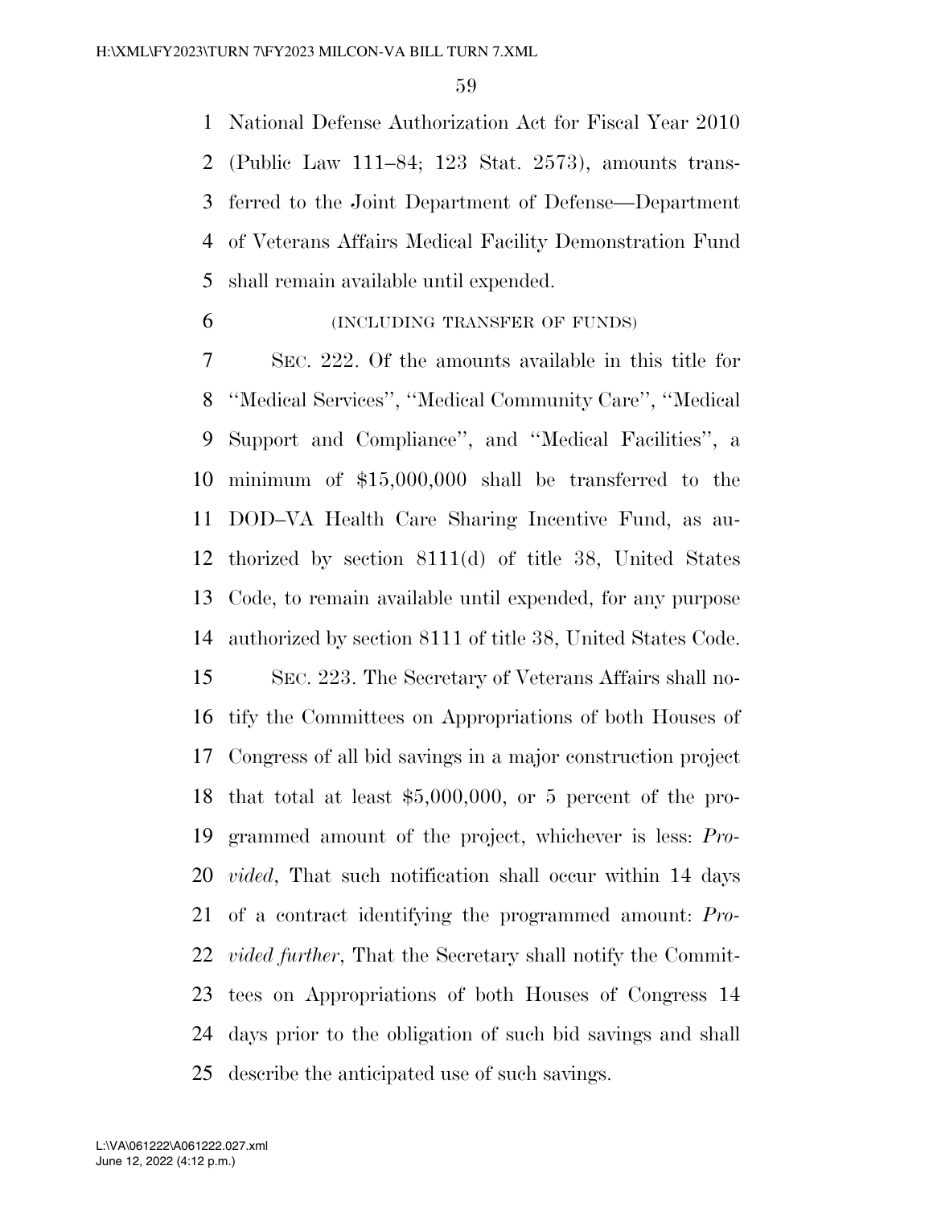National Defense Authorization Act for Fiscal Year 2010 (Public Law 111–84; 123 Stat. 2573), amounts transferred to the Joint Department of Defense—Department of Veterans Affairs Medical Facility Demonstration Fund shall remain available until expended.

(INCLUDING TRANSFER OF FUNDS)

SEC. 222. Of the amounts available in this title for ''Medical Services'', ''Medical Community Care'', ''Medical Support and Compliance'', and ''Medical Facilities'', a minimum of $15,000,000 shall be transferred to the DOD–VA Health Care Sharing Incentive Fund, as authorized by section 8111(d) of title 38, United States Code, to remain available until expended, for any purpose authorized by section 8111 of title 38, United States Code.

SEC. 223. The Secretary of Veterans Affairs shall notify the Committees on Appropriations of both Houses of Congress of all bid savings in a major construction project that total at least $5,000,000, or 5 percent of the programmed amount of the project, whichever is less: *Provided*, That such notification shall occur within 14 days of a contract identifying the programmed amount: *Provided further*, That the Secretary shall notify the Committees on Appropriations of both Houses of Congress 14 days prior to the obligation of such bid savings and shall describe the anticipated use of such savings.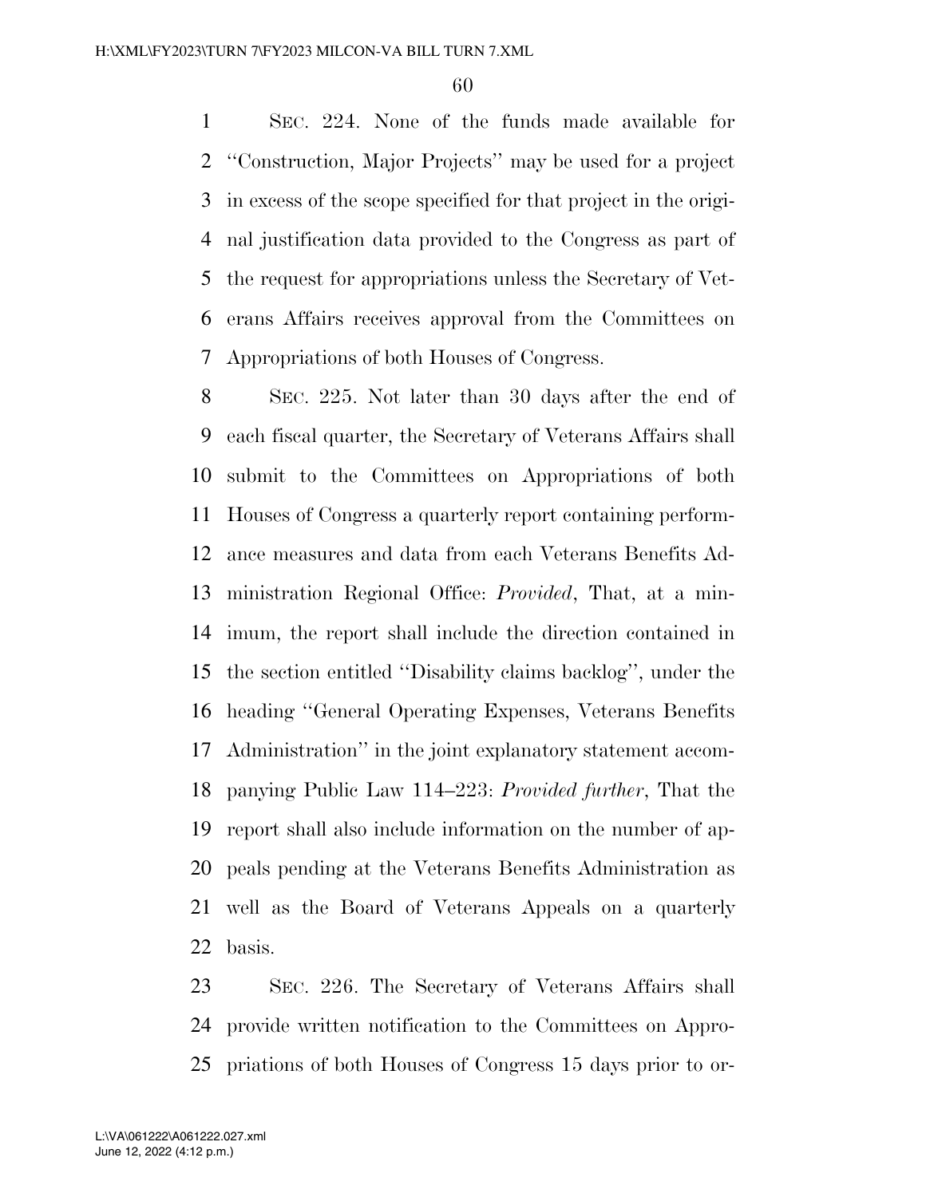SEC. 224. None of the funds made available for ''Construction, Major Projects'' may be used for a project in excess of the scope specified for that project in the original justification data provided to the Congress as part of the request for appropriations unless the Secretary of Veterans Affairs receives approval from the Committees on Appropriations of both Houses of Congress.

SEC. 225. Not later than 30 days after the end of each fiscal quarter, the Secretary of Veterans Affairs shall submit to the Committees on Appropriations of both Houses of Congress a quarterly report containing performance measures and data from each Veterans Benefits Administration Regional Office: *Provided*, That, at a minimum, the report shall include the direction contained in the section entitled ''Disability claims backlog'', under the heading ''General Operating Expenses, Veterans Benefits Administration'' in the joint explanatory statement accompanying Public Law 114–223: *Provided further*, That the report shall also include information on the number of appeals pending at the Veterans Benefits Administration as well as the Board of Veterans Appeals on a quarterly basis.

SEC. 226. The Secretary of Veterans Affairs shall provide written notification to the Committees on Appropriations of both Houses of Congress 15 days prior to or-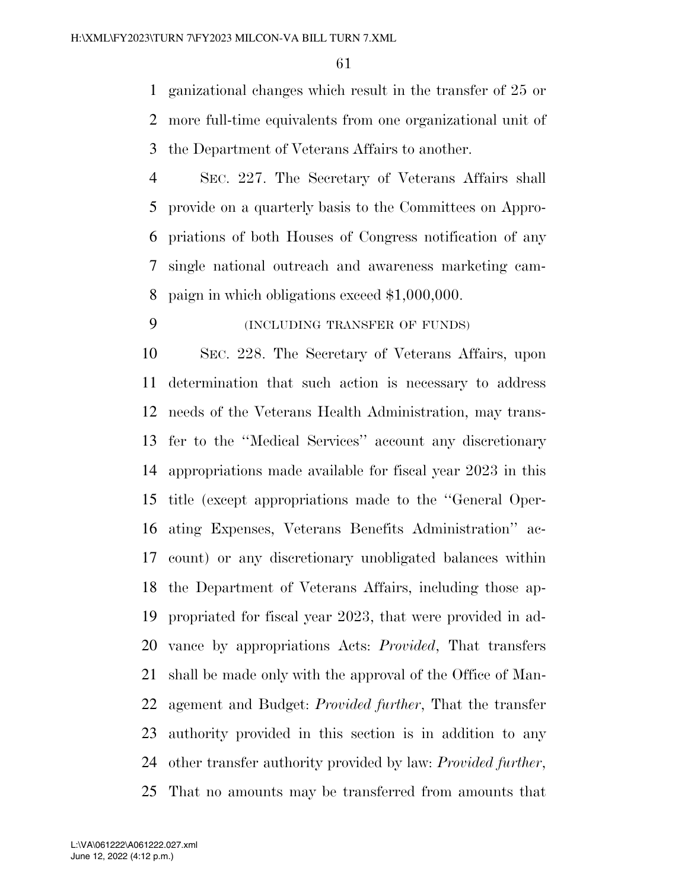ganizational changes which result in the transfer of 25 or more full-time equivalents from one organizational unit of the Department of Veterans Affairs to another.

SEC. 227. The Secretary of Veterans Affairs shall provide on a quarterly basis to the Committees on Appropriations of both Houses of Congress notification of any single national outreach and awareness marketing campaign in which obligations exceed $1,000,000.

(INCLUDING TRANSFER OF FUNDS)

SEC. 228. The Secretary of Veterans Affairs, upon determination that such action is necessary to address needs of the Veterans Health Administration, may transfer to the ''Medical Services'' account any discretionary appropriations made available for fiscal year 2023 in this title (except appropriations made to the ''General Operating Expenses, Veterans Benefits Administration'' account) or any discretionary unobligated balances within the Department of Veterans Affairs, including those appropriated for fiscal year 2023, that were provided in advance by appropriations Acts: *Provided*, That transfers shall be made only with the approval of the Office of Management and Budget: *Provided further*, That the transfer authority provided in this section is in addition to any other transfer authority provided by law: *Provided further*, That no amounts may be transferred from amounts that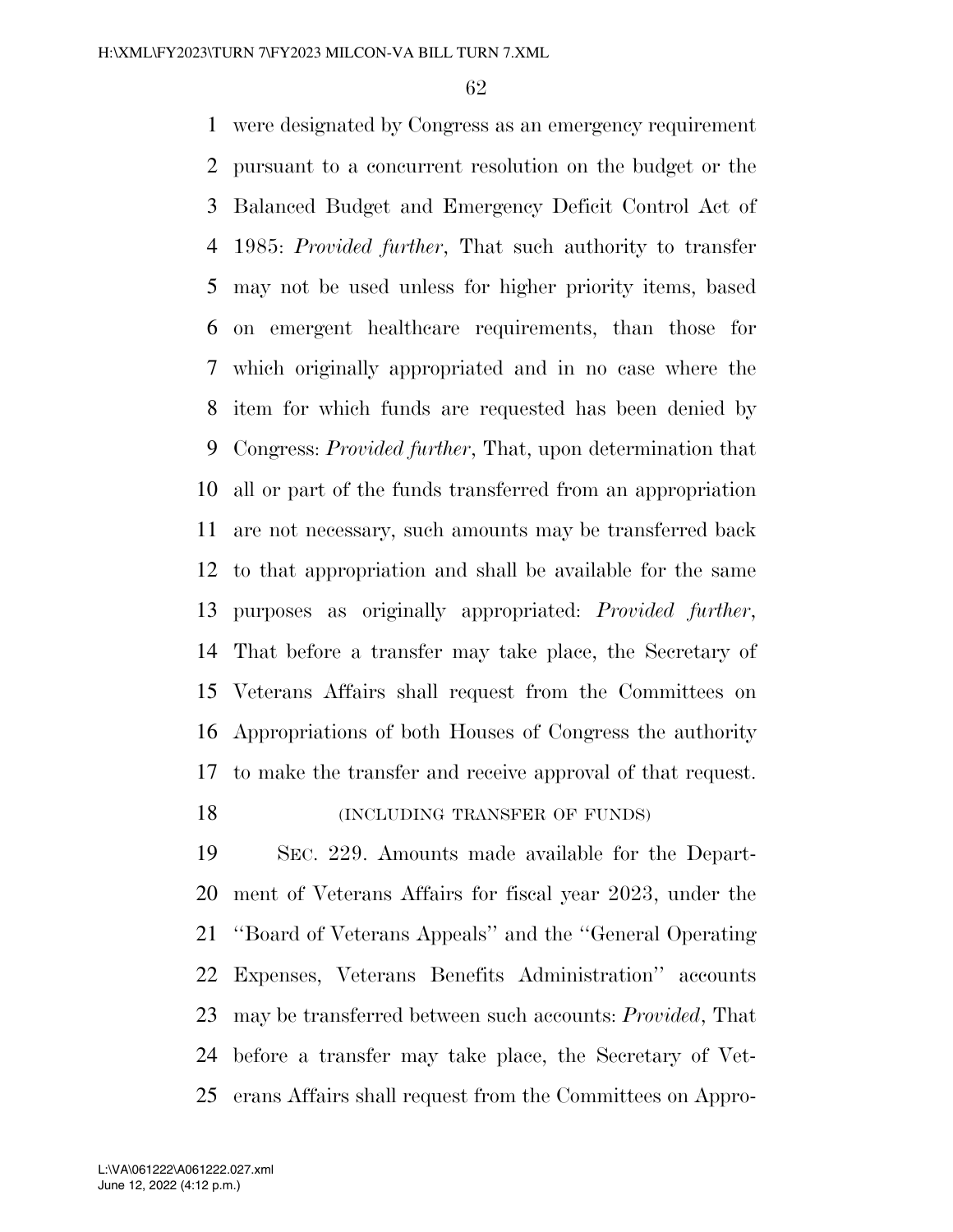were designated by Congress as an emergency requirement pursuant to a concurrent resolution on the budget or the Balanced Budget and Emergency Deficit Control Act of 1985: *Provided further*, That such authority to transfer may not be used unless for higher priority items, based on emergent healthcare requirements, than those for which originally appropriated and in no case where the item for which funds are requested has been denied by Congress: *Provided further*, That, upon determination that all or part of the funds transferred from an appropriation are not necessary, such amounts may be transferred back to that appropriation and shall be available for the same purposes as originally appropriated: *Provided further*, That before a transfer may take place, the Secretary of Veterans Affairs shall request from the Committees on Appropriations of both Houses of Congress the authority to make the transfer and receive approval of that request.

(INCLUDING TRANSFER OF FUNDS)

SEC. 229. Amounts made available for the Department of Veterans Affairs for fiscal year 2023, under the ''Board of Veterans Appeals'' and the ''General Operating Expenses, Veterans Benefits Administration'' accounts may be transferred between such accounts: *Provided*, That before a transfer may take place, the Secretary of Veterans Affairs shall request from the Committees on Appro-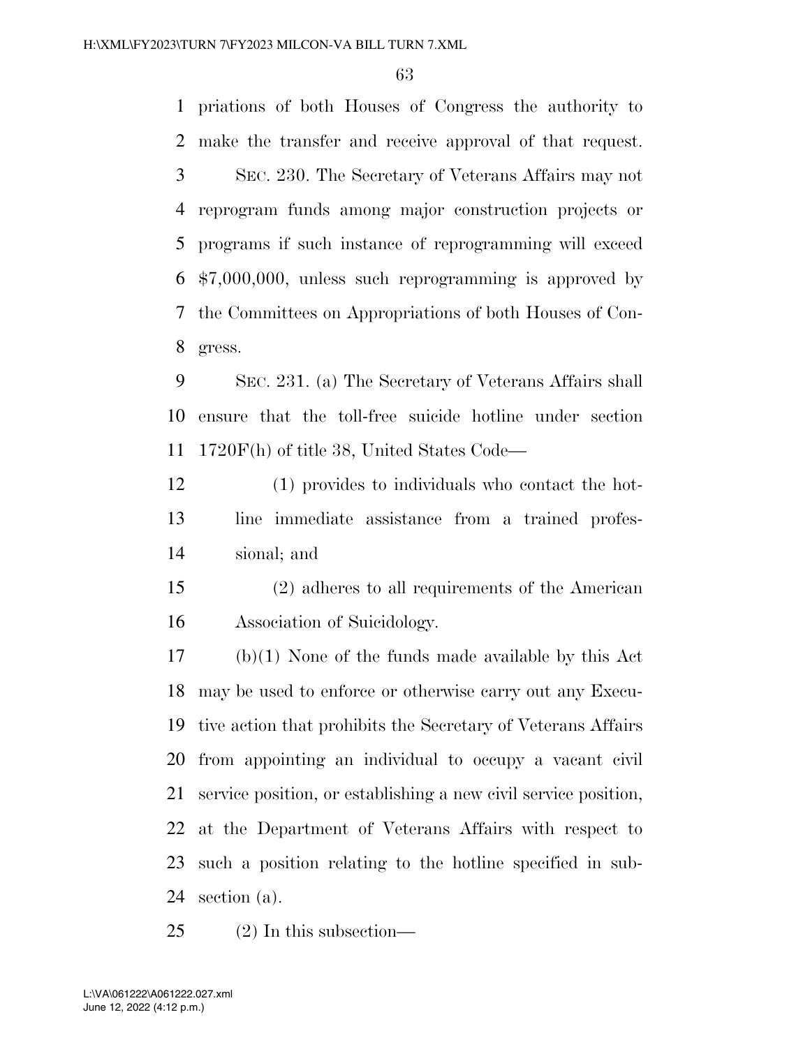priations of both Houses of Congress the authority to make the transfer and receive approval of that request.

SEC. 230. The Secretary of Veterans Affairs may not reprogram funds among major construction projects or programs if such instance of reprogramming will exceed $7,000,000, unless such reprogramming is approved by the Committees on Appropriations of both Houses of Congress.

SEC. 231. (a) The Secretary of Veterans Affairs shall ensure that the toll-free suicide hotline under section 1720F(h) of title 38, United States Code—

(1) provides to individuals who contact the hotline immediate assistance from a trained professional; and

(2) adheres to all requirements of the American Association of Suicidology.

(b)(1) None of the funds made available by this Act may be used to enforce or otherwise carry out any Executive action that prohibits the Secretary of Veterans Affairs from appointing an individual to occupy a vacant civil service position, or establishing a new civil service position, at the Department of Veterans Affairs with respect to such a position relating to the hotline specified in subsection (a).

(2) In this subsection—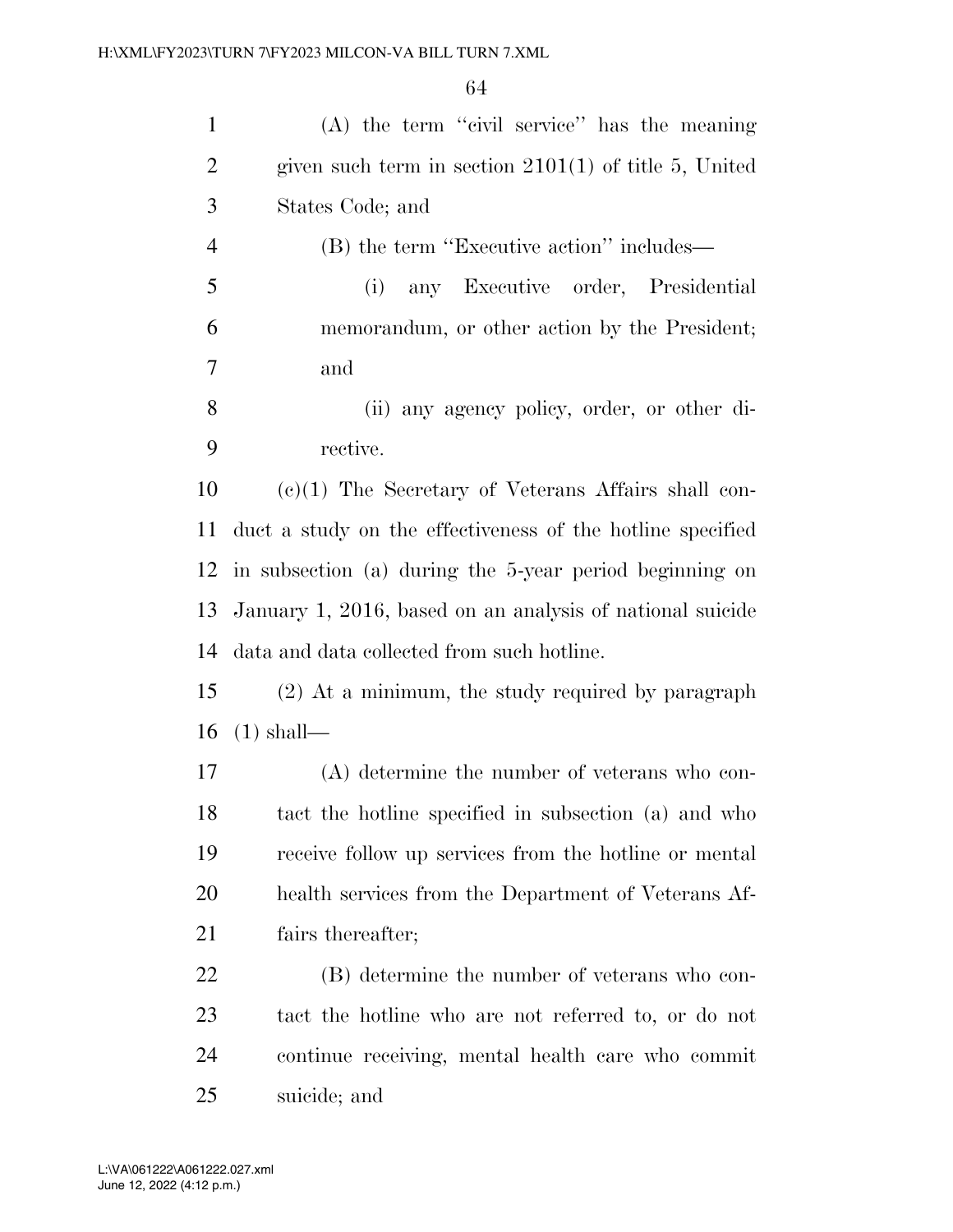(A) the term "civil service" has the meaning given such term in section 2101(1) of title 5, United States Code; and

(B) the term "Executive action" includes—

(i) any Executive order, Presidential memorandum, or other action by the President; and

(ii) any agency policy, order, or other directive.

(c)(1) The Secretary of Veterans Affairs shall conduct a study on the effectiveness of the hotline specified in subsection (a) during the 5-year period beginning on January 1, 2016, based on an analysis of national suicide data and data collected from such hotline.

(2) At a minimum, the study required by paragraph (1) shall—

(A) determine the number of veterans who contact the hotline specified in subsection (a) and who receive follow up services from the hotline or mental health services from the Department of Veterans Affairs thereafter;

(B) determine the number of veterans who contact the hotline who are not referred to, or do not continue receiving, mental health care who commit suicide; and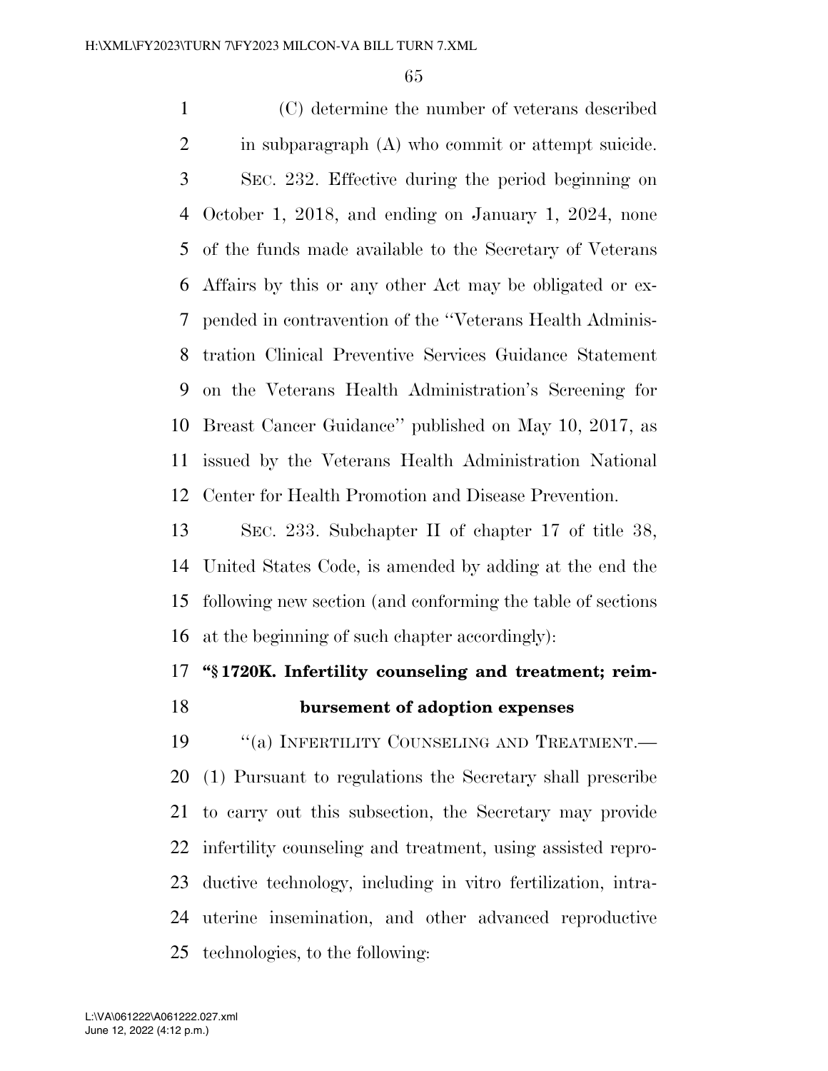(C) determine the number of veterans described in subparagraph (A) who commit or attempt suicide.

SEC. 232. Effective during the period beginning on October 1, 2018, and ending on January 1, 2024, none of the funds made available to the Secretary of Veterans Affairs by this or any other Act may be obligated or expended in contravention of the ''Veterans Health Administration Clinical Preventive Services Guidance Statement on the Veterans Health Administration's Screening for Breast Cancer Guidance'' published on May 10, 2017, as issued by the Veterans Health Administration National Center for Health Promotion and Disease Prevention.

SEC. 233. Subchapter II of chapter 17 of title 38, United States Code, is amended by adding at the end the following new section (and conforming the table of sections at the beginning of such chapter accordingly):

**''§ 1720K. Infertility counseling and treatment; reimbursement of adoption expenses**

''(a) INFERTILITY COUNSELING AND TREATMENT.—(1) Pursuant to regulations the Secretary shall prescribe to carry out this subsection, the Secretary may provide infertility counseling and treatment, using assisted reproductive technology, including in vitro fertilization, intrauterine insemination, and other advanced reproductive technologies, to the following: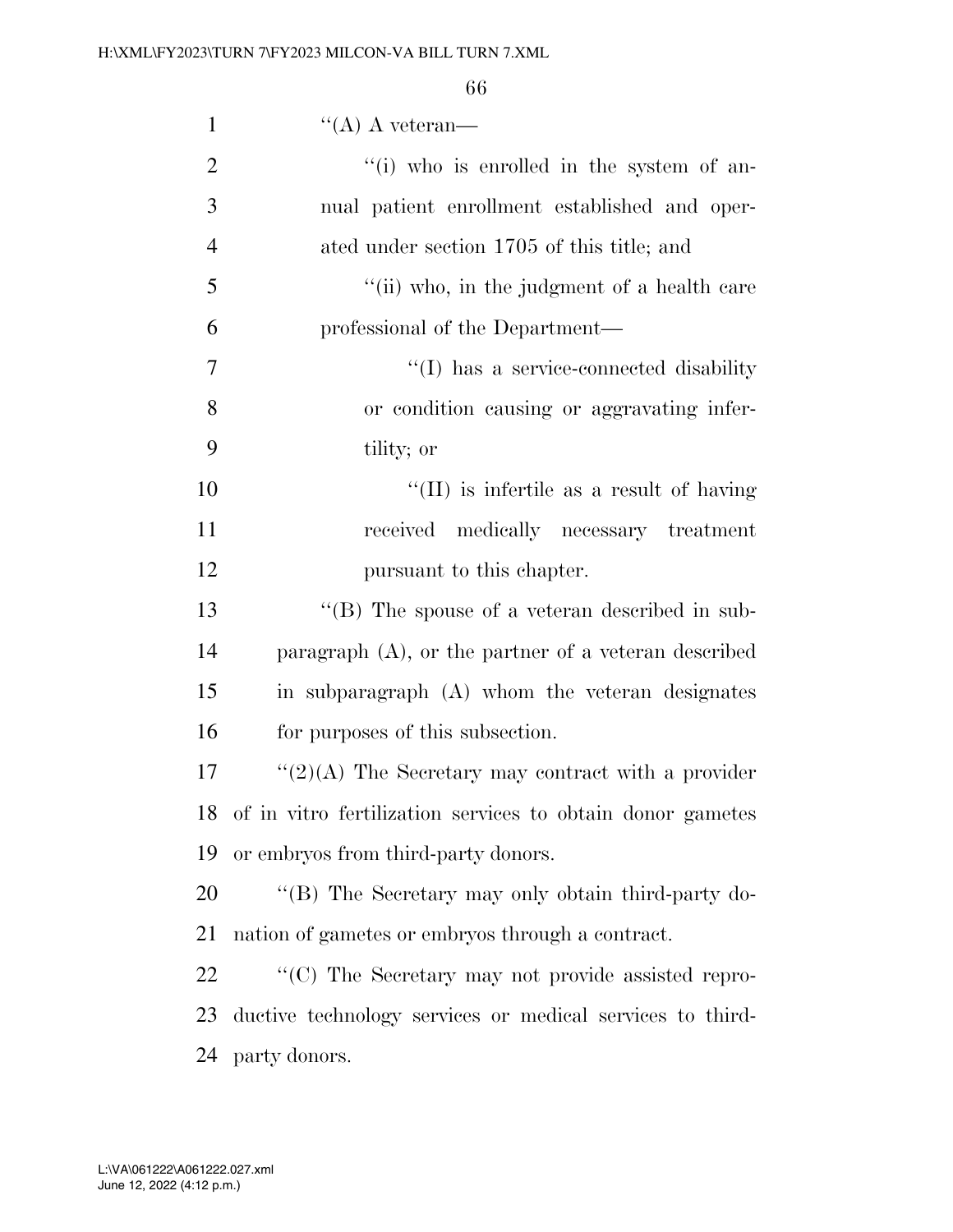''(A) A veteran—

''(i) who is enrolled in the system of annual patient enrollment established and operated under section 1705 of this title; and

''(ii) who, in the judgment of a health care professional of the Department—

''(I) has a service-connected disability or condition causing or aggravating infertility; or

''(II) is infertile as a result of having received medically necessary treatment pursuant to this chapter.

''(B) The spouse of a veteran described in subparagraph (A), or the partner of a veteran described in subparagraph (A) whom the veteran designates for purposes of this subsection.

''(2)(A) The Secretary may contract with a provider of in vitro fertilization services to obtain donor gametes or embryos from third-party donors.

''(B) The Secretary may only obtain third-party donation of gametes or embryos through a contract.

''(C) The Secretary may not provide assisted reproductive technology services or medical services to third-party donors.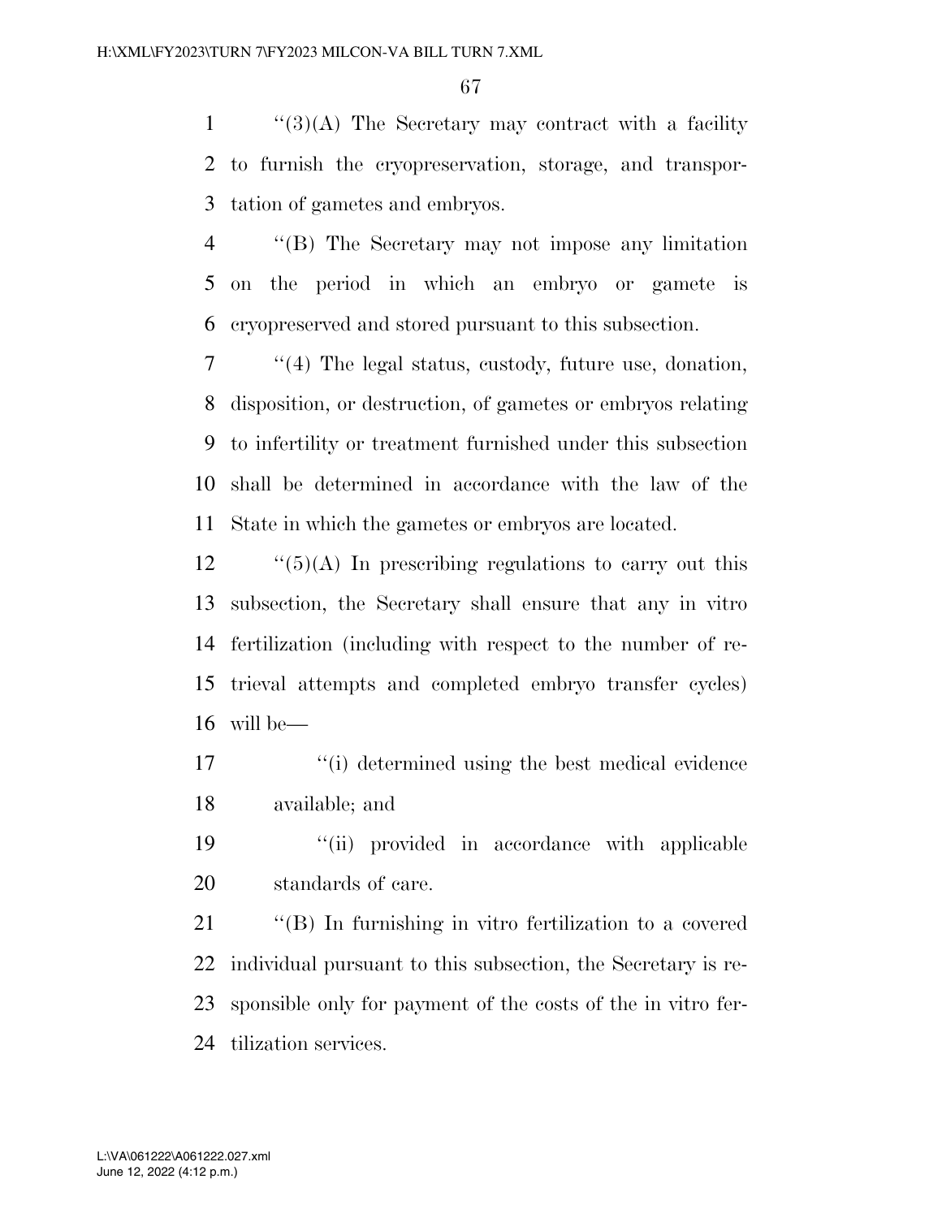''(3)(A) The Secretary may contract with a facility to furnish the cryopreservation, storage, and transportation of gametes and embryos.

''(B) The Secretary may not impose any limitation on the period in which an embryo or gamete is cryopreserved and stored pursuant to this subsection.

''(4) The legal status, custody, future use, donation, disposition, or destruction, of gametes or embryos relating to infertility or treatment furnished under this subsection shall be determined in accordance with the law of the State in which the gametes or embryos are located.

''(5)(A) In prescribing regulations to carry out this subsection, the Secretary shall ensure that any in vitro fertilization (including with respect to the number of retrieval attempts and completed embryo transfer cycles) will be—

''(i) determined using the best medical evidence available; and

''(ii) provided in accordance with applicable standards of care.

''(B) In furnishing in vitro fertilization to a covered individual pursuant to this subsection, the Secretary is responsible only for payment of the costs of the in vitro fertilization services.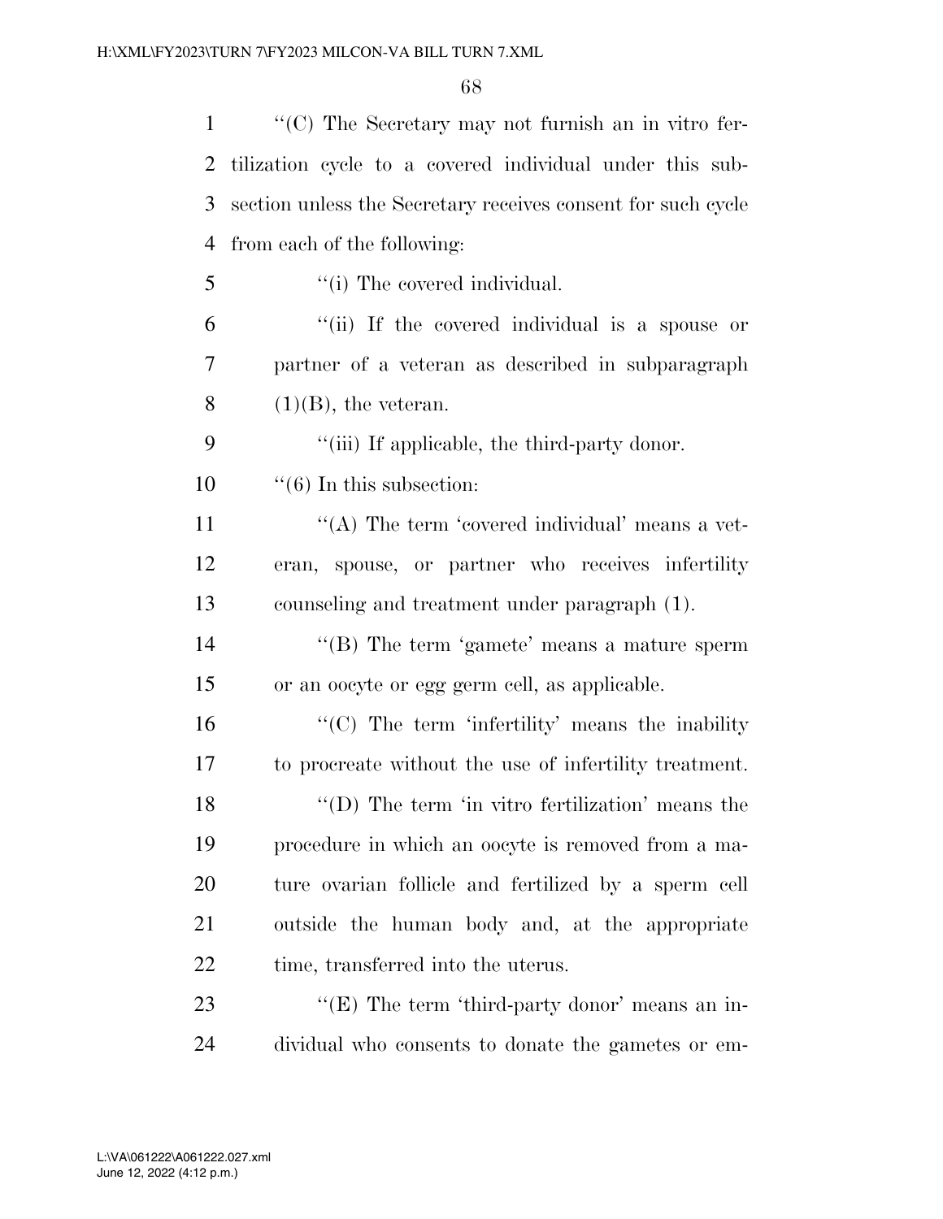''(C) The Secretary may not furnish an in vitro fertilization cycle to a covered individual under this subsection unless the Secretary receives consent for such cycle from each of the following:

''(i) The covered individual.

''(ii) If the covered individual is a spouse or partner of a veteran as described in subparagraph (1)(B), the veteran.

''(iii) If applicable, the third-party donor.

''(6) In this subsection:

''(A) The term 'covered individual' means a veteran, spouse, or partner who receives infertility counseling and treatment under paragraph (1).

''(B) The term 'gamete' means a mature sperm or an oocyte or egg germ cell, as applicable.

''(C) The term 'infertility' means the inability to procreate without the use of infertility treatment.

''(D) The term 'in vitro fertilization' means the procedure in which an oocyte is removed from a mature ovarian follicle and fertilized by a sperm cell outside the human body and, at the appropriate time, transferred into the uterus.

''(E) The term 'third-party donor' means an individual who consents to donate the gametes or em-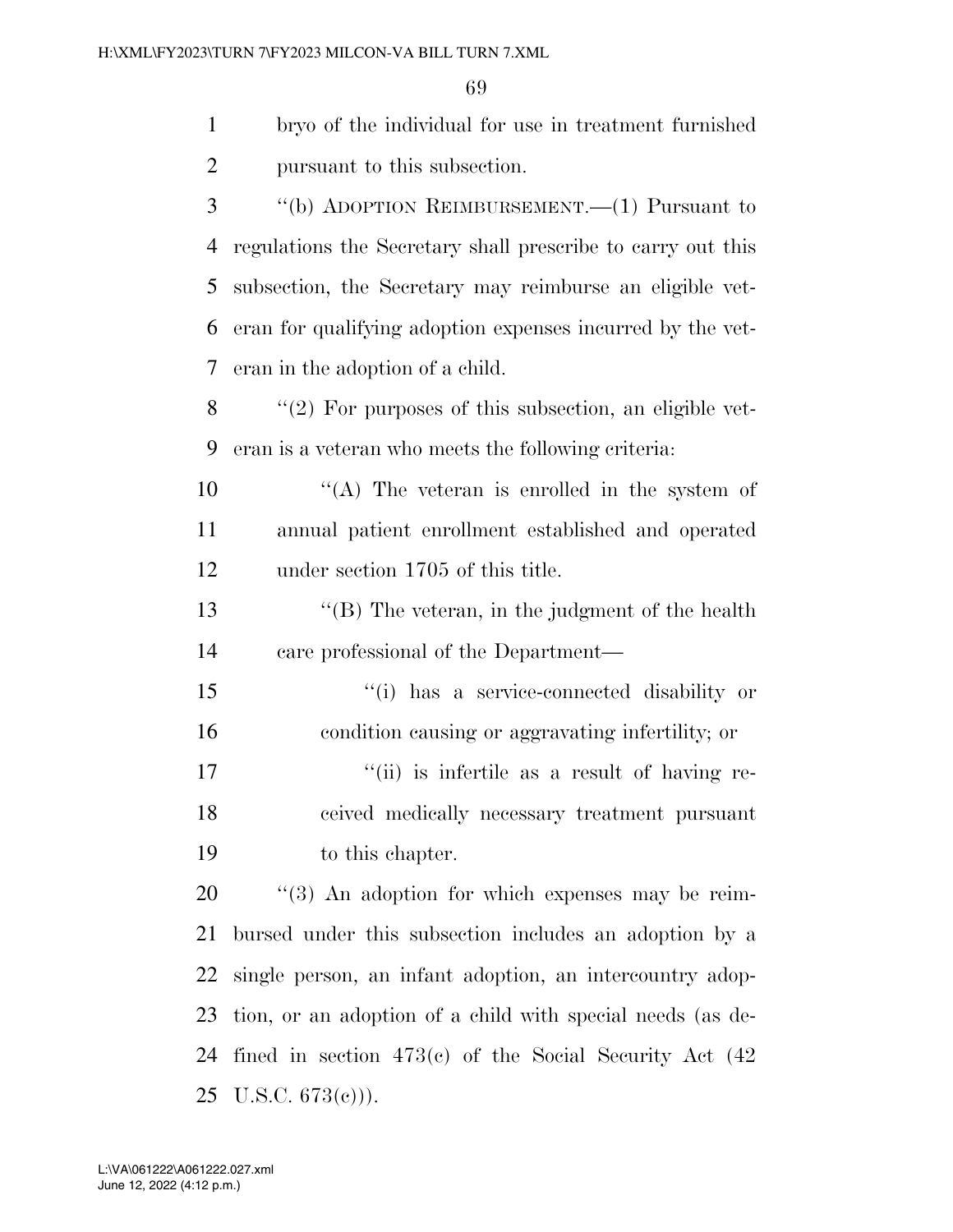bryo of the individual for use in treatment furnished pursuant to this subsection.

"(b) ADOPTION REIMBURSEMENT.—(1) Pursuant to regulations the Secretary shall prescribe to carry out this subsection, the Secretary may reimburse an eligible veteran for qualifying adoption expenses incurred by the veteran in the adoption of a child.

"(2) For purposes of this subsection, an eligible veteran is a veteran who meets the following criteria:

"(A) The veteran is enrolled in the system of annual patient enrollment established and operated under section 1705 of this title.

"(B) The veteran, in the judgment of the health care professional of the Department—

"(i) has a service-connected disability or condition causing or aggravating infertility; or

"(ii) is infertile as a result of having received medically necessary treatment pursuant to this chapter.

"(3) An adoption for which expenses may be reimbursed under this subsection includes an adoption by a single person, an infant adoption, an intercountry adoption, or an adoption of a child with special needs (as defined in section 473(c) of the Social Security Act (42 U.S.C. 673(c))).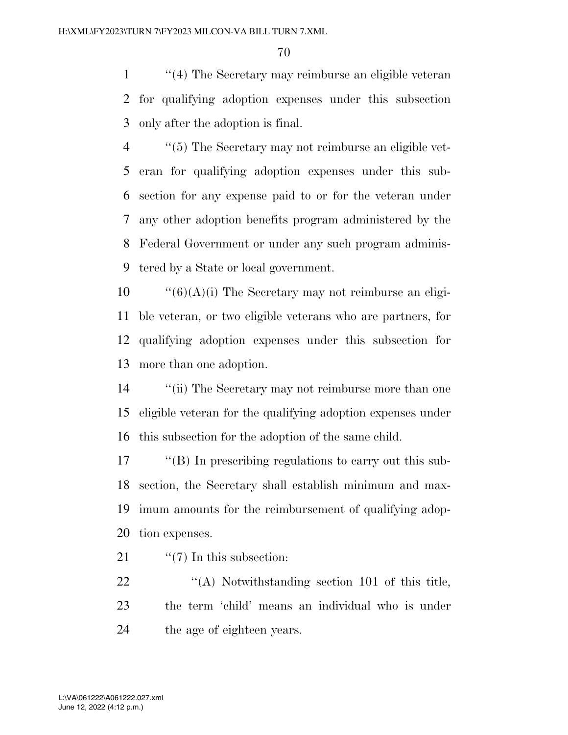''(4) The Secretary may reimburse an eligible veteran for qualifying adoption expenses under this subsection only after the adoption is final.

''(5) The Secretary may not reimburse an eligible veteran for qualifying adoption expenses under this subsection for any expense paid to or for the veteran under any other adoption benefits program administered by the Federal Government or under any such program administered by a State or local government.

''(6)(A)(i) The Secretary may not reimburse an eligible veteran, or two eligible veterans who are partners, for qualifying adoption expenses under this subsection for more than one adoption.

''(ii) The Secretary may not reimburse more than one eligible veteran for the qualifying adoption expenses under this subsection for the adoption of the same child.

''(B) In prescribing regulations to carry out this subsection, the Secretary shall establish minimum and maximum amounts for the reimbursement of qualifying adoption expenses.

''(7) In this subsection:

''(A) Notwithstanding section 101 of this title, the term 'child' means an individual who is under the age of eighteen years.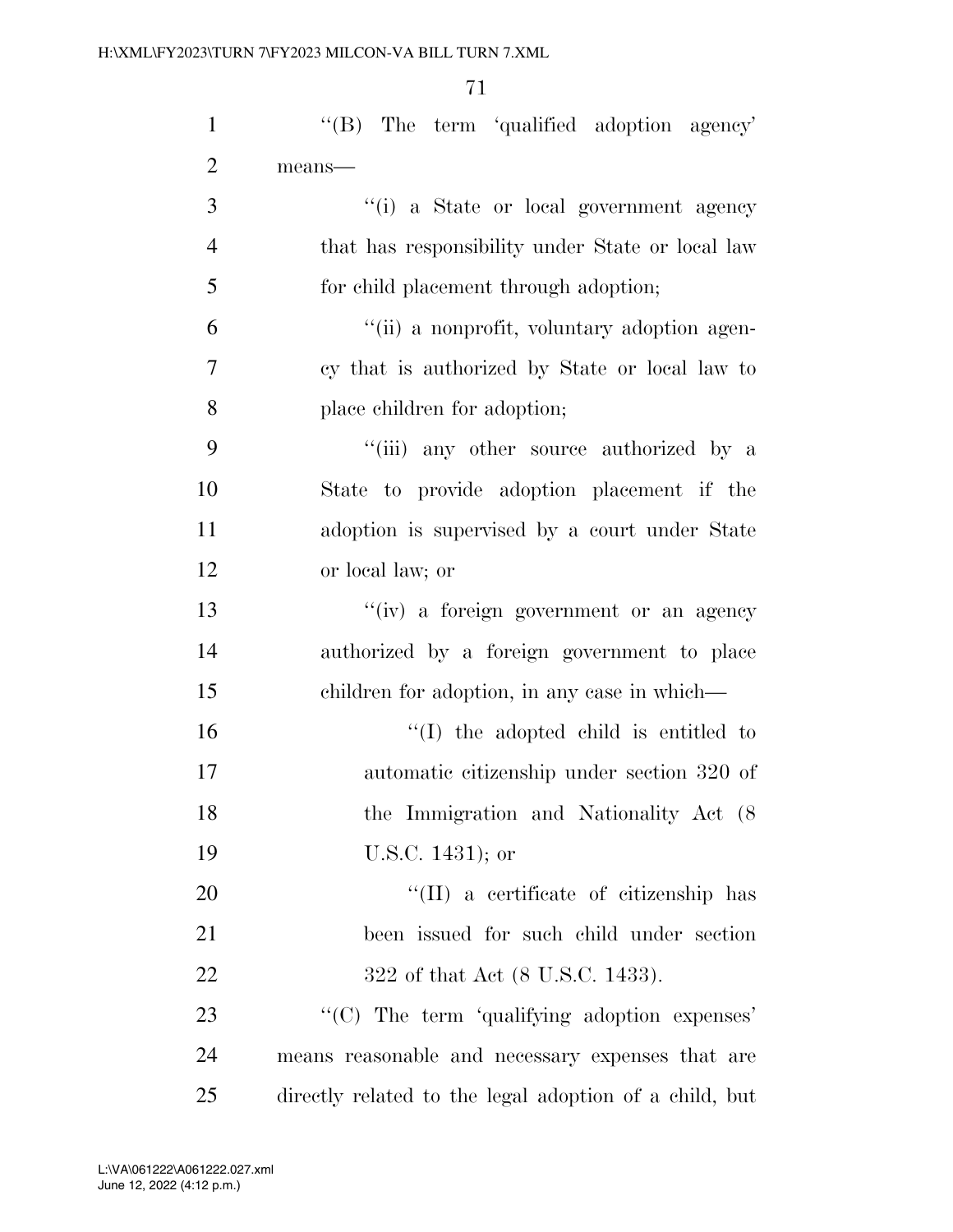''(B) The term 'qualified adoption agency' means—

''(i) a State or local government agency that has responsibility under State or local law for child placement through adoption;

''(ii) a nonprofit, voluntary adoption agency that is authorized by State or local law to place children for adoption;

''(iii) any other source authorized by a State to provide adoption placement if the adoption is supervised by a court under State or local law; or

''(iv) a foreign government or an agency authorized by a foreign government to place children for adoption, in any case in which—

''(I) the adopted child is entitled to automatic citizenship under section 320 of the Immigration and Nationality Act (8 U.S.C. 1431); or

''(II) a certificate of citizenship has been issued for such child under section 322 of that Act (8 U.S.C. 1433).

''(C) The term 'qualifying adoption expenses' means reasonable and necessary expenses that are directly related to the legal adoption of a child, but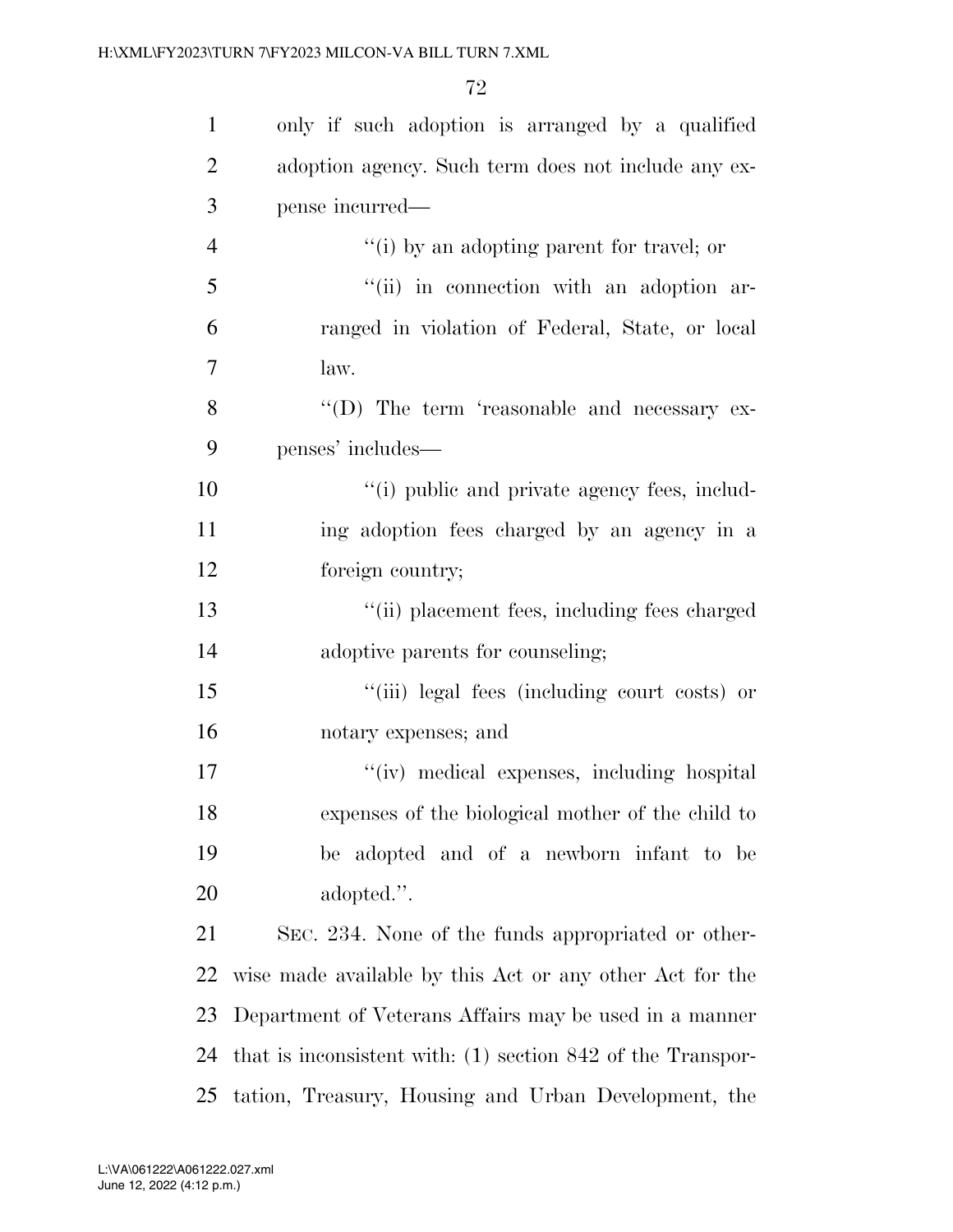only if such adoption is arranged by a qualified adoption agency. Such term does not include any expense incurred—

''(i) by an adopting parent for travel; or

''(ii) in connection with an adoption arranged in violation of Federal, State, or local law.

''(D) The term 'reasonable and necessary expenses' includes—

''(i) public and private agency fees, including adoption fees charged by an agency in a foreign country;

''(ii) placement fees, including fees charged adoptive parents for counseling;

''(iii) legal fees (including court costs) or notary expenses; and

''(iv) medical expenses, including hospital expenses of the biological mother of the child to be adopted and of a newborn infant to be adopted.''.

SEC. 234. None of the funds appropriated or otherwise made available by this Act or any other Act for the Department of Veterans Affairs may be used in a manner that is inconsistent with: (1) section 842 of the Transportation, Treasury, Housing and Urban Development, the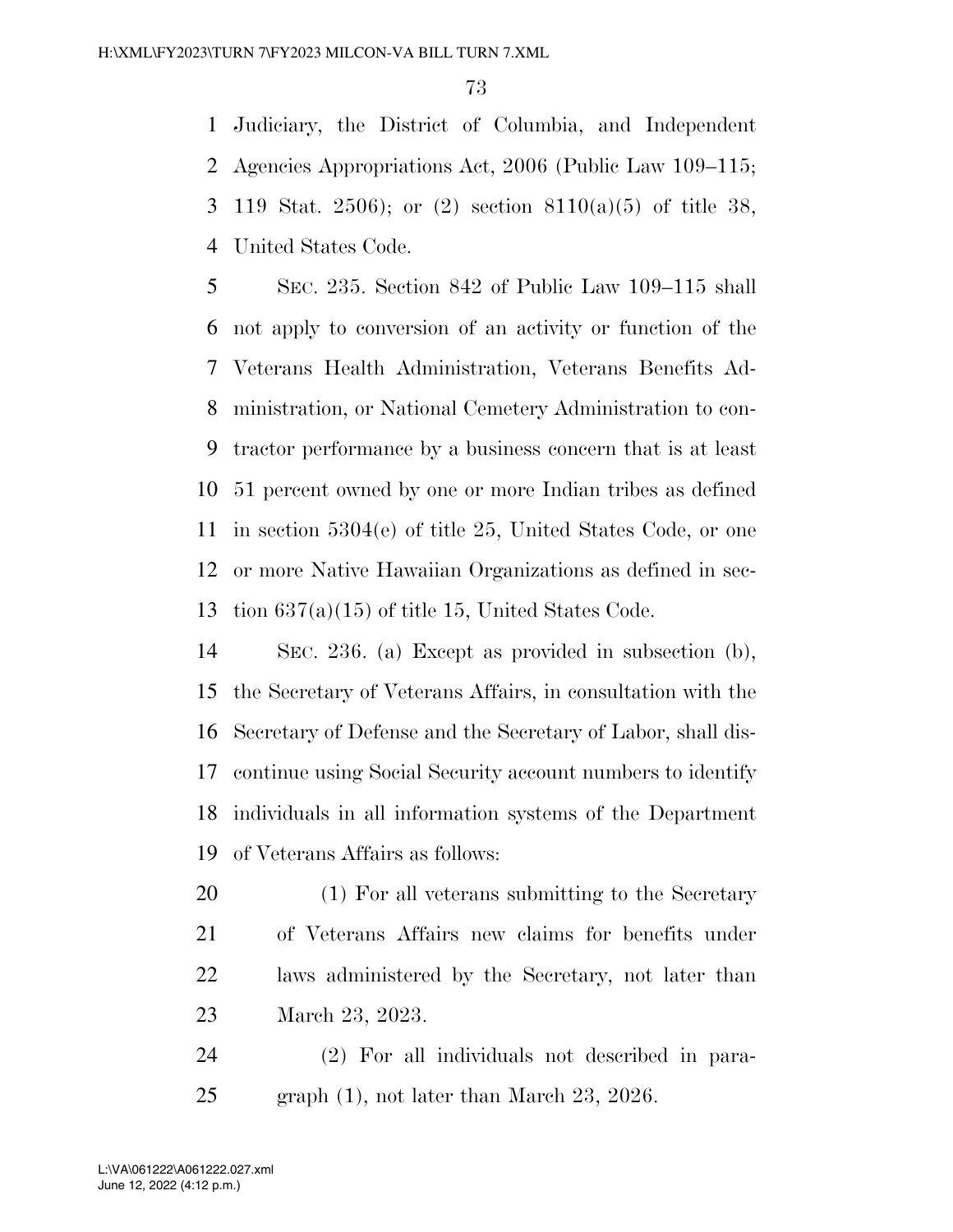Judiciary, the District of Columbia, and Independent Agencies Appropriations Act, 2006 (Public Law 109–115; 119 Stat. 2506); or (2) section 8110(a)(5) of title 38, United States Code.

SEC. 235. Section 842 of Public Law 109–115 shall not apply to conversion of an activity or function of the Veterans Health Administration, Veterans Benefits Administration, or National Cemetery Administration to contractor performance by a business concern that is at least 51 percent owned by one or more Indian tribes as defined in section 5304(e) of title 25, United States Code, or one or more Native Hawaiian Organizations as defined in section 637(a)(15) of title 15, United States Code.

SEC. 236. (a) Except as provided in subsection (b), the Secretary of Veterans Affairs, in consultation with the Secretary of Defense and the Secretary of Labor, shall discontinue using Social Security account numbers to identify individuals in all information systems of the Department of Veterans Affairs as follows:

(1) For all veterans submitting to the Secretary of Veterans Affairs new claims for benefits under laws administered by the Secretary, not later than March 23, 2023.

(2) For all individuals not described in paragraph (1), not later than March 23, 2026.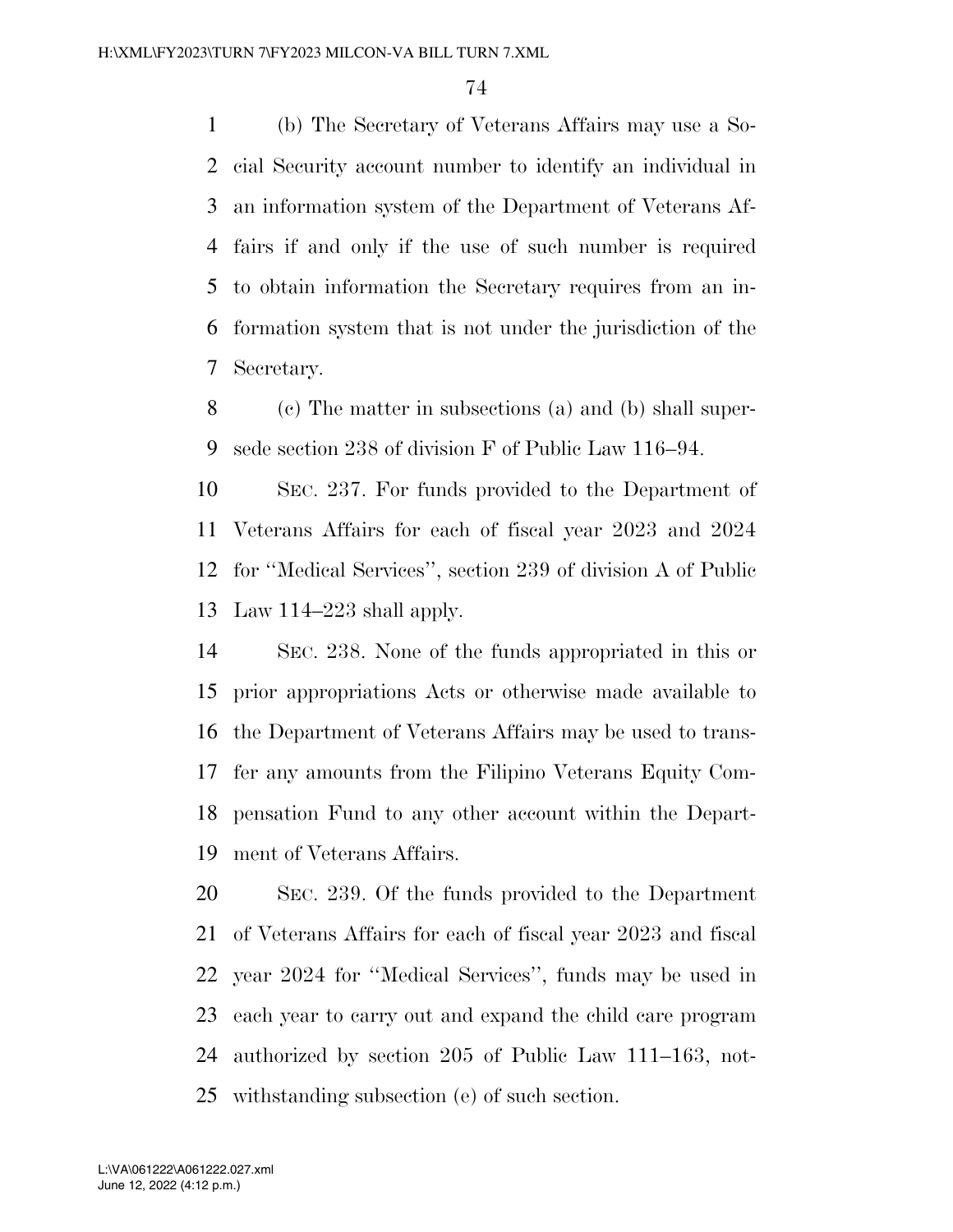(b) The Secretary of Veterans Affairs may use a Social Security account number to identify an individual in an information system of the Department of Veterans Affairs if and only if the use of such number is required to obtain information the Secretary requires from an information system that is not under the jurisdiction of the Secretary.

(c) The matter in subsections (a) and (b) shall supersede section 238 of division F of Public Law 116–94.

SEC. 237. For funds provided to the Department of Veterans Affairs for each of fiscal year 2023 and 2024 for ''Medical Services'', section 239 of division A of Public Law 114–223 shall apply.

SEC. 238. None of the funds appropriated in this or prior appropriations Acts or otherwise made available to the Department of Veterans Affairs may be used to transfer any amounts from the Filipino Veterans Equity Compensation Fund to any other account within the Department of Veterans Affairs.

SEC. 239. Of the funds provided to the Department of Veterans Affairs for each of fiscal year 2023 and fiscal year 2024 for ''Medical Services'', funds may be used in each year to carry out and expand the child care program authorized by section 205 of Public Law 111–163, notwithstanding subsection (e) of such section.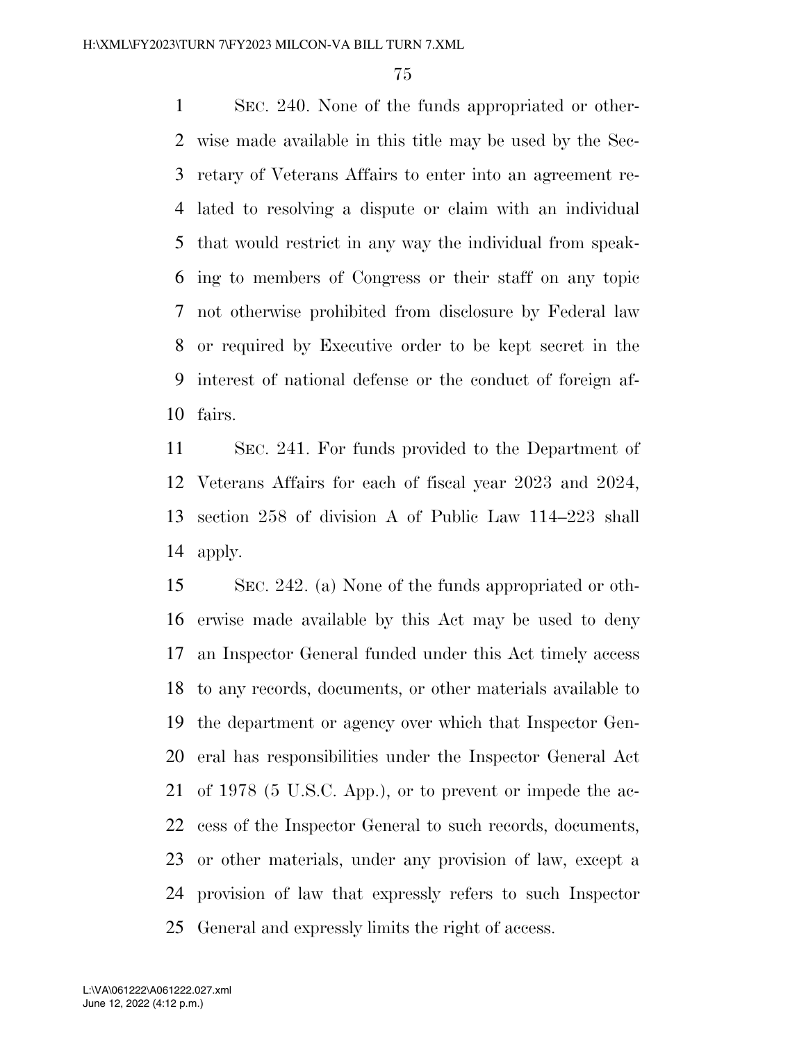SEC. 240. None of the funds appropriated or otherwise made available in this title may be used by the Secretary of Veterans Affairs to enter into an agreement related to resolving a dispute or claim with an individual that would restrict in any way the individual from speaking to members of Congress or their staff on any topic not otherwise prohibited from disclosure by Federal law or required by Executive order to be kept secret in the interest of national defense or the conduct of foreign affairs.

SEC. 241. For funds provided to the Department of Veterans Affairs for each of fiscal year 2023 and 2024, section 258 of division A of Public Law 114–223 shall apply.

SEC. 242. (a) None of the funds appropriated or otherwise made available by this Act may be used to deny an Inspector General funded under this Act timely access to any records, documents, or other materials available to the department or agency over which that Inspector General has responsibilities under the Inspector General Act of 1978 (5 U.S.C. App.), or to prevent or impede the access of the Inspector General to such records, documents, or other materials, under any provision of law, except a provision of law that expressly refers to such Inspector General and expressly limits the right of access.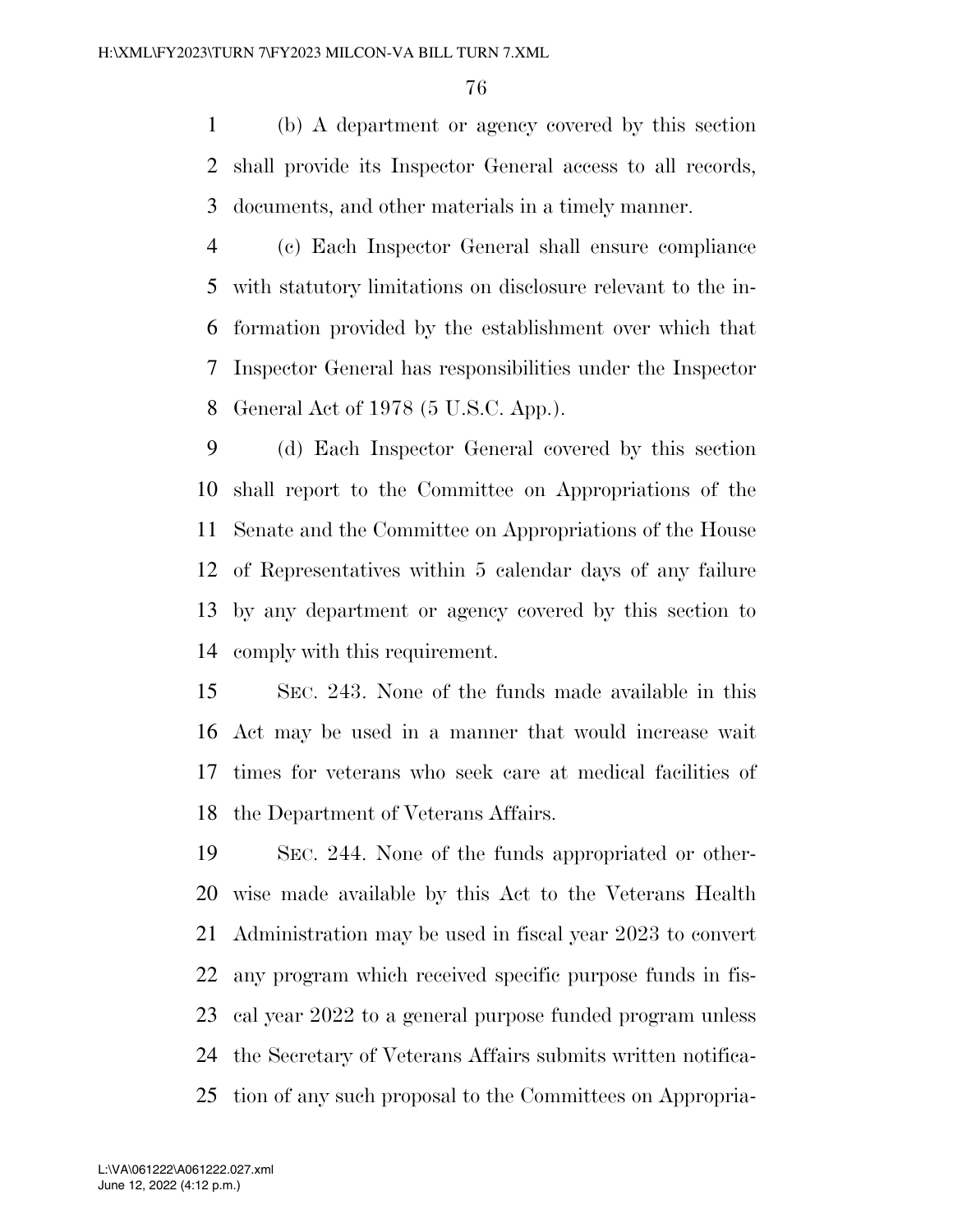(b) A department or agency covered by this section shall provide its Inspector General access to all records, documents, and other materials in a timely manner.

(c) Each Inspector General shall ensure compliance with statutory limitations on disclosure relevant to the information provided by the establishment over which that Inspector General has responsibilities under the Inspector General Act of 1978 (5 U.S.C. App.).

(d) Each Inspector General covered by this section shall report to the Committee on Appropriations of the Senate and the Committee on Appropriations of the House of Representatives within 5 calendar days of any failure by any department or agency covered by this section to comply with this requirement.

SEC. 243. None of the funds made available in this Act may be used in a manner that would increase wait times for veterans who seek care at medical facilities of the Department of Veterans Affairs.

SEC. 244. None of the funds appropriated or otherwise made available by this Act to the Veterans Health Administration may be used in fiscal year 2023 to convert any program which received specific purpose funds in fiscal year 2022 to a general purpose funded program unless the Secretary of Veterans Affairs submits written notification of any such proposal to the Committees on Appropria-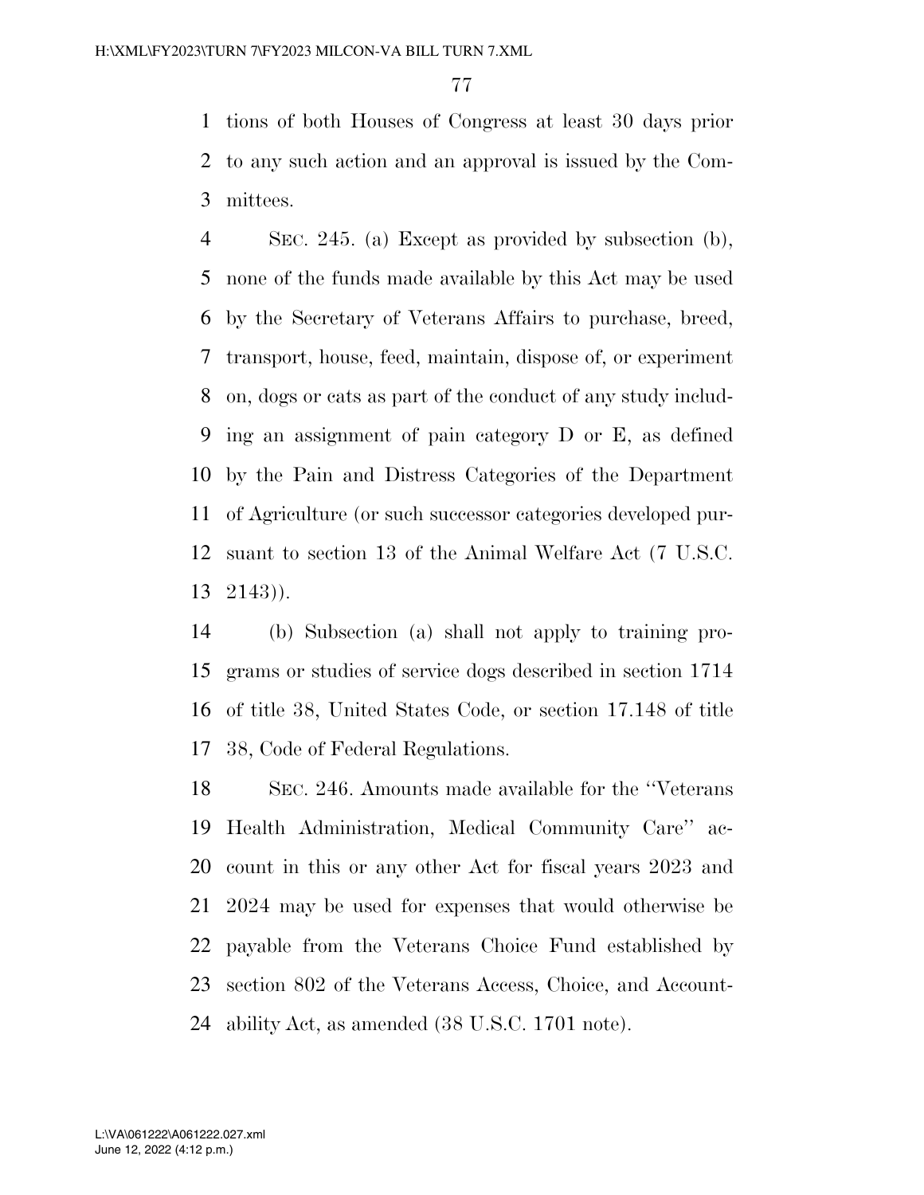tions of both Houses of Congress at least 30 days prior to any such action and an approval is issued by the Committees.

SEC. 245. (a) Except as provided by subsection (b), none of the funds made available by this Act may be used by the Secretary of Veterans Affairs to purchase, breed, transport, house, feed, maintain, dispose of, or experiment on, dogs or cats as part of the conduct of any study including an assignment of pain category D or E, as defined by the Pain and Distress Categories of the Department of Agriculture (or such successor categories developed pursuant to section 13 of the Animal Welfare Act (7 U.S.C. 2143)).

(b) Subsection (a) shall not apply to training programs or studies of service dogs described in section 1714 of title 38, United States Code, or section 17.148 of title 38, Code of Federal Regulations.

SEC. 246. Amounts made available for the ''Veterans Health Administration, Medical Community Care'' account in this or any other Act for fiscal years 2023 and 2024 may be used for expenses that would otherwise be payable from the Veterans Choice Fund established by section 802 of the Veterans Access, Choice, and Accountability Act, as amended (38 U.S.C. 1701 note).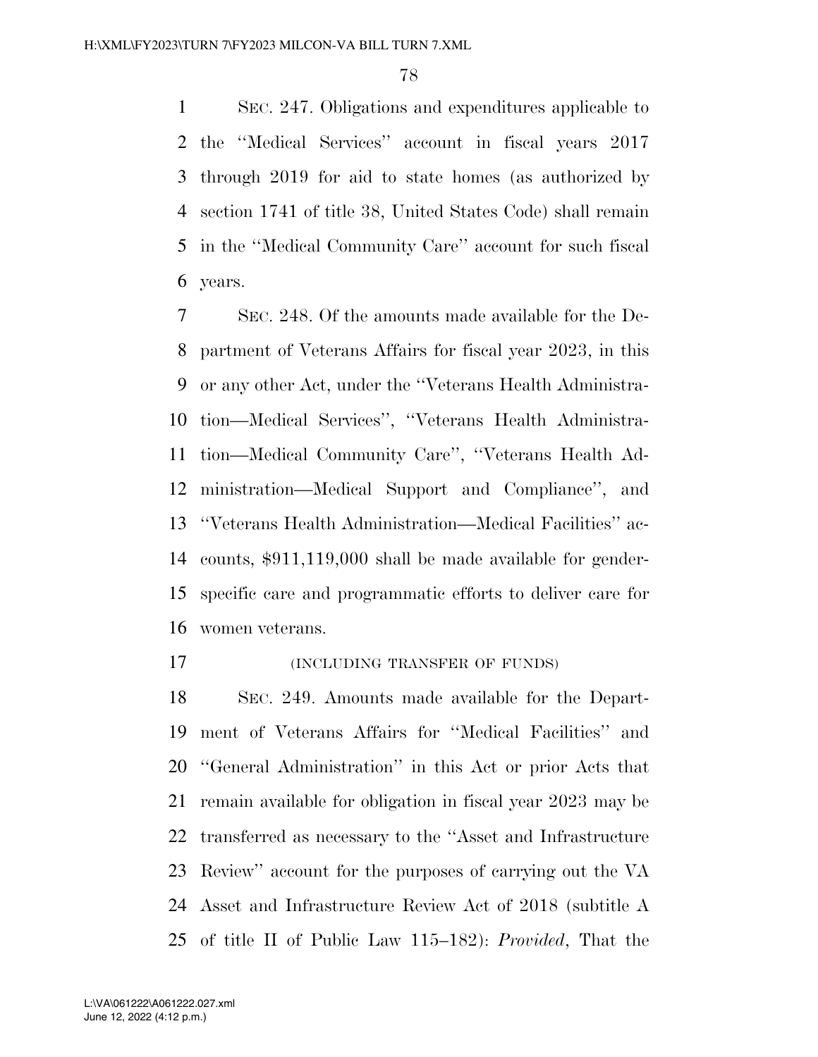SEC. 247. Obligations and expenditures applicable to the ''Medical Services'' account in fiscal years 2017 through 2019 for aid to state homes (as authorized by section 1741 of title 38, United States Code) shall remain in the ''Medical Community Care'' account for such fiscal years.

SEC. 248. Of the amounts made available for the Department of Veterans Affairs for fiscal year 2023, in this or any other Act, under the ''Veterans Health Administration—Medical Services'', ''Veterans Health Administration—Medical Community Care'', ''Veterans Health Administration—Medical Support and Compliance'', and ''Veterans Health Administration—Medical Facilities'' accounts, $911,119,000 shall be made available for gender-specific care and programmatic efforts to deliver care for women veterans.

(INCLUDING TRANSFER OF FUNDS)

SEC. 249. Amounts made available for the Department of Veterans Affairs for ''Medical Facilities'' and ''General Administration'' in this Act or prior Acts that remain available for obligation in fiscal year 2023 may be transferred as necessary to the ''Asset and Infrastructure Review'' account for the purposes of carrying out the VA Asset and Infrastructure Review Act of 2018 (subtitle A of title II of Public Law 115–182): *Provided*, That the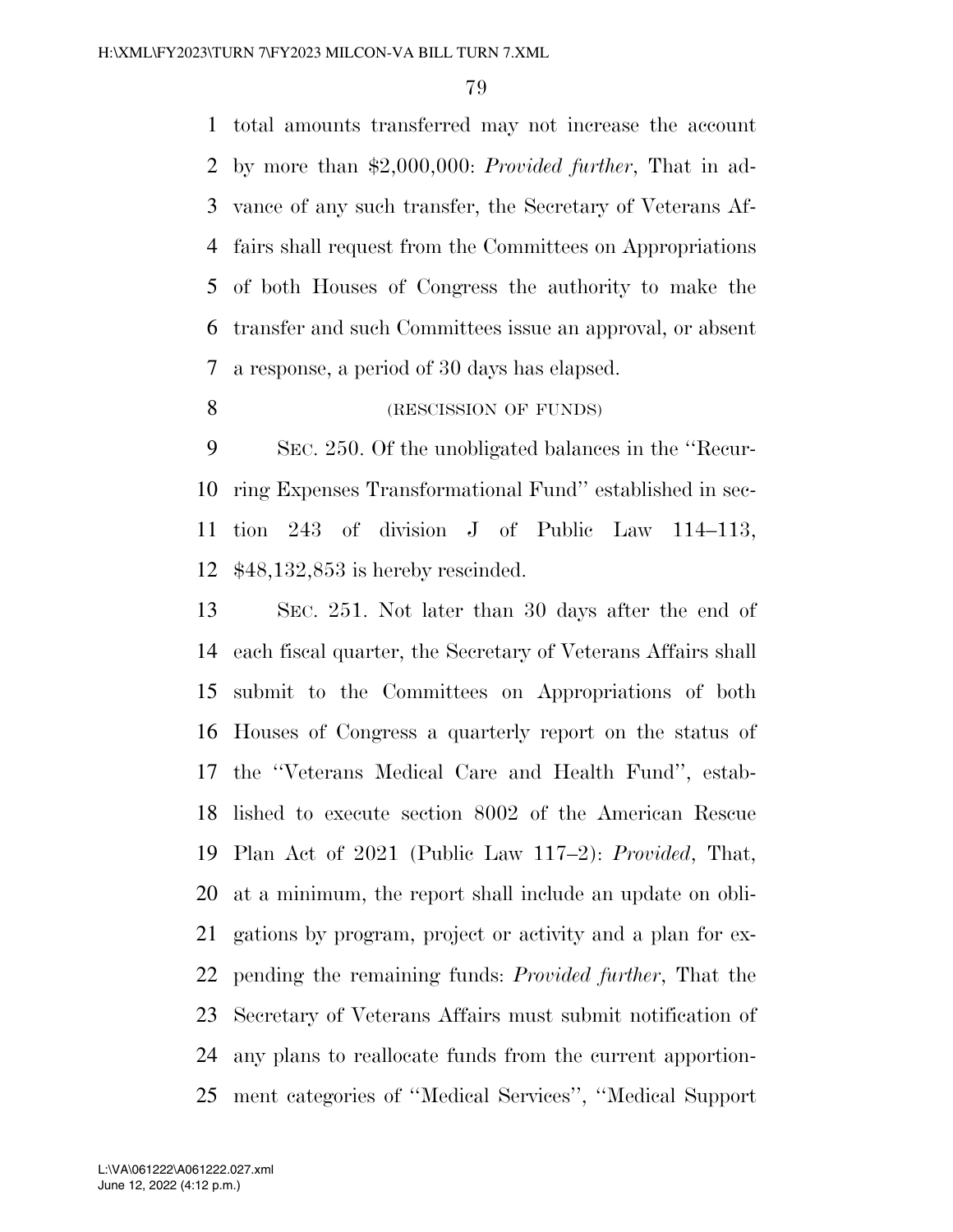total amounts transferred may not increase the account by more than $2,000,000: *Provided further*, That in advance of any such transfer, the Secretary of Veterans Affairs shall request from the Committees on Appropriations of both Houses of Congress the authority to make the transfer and such Committees issue an approval, or absent a response, a period of 30 days has elapsed.

(RESCISSION OF FUNDS)

SEC. 250. Of the unobligated balances in the ''Recurring Expenses Transformational Fund'' established in section 243 of division J of Public Law 114–113, $48,132,853 is hereby rescinded.

SEC. 251. Not later than 30 days after the end of each fiscal quarter, the Secretary of Veterans Affairs shall submit to the Committees on Appropriations of both Houses of Congress a quarterly report on the status of the ''Veterans Medical Care and Health Fund'', established to execute section 8002 of the American Rescue Plan Act of 2021 (Public Law 117–2): *Provided*, That, at a minimum, the report shall include an update on obligations by program, project or activity and a plan for expending the remaining funds: *Provided further*, That the Secretary of Veterans Affairs must submit notification of any plans to reallocate funds from the current apportionment categories of ''Medical Services'', ''Medical Support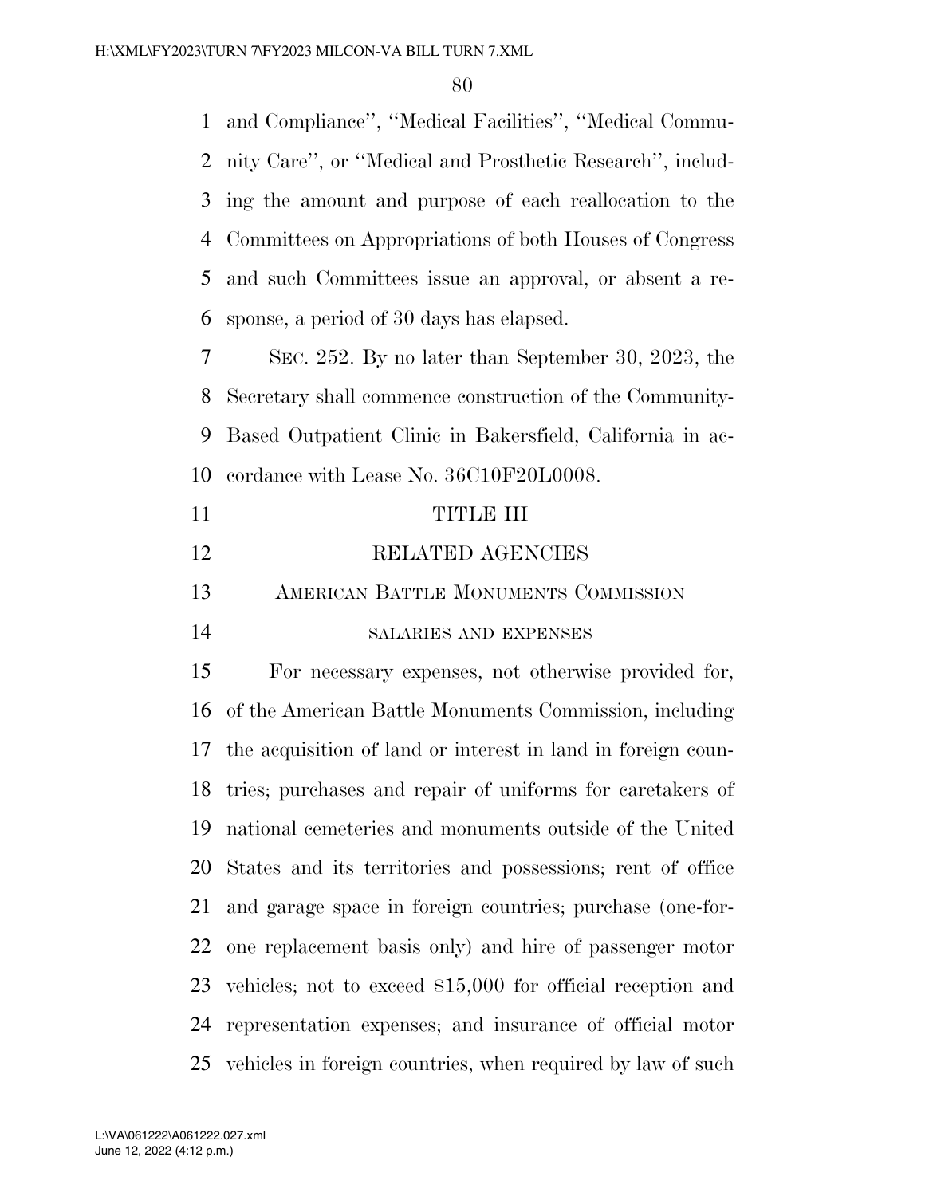and Compliance'', ''Medical Facilities'', ''Medical Community Care'', or ''Medical and Prosthetic Research'', including the amount and purpose of each reallocation to the Committees on Appropriations of both Houses of Congress and such Committees issue an approval, or absent a response, a period of 30 days has elapsed.

SEC. 252. By no later than September 30, 2023, the Secretary shall commence construction of the Community-Based Outpatient Clinic in Bakersfield, California in accordance with Lease No. 36C10F20L0008.

# TITLE III

# RELATED AGENCIES

## AMERICAN BATTLE MONUMENTS COMMISSION

### SALARIES AND EXPENSES

For necessary expenses, not otherwise provided for, of the American Battle Monuments Commission, including the acquisition of land or interest in land in foreign countries; purchases and repair of uniforms for caretakers of national cemeteries and monuments outside of the United States and its territories and possessions; rent of office and garage space in foreign countries; purchase (one-for-one replacement basis only) and hire of passenger motor vehicles; not to exceed $15,000 for official reception and representation expenses; and insurance of official motor vehicles in foreign countries, when required by law of such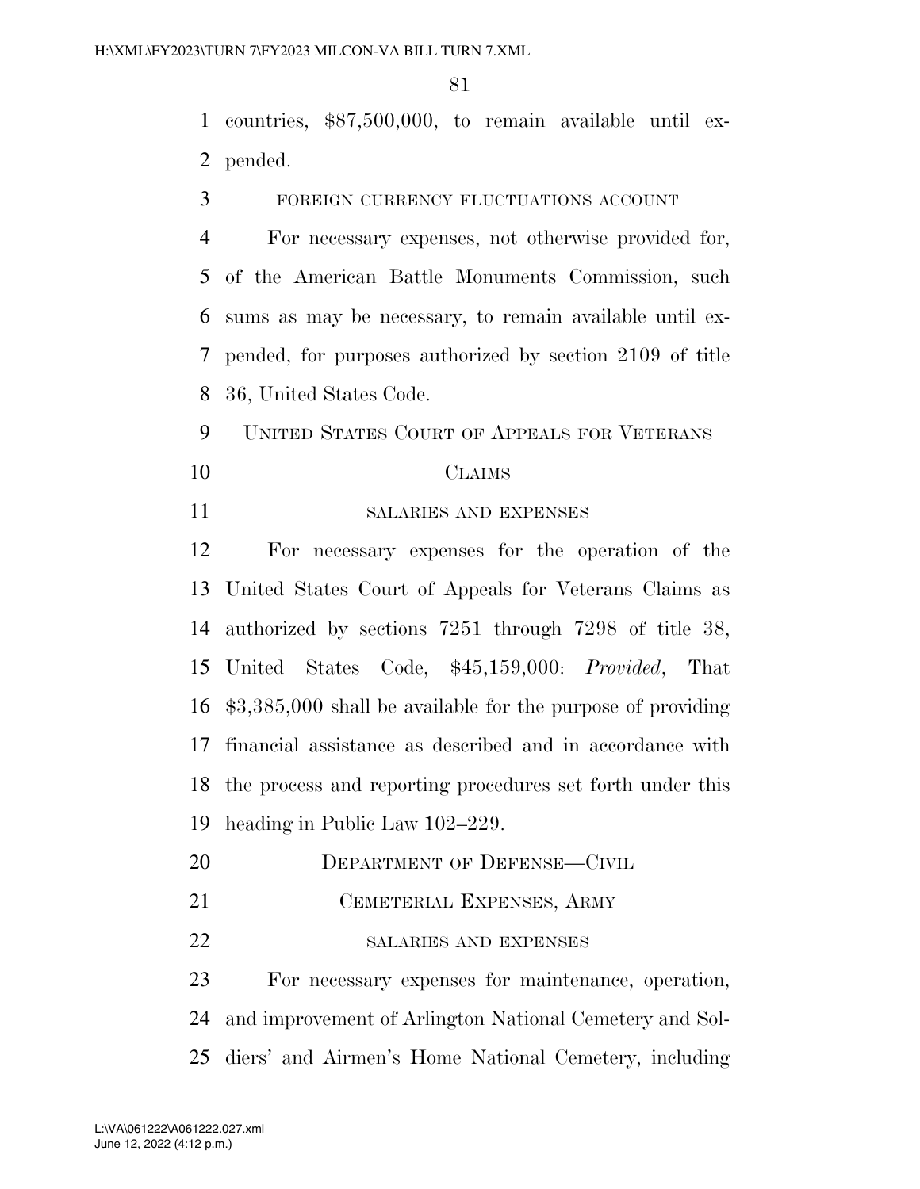countries, $87,500,000, to remain available until expended.

FOREIGN CURRENCY FLUCTUATIONS ACCOUNT

For necessary expenses, not otherwise provided for, of the American Battle Monuments Commission, such sums as may be necessary, to remain available until expended, for purposes authorized by section 2109 of title 36, United States Code.

## UNITED STATES COURT OF APPEALS FOR VETERANS CLAIMS

SALARIES AND EXPENSES

For necessary expenses for the operation of the United States Court of Appeals for Veterans Claims as authorized by sections 7251 through 7298 of title 38, United States Code, $45,159,000: *Provided*, That $3,385,000 shall be available for the purpose of providing financial assistance as described and in accordance with the process and reporting procedures set forth under this heading in Public Law 102–229.

## DEPARTMENT OF DEFENSE—CIVIL

## CEMETERIAL EXPENSES, ARMY

SALARIES AND EXPENSES

For necessary expenses for maintenance, operation, and improvement of Arlington National Cemetery and Soldiers' and Airmen's Home National Cemetery, including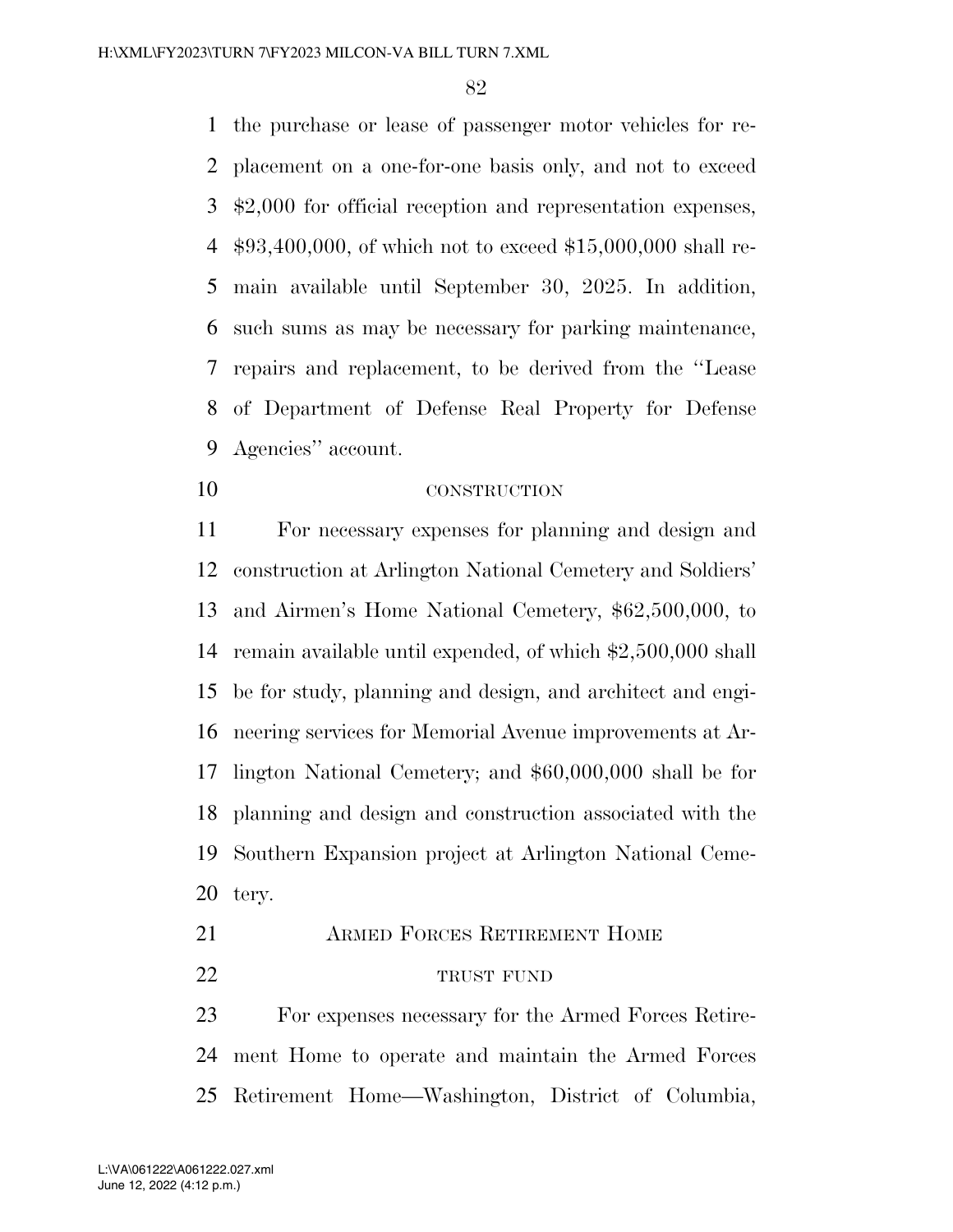the purchase or lease of passenger motor vehicles for replacement on a one-for-one basis only, and not to exceed $2,000 for official reception and representation expenses, $93,400,000, of which not to exceed $15,000,000 shall remain available until September 30, 2025. In addition, such sums as may be necessary for parking maintenance, repairs and replacement, to be derived from the "Lease of Department of Defense Real Property for Defense Agencies" account.

CONSTRUCTION

For necessary expenses for planning and design and construction at Arlington National Cemetery and Soldiers' and Airmen's Home National Cemetery, $62,500,000, to remain available until expended, of which $2,500,000 shall be for study, planning and design, and architect and engineering services for Memorial Avenue improvements at Arlington National Cemetery; and $60,000,000 shall be for planning and design and construction associated with the Southern Expansion project at Arlington National Cemetery.

ARMED FORCES RETIREMENT HOME

TRUST FUND

For expenses necessary for the Armed Forces Retirement Home to operate and maintain the Armed Forces Retirement Home—Washington, District of Columbia,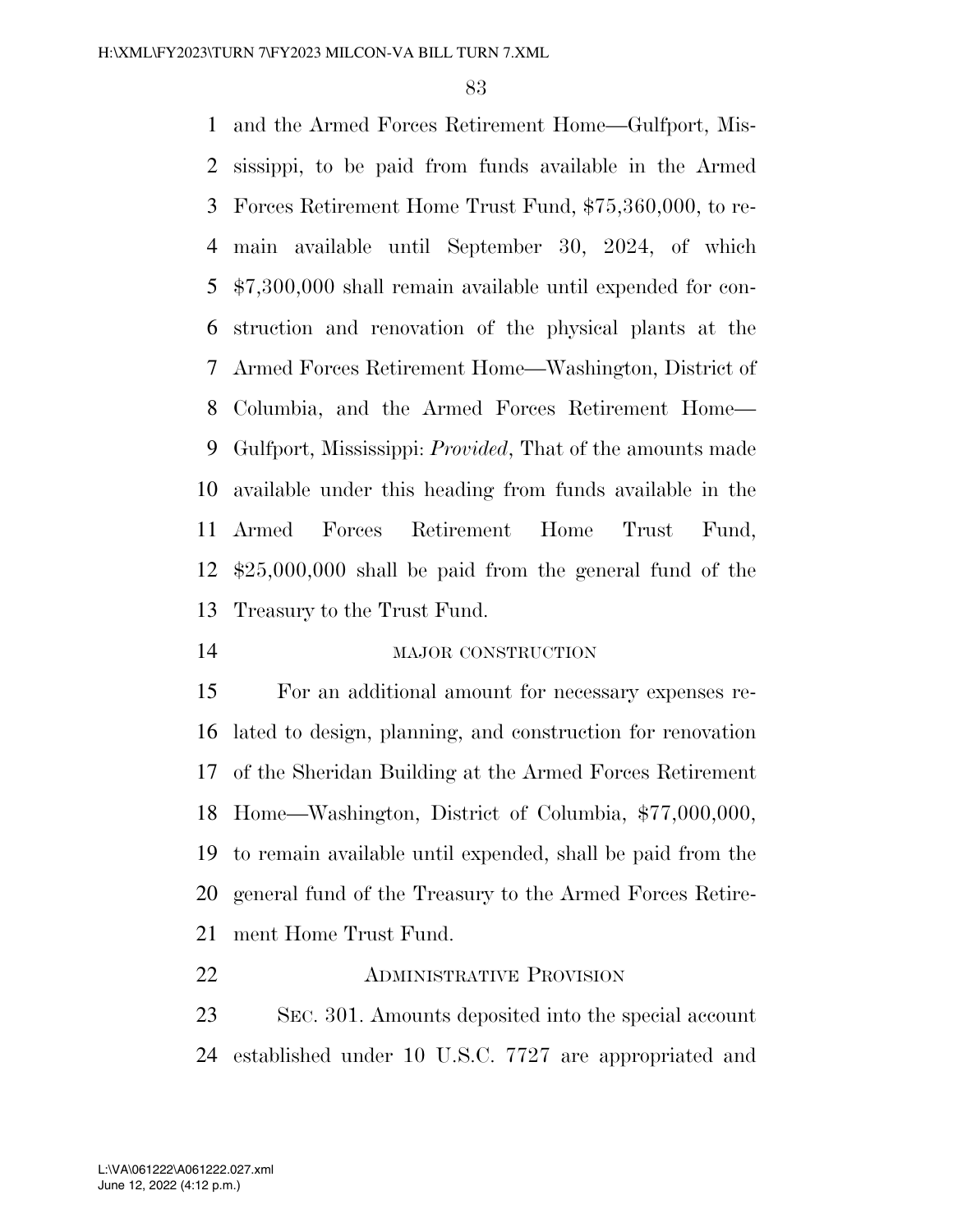and the Armed Forces Retirement Home—Gulfport, Mississippi, to be paid from funds available in the Armed Forces Retirement Home Trust Fund, $75,360,000, to remain available until September 30, 2024, of which $7,300,000 shall remain available until expended for construction and renovation of the physical plants at the Armed Forces Retirement Home—Washington, District of Columbia, and the Armed Forces Retirement Home—Gulfport, Mississippi: *Provided*, That of the amounts made available under this heading from funds available in the Armed Forces Retirement Home Trust Fund, $25,000,000 shall be paid from the general fund of the Treasury to the Trust Fund.

MAJOR CONSTRUCTION

For an additional amount for necessary expenses related to design, planning, and construction for renovation of the Sheridan Building at the Armed Forces Retirement Home—Washington, District of Columbia, $77,000,000, to remain available until expended, shall be paid from the general fund of the Treasury to the Armed Forces Retirement Home Trust Fund.

ADMINISTRATIVE PROVISION

SEC. 301. Amounts deposited into the special account established under 10 U.S.C. 7727 are appropriated and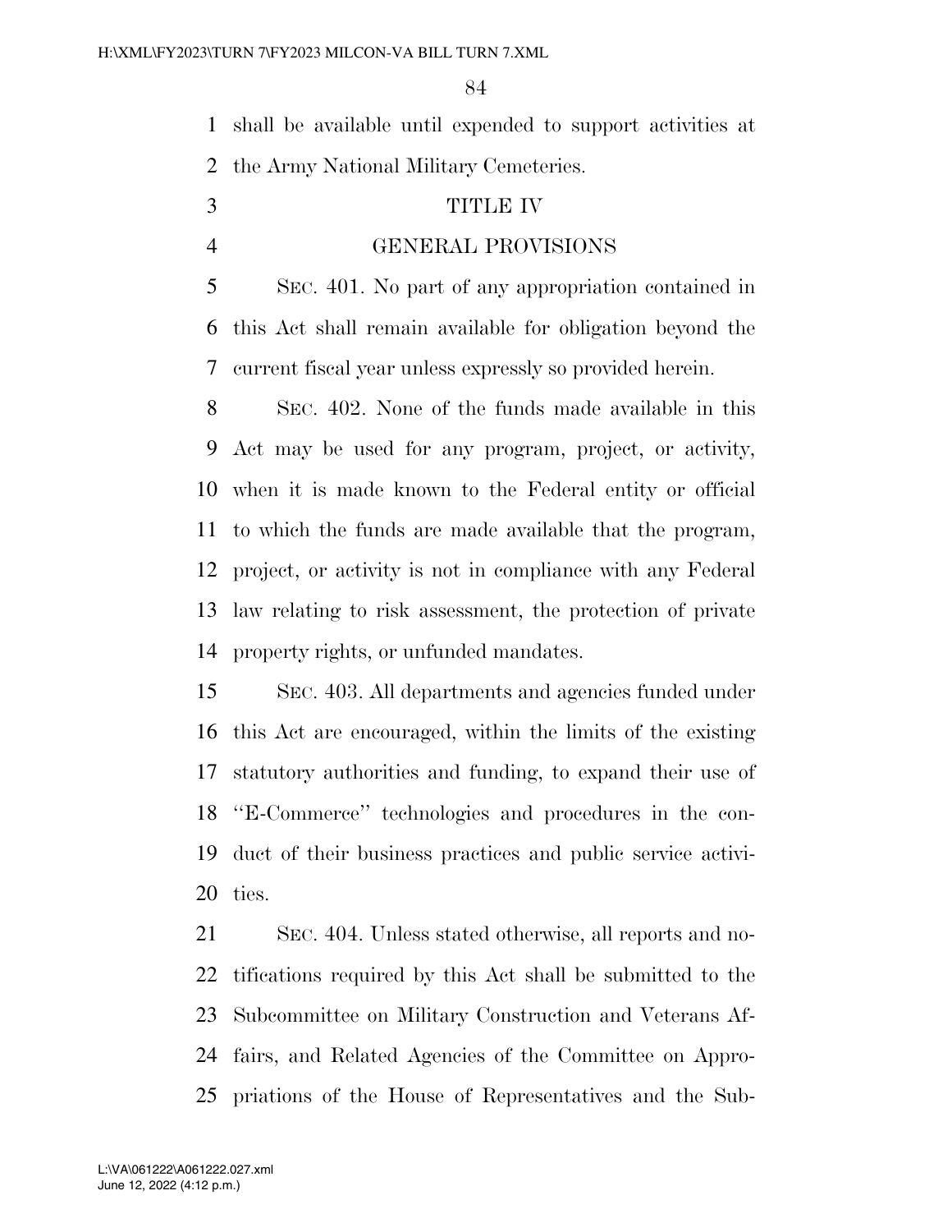shall be available until expended to support activities at the Army National Military Cemeteries.

## TITLE IV

## GENERAL PROVISIONS

SEC. 401. No part of any appropriation contained in this Act shall remain available for obligation beyond the current fiscal year unless expressly so provided herein.

SEC. 402. None of the funds made available in this Act may be used for any program, project, or activity, when it is made known to the Federal entity or official to which the funds are made available that the program, project, or activity is not in compliance with any Federal law relating to risk assessment, the protection of private property rights, or unfunded mandates.

SEC. 403. All departments and agencies funded under this Act are encouraged, within the limits of the existing statutory authorities and funding, to expand their use of "E-Commerce" technologies and procedures in the conduct of their business practices and public service activities.

SEC. 404. Unless stated otherwise, all reports and notifications required by this Act shall be submitted to the Subcommittee on Military Construction and Veterans Affairs, and Related Agencies of the Committee on Appropriations of the House of Representatives and the Sub-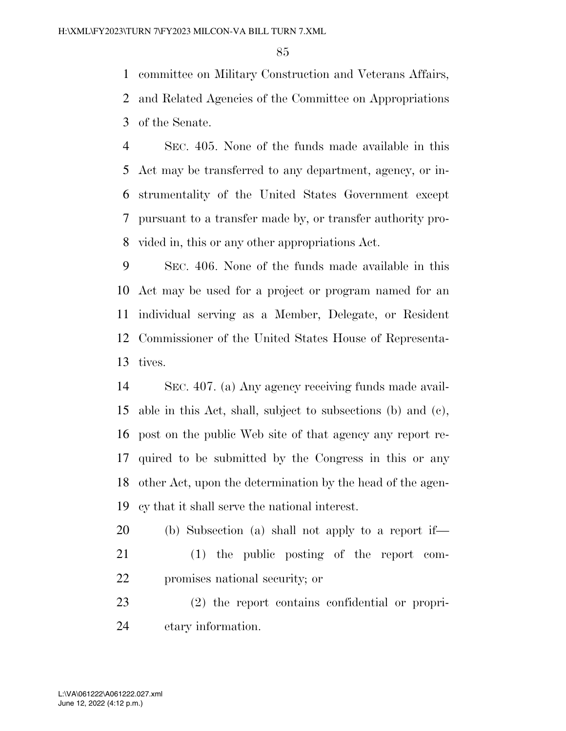committee on Military Construction and Veterans Affairs, and Related Agencies of the Committee on Appropriations of the Senate.

SEC. 405. None of the funds made available in this Act may be transferred to any department, agency, or instrumentality of the United States Government except pursuant to a transfer made by, or transfer authority provided in, this or any other appropriations Act.

SEC. 406. None of the funds made available in this Act may be used for a project or program named for an individual serving as a Member, Delegate, or Resident Commissioner of the United States House of Representatives.

SEC. 407. (a) Any agency receiving funds made available in this Act, shall, subject to subsections (b) and (c), post on the public Web site of that agency any report required to be submitted by the Congress in this or any other Act, upon the determination by the head of the agency that it shall serve the national interest.

(b) Subsection (a) shall not apply to a report if—

(1) the public posting of the report compromises national security; or

(2) the report contains confidential or proprietary information.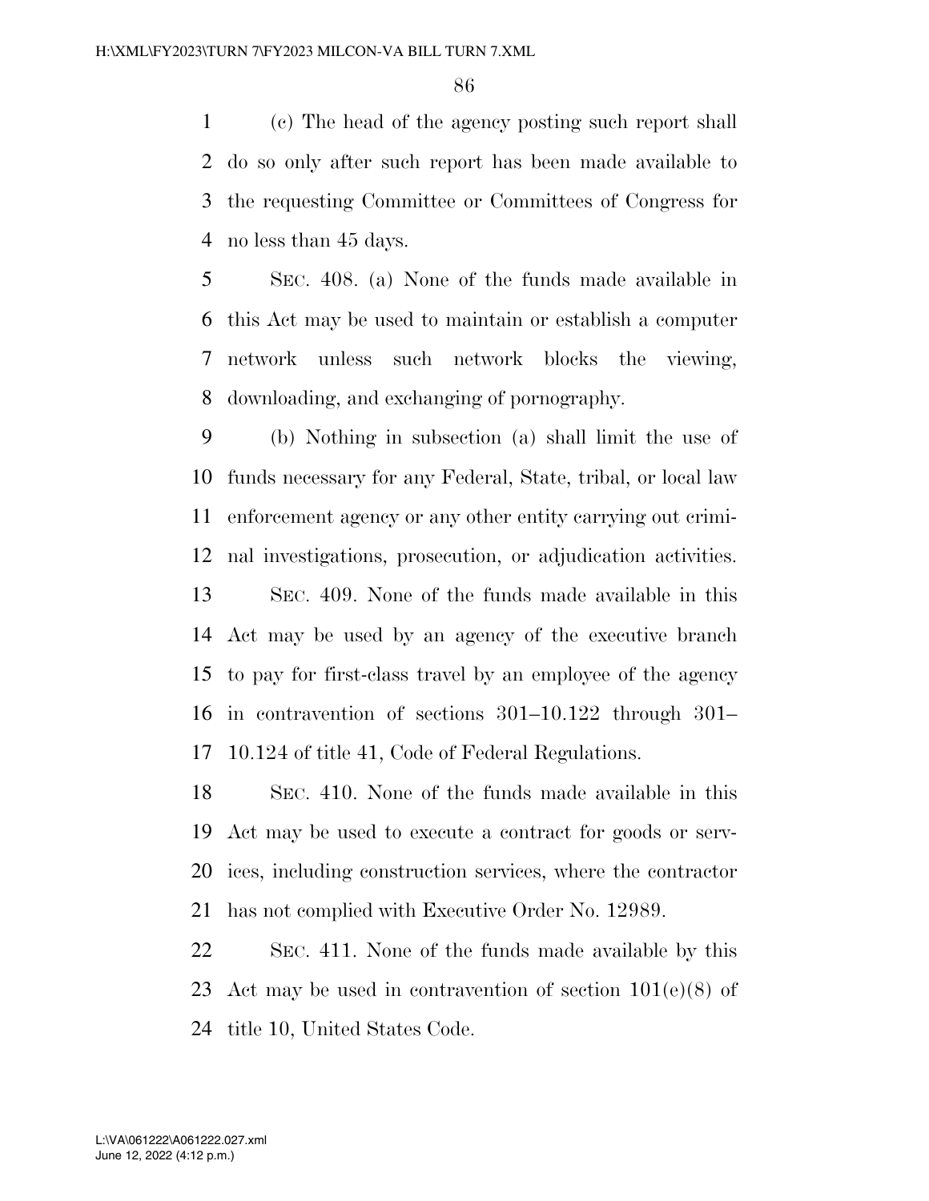(c) The head of the agency posting such report shall do so only after such report has been made available to the requesting Committee or Committees of Congress for no less than 45 days.

SEC. 408. (a) None of the funds made available in this Act may be used to maintain or establish a computer network unless such network blocks the viewing, downloading, and exchanging of pornography.

(b) Nothing in subsection (a) shall limit the use of funds necessary for any Federal, State, tribal, or local law enforcement agency or any other entity carrying out criminal investigations, prosecution, or adjudication activities.

SEC. 409. None of the funds made available in this Act may be used by an agency of the executive branch to pay for first-class travel by an employee of the agency in contravention of sections 301–10.122 through 301–10.124 of title 41, Code of Federal Regulations.

SEC. 410. None of the funds made available in this Act may be used to execute a contract for goods or services, including construction services, where the contractor has not complied with Executive Order No. 12989.

SEC. 411. None of the funds made available by this Act may be used in contravention of section 101(e)(8) of title 10, United States Code.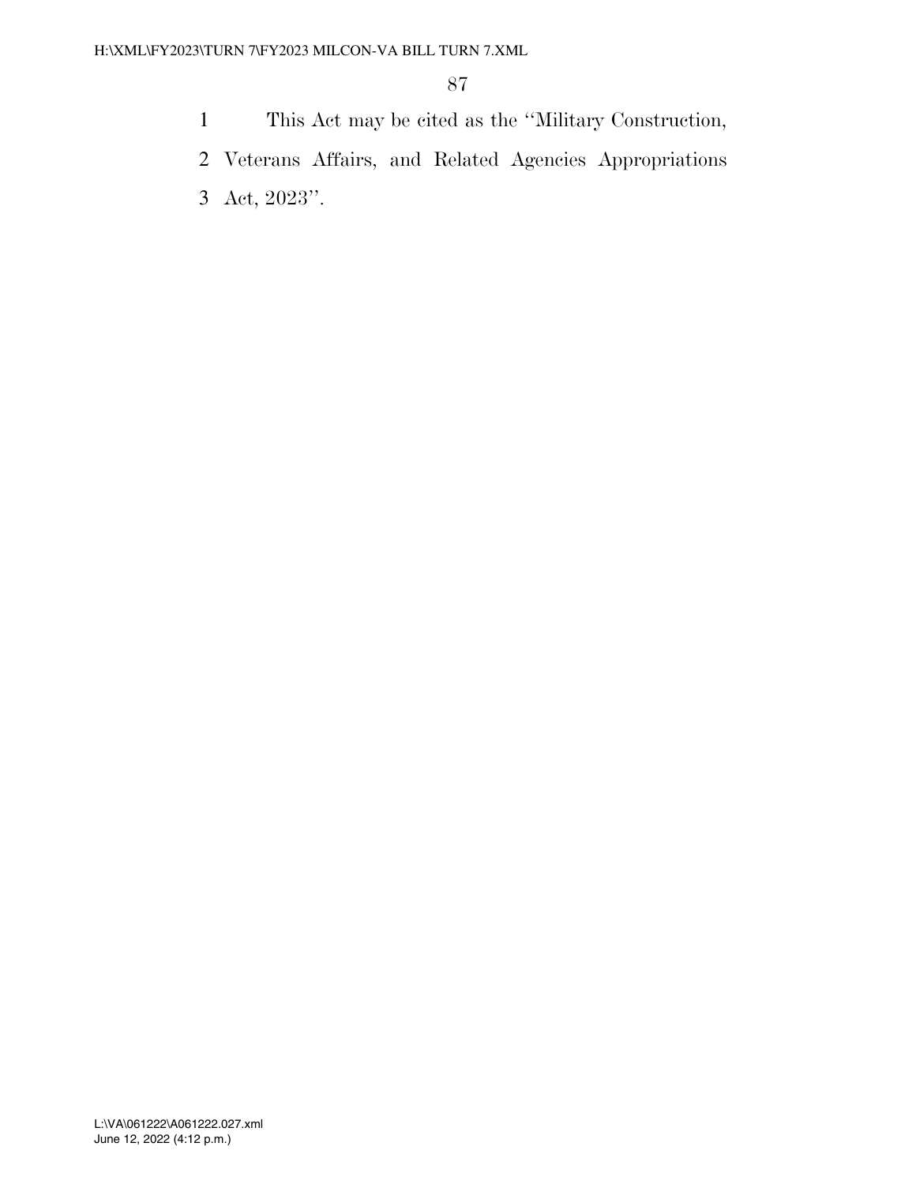This Act may be cited as the ''Military Construction, Veterans Affairs, and Related Agencies Appropriations Act, 2023''.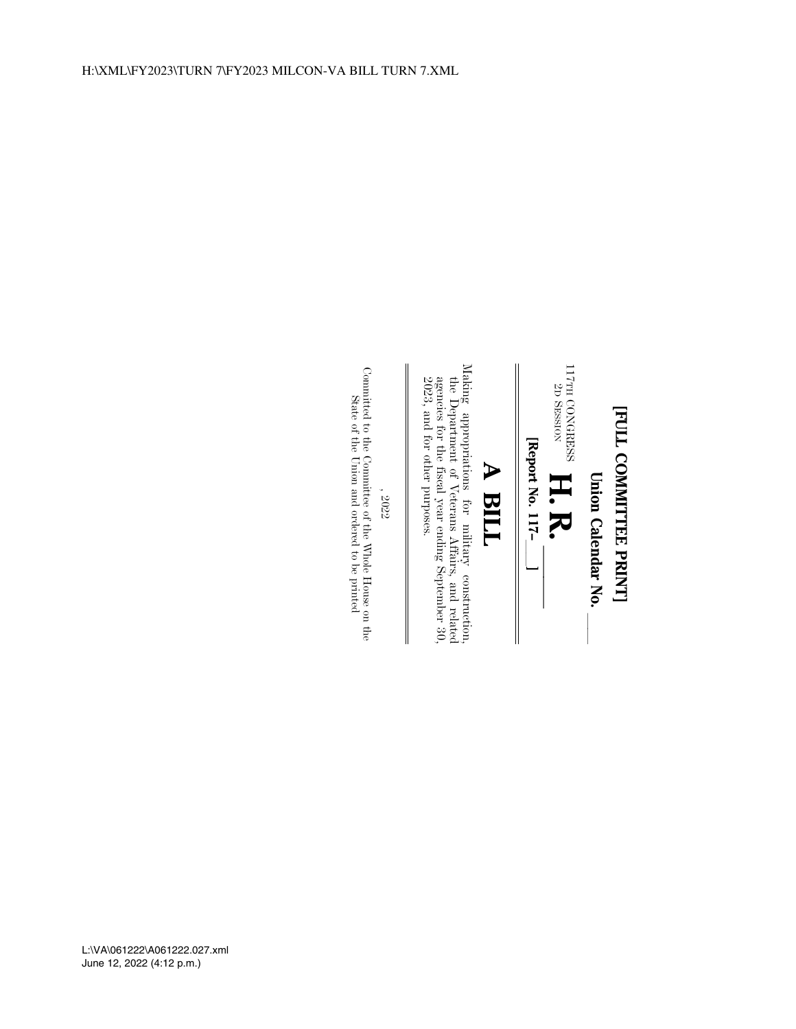**[FULL COMMITTEE PRINT]**

**Union Calendar No. \_\_\_\_**

117TH CONGRESS
2D SESSION

# H. R. \_\_\_\_\_\_

**[Report No. 117–\_\_\_]**

# A BILL

Making appropriations for military construction, the Department of Veterans Affairs, and related agencies for the fiscal year ending September 30, 2023, and for other purposes.

, 2022

Committed to the Committee of the Whole House on the State of the Union and ordered to be printed